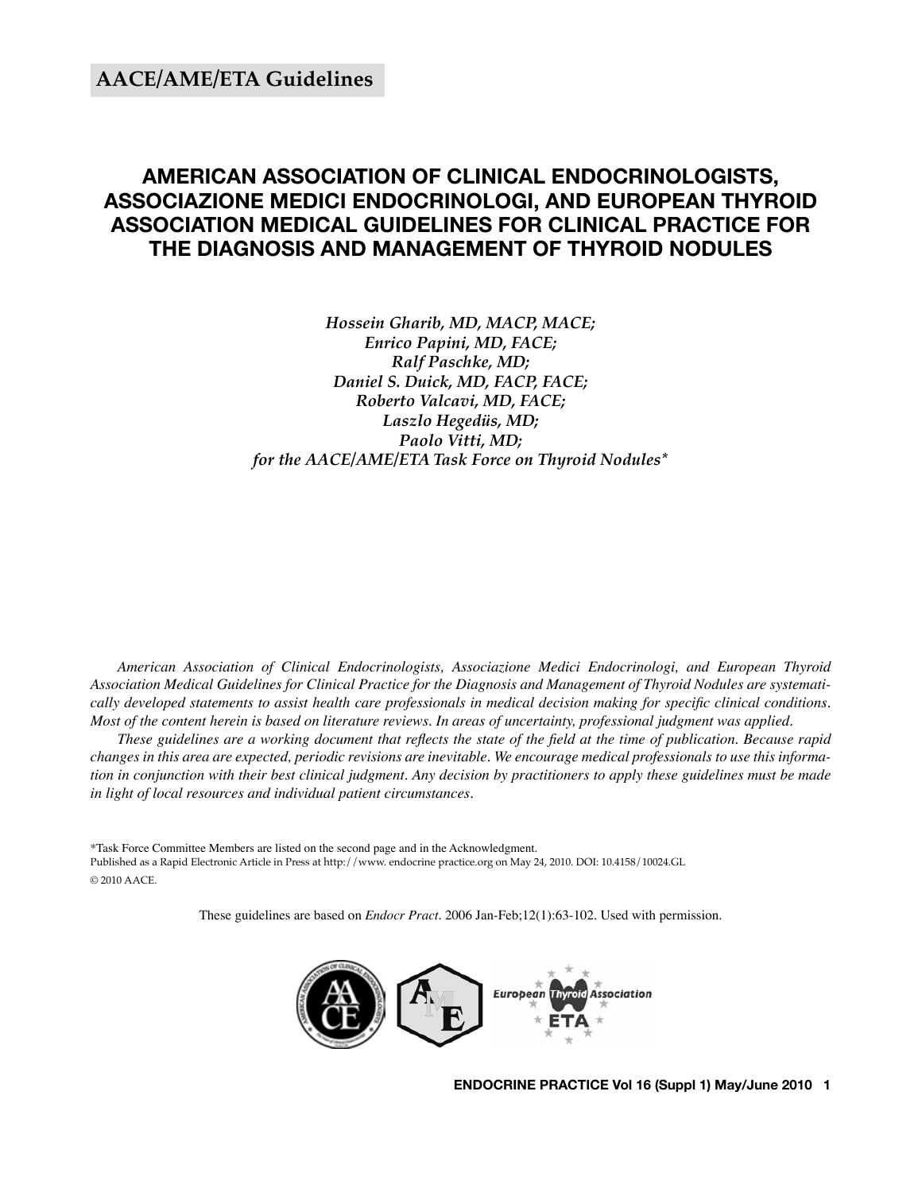**AACE/AME/ETA Guidelines**

# AMERICAN ASSOCIATION OF CLINICAL ENDOCRINOLOGISTS, ASSOCIAZIONE MEDICI ENDOCRINOLOGI, AND EUROPEAN THYROID ASSOCIATION MEDICAL GUIDELINES FOR CLINICAL PRACTICE FOR THE DIAGNOSIS AND MANAGEMENT OF THYROID NODULES

*Hossein Gharib, MD, MACP, MACE;*
*Enrico Papini, MD, FACE;*
*Ralf Paschke, MD;*
*Daniel S. Duick, MD, FACP, FACE;*
*Roberto Valcavi, MD, FACE;*
*Laszlo Hegedüs, MD;*
*Paolo Vitti, MD;*
*for the AACE/AME/ETA Task Force on Thyroid Nodules\**

*American Association of Clinical Endocrinologists, Associazione Medici Endocrinologi, and European Thyroid Association Medical Guidelines for Clinical Practice for the Diagnosis and Management of Thyroid Nodules are systematically developed statements to assist health care professionals in medical decision making for specific clinical conditions. Most of the content herein is based on literature reviews. In areas of uncertainty, professional judgment was applied.*

*These guidelines are a working document that reflects the state of the field at the time of publication. Because rapid changes in this area are expected, periodic revisions are inevitable. We encourage medical professionals to use this information in conjunction with their best clinical judgment. Any decision by practitioners to apply these guidelines must be made in light of local resources and individual patient circumstances.*

\*Task Force Committee Members are listed on the second page and in the Acknowledgment.
Published as a Rapid Electronic Article in Press at http://www.endocrine practice.org on May 24, 2010. DOI: 10.4158/10024.GL
© 2010 AACE.

These guidelines are based on *Endocr Pract*. 2006 Jan-Feb;12(1):63-102. Used with permission.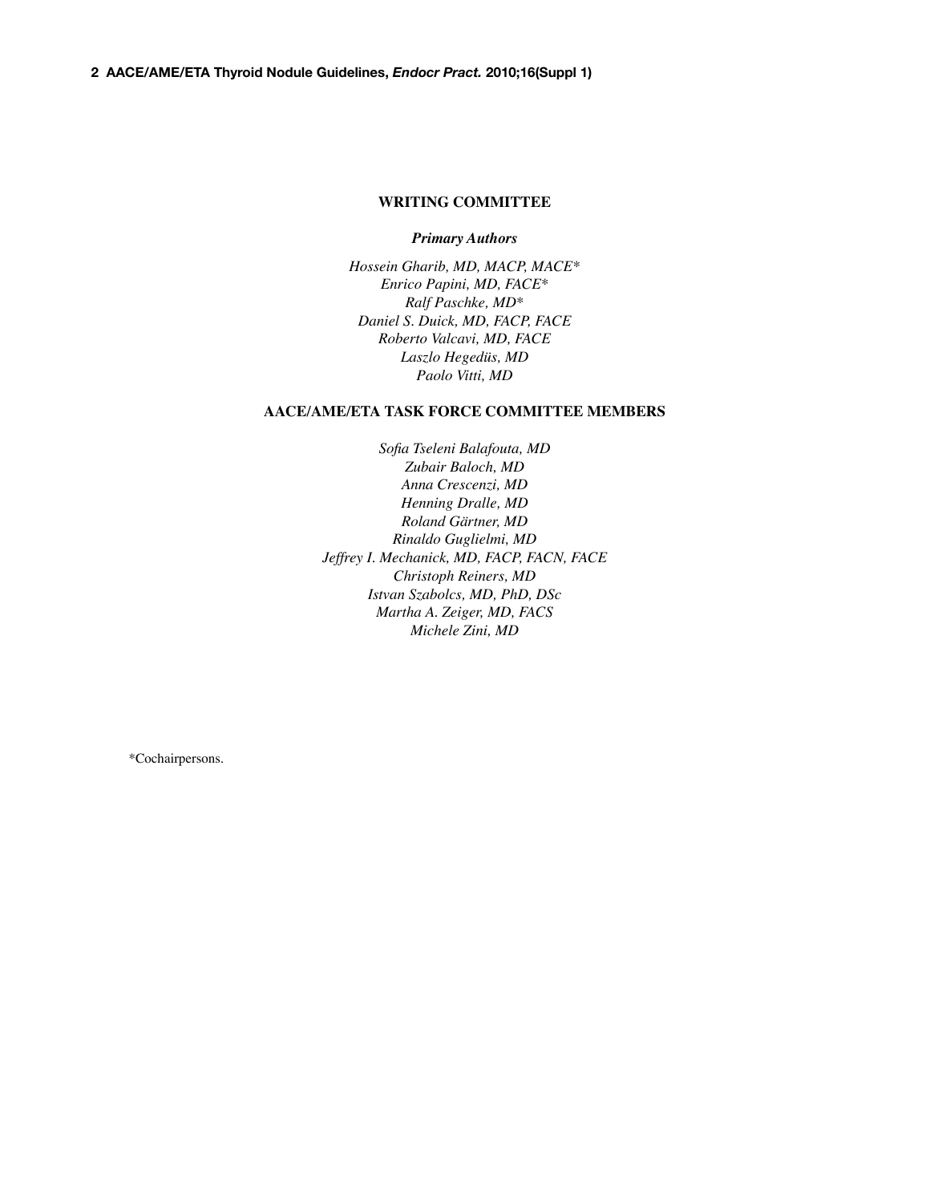## WRITING COMMITTEE

### *Primary Authors*

*Hossein Gharib, MD, MACP, MACE**
*Enrico Papini, MD, FACE**
*Ralf Paschke, MD**
*Daniel S. Duick, MD, FACP, FACE*
*Roberto Valcavi, MD, FACE*
*Laszlo Hegedüs, MD*
*Paolo Vitti, MD*

## AACE/AME/ETA TASK FORCE COMMITTEE MEMBERS

*Sofia Tseleni Balafouta, MD*
*Zubair Baloch, MD*
*Anna Crescenzi, MD*
*Henning Dralle, MD*
*Roland Gärtner, MD*
*Rinaldo Guglielmi, MD*
*Jeffrey I. Mechanick, MD, FACP, FACN, FACE*
*Christoph Reiners, MD*
*Istvan Szabolcs, MD, PhD, DSc*
*Martha A. Zeiger, MD, FACS*
*Michele Zini, MD*

*Cochairpersons.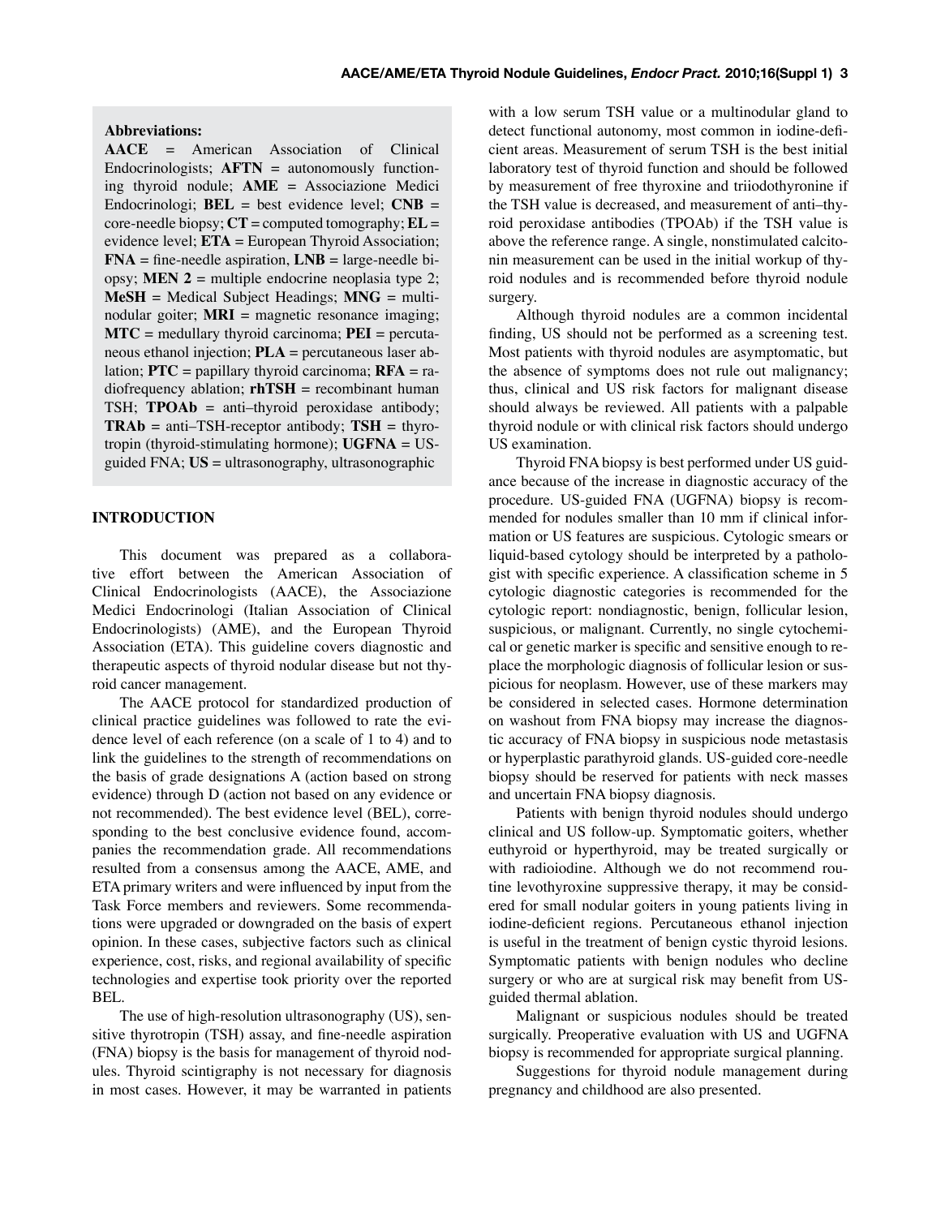**Abbreviations:**

**AACE** = American Association of Clinical Endocrinologists; **AFTN** = autonomously functioning thyroid nodule; **AME** = Associazione Medici Endocrinologi; **BEL** = best evidence level; **CNB** = core-needle biopsy; **CT** = computed tomography; **EL** = evidence level; **ETA** = European Thyroid Association; **FNA** = fine-needle aspiration, **LNB** = large-needle biopsy; **MEN 2** = multiple endocrine neoplasia type 2; **MeSH** = Medical Subject Headings; **MNG** = multinodular goiter; **MRI** = magnetic resonance imaging; **MTC** = medullary thyroid carcinoma; **PEI** = percutaneous ethanol injection; **PLA** = percutaneous laser ablation; **PTC** = papillary thyroid carcinoma; **RFA** = radiofrequency ablation; **rhTSH** = recombinant human TSH; **TPOAb** = anti–thyroid peroxidase antibody; **TRAb** = anti–TSH-receptor antibody; **TSH** = thyrotropin (thyroid-stimulating hormone); **UGFNA** = US-guided FNA; **US** = ultrasonography, ultrasonographic

## INTRODUCTION

This document was prepared as a collaborative effort between the American Association of Clinical Endocrinologists (AACE), the Associazione Medici Endocrinologi (Italian Association of Clinical Endocrinologists) (AME), and the European Thyroid Association (ETA). This guideline covers diagnostic and therapeutic aspects of thyroid nodular disease but not thyroid cancer management.

The AACE protocol for standardized production of clinical practice guidelines was followed to rate the evidence level of each reference (on a scale of 1 to 4) and to link the guidelines to the strength of recommendations on the basis of grade designations A (action based on strong evidence) through D (action not based on any evidence or not recommended). The best evidence level (BEL), corresponding to the best conclusive evidence found, accompanies the recommendation grade. All recommendations resulted from a consensus among the AACE, AME, and ETA primary writers and were influenced by input from the Task Force members and reviewers. Some recommendations were upgraded or downgraded on the basis of expert opinion. In these cases, subjective factors such as clinical experience, cost, risks, and regional availability of specific technologies and expertise took priority over the reported BEL.

The use of high-resolution ultrasonography (US), sensitive thyrotropin (TSH) assay, and fine-needle aspiration (FNA) biopsy is the basis for management of thyroid nodules. Thyroid scintigraphy is not necessary for diagnosis in most cases. However, it may be warranted in patients with a low serum TSH value or a multinodular gland to detect functional autonomy, most common in iodine-deficient areas. Measurement of serum TSH is the best initial laboratory test of thyroid function and should be followed by measurement of free thyroxine and triiodothyronine if the TSH value is decreased, and measurement of anti–thyroid peroxidase antibodies (TPOAb) if the TSH value is above the reference range. A single, nonstimulated calcitonin measurement can be used in the initial workup of thyroid nodules and is recommended before thyroid nodule surgery.

Although thyroid nodules are a common incidental finding, US should not be performed as a screening test. Most patients with thyroid nodules are asymptomatic, but the absence of symptoms does not rule out malignancy; thus, clinical and US risk factors for malignant disease should always be reviewed. All patients with a palpable thyroid nodule or with clinical risk factors should undergo US examination.

Thyroid FNA biopsy is best performed under US guidance because of the increase in diagnostic accuracy of the procedure. US-guided FNA (UGFNA) biopsy is recommended for nodules smaller than 10 mm if clinical information or US features are suspicious. Cytologic smears or liquid-based cytology should be interpreted by a pathologist with specific experience. A classification scheme in 5 cytologic diagnostic categories is recommended for the cytologic report: nondiagnostic, benign, follicular lesion, suspicious, or malignant. Currently, no single cytochemical or genetic marker is specific and sensitive enough to replace the morphologic diagnosis of follicular lesion or suspicious for neoplasm. However, use of these markers may be considered in selected cases. Hormone determination on washout from FNA biopsy may increase the diagnostic accuracy of FNA biopsy in suspicious node metastasis or hyperplastic parathyroid glands. US-guided core-needle biopsy should be reserved for patients with neck masses and uncertain FNA biopsy diagnosis.

Patients with benign thyroid nodules should undergo clinical and US follow-up. Symptomatic goiters, whether euthyroid or hyperthyroid, may be treated surgically or with radioiodine. Although we do not recommend routine levothyroxine suppressive therapy, it may be considered for small nodular goiters in young patients living in iodine-deficient regions. Percutaneous ethanol injection is useful in the treatment of benign cystic thyroid lesions. Symptomatic patients with benign nodules who decline surgery or who are at surgical risk may benefit from US-guided thermal ablation.

Malignant or suspicious nodules should be treated surgically. Preoperative evaluation with US and UGFNA biopsy is recommended for appropriate surgical planning.

Suggestions for thyroid nodule management during pregnancy and childhood are also presented.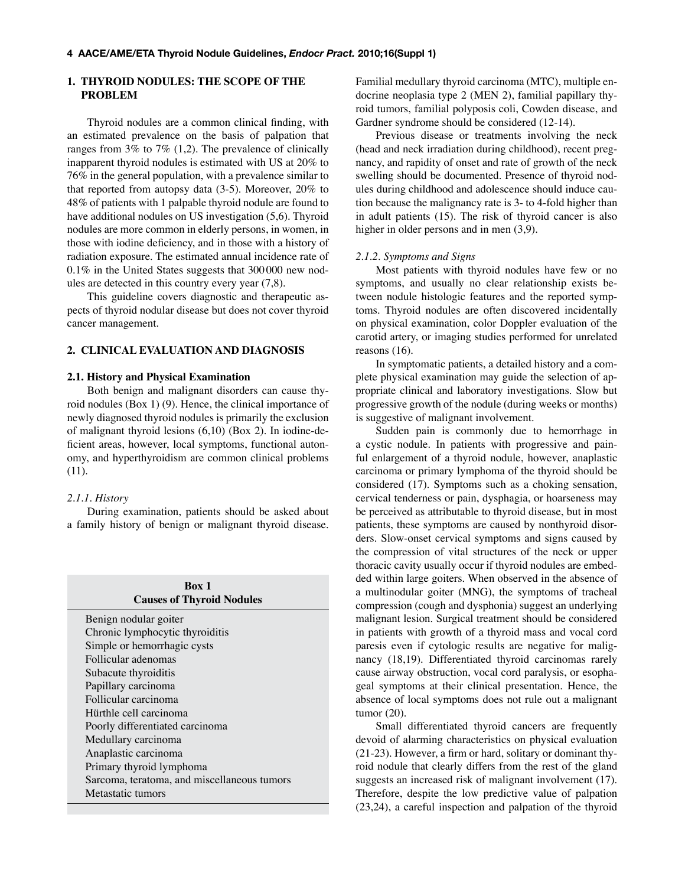## 1. THYROID NODULES: THE SCOPE OF THE PROBLEM

Thyroid nodules are a common clinical finding, with an estimated prevalence on the basis of palpation that ranges from 3% to 7% (1,2). The prevalence of clinically inapparent thyroid nodules is estimated with US at 20% to 76% in the general population, with a prevalence similar to that reported from autopsy data (3-5). Moreover, 20% to 48% of patients with 1 palpable thyroid nodule are found to have additional nodules on US investigation (5,6). Thyroid nodules are more common in elderly persons, in women, in those with iodine deficiency, and in those with a history of radiation exposure. The estimated annual incidence rate of 0.1% in the United States suggests that 300 000 new nodules are detected in this country every year (7,8).

This guideline covers diagnostic and therapeutic aspects of thyroid nodular disease but does not cover thyroid cancer management.

## 2. CLINICAL EVALUATION AND DIAGNOSIS

### 2.1. History and Physical Examination

Both benign and malignant disorders can cause thyroid nodules (Box 1) (9). Hence, the clinical importance of newly diagnosed thyroid nodules is primarily the exclusion of malignant thyroid lesions (6,10) (Box 2). In iodine-deficient areas, however, local symptoms, functional autonomy, and hyperthyroidism are common clinical problems (11).

#### *2.1.1. History*

During examination, patients should be asked about a family history of benign or malignant thyroid disease. Familial medullary thyroid carcinoma (MTC), multiple endocrine neoplasia type 2 (MEN 2), familial papillary thyroid tumors, familial polyposis coli, Cowden disease, and Gardner syndrome should be considered (12-14).

Previous disease or treatments involving the neck (head and neck irradiation during childhood), recent pregnancy, and rapidity of onset and rate of growth of the neck swelling should be documented. Presence of thyroid nodules during childhood and adolescence should induce caution because the malignancy rate is 3- to 4-fold higher than in adult patients (15). The risk of thyroid cancer is also higher in older persons and in men (3,9).

#### *2.1.2. Symptoms and Signs*

Most patients with thyroid nodules have few or no symptoms, and usually no clear relationship exists between nodule histologic features and the reported symptoms. Thyroid nodules are often discovered incidentally on physical examination, color Doppler evaluation of the carotid artery, or imaging studies performed for unrelated reasons (16).

In symptomatic patients, a detailed history and a complete physical examination may guide the selection of appropriate clinical and laboratory investigations. Slow but progressive growth of the nodule (during weeks or months) is suggestive of malignant involvement.

Sudden pain is commonly due to hemorrhage in a cystic nodule. In patients with progressive and painful enlargement of a thyroid nodule, however, anaplastic carcinoma or primary lymphoma of the thyroid should be considered (17). Symptoms such as a choking sensation, cervical tenderness or pain, dysphagia, or hoarseness may be perceived as attributable to thyroid disease, but in most patients, these symptoms are caused by nonthyroid disorders. Slow-onset cervical symptoms and signs caused by the compression of vital structures of the neck or upper thoracic cavity usually occur if thyroid nodules are embedded within large goiters. When observed in the absence of a multinodular goiter (MNG), the symptoms of tracheal compression (cough and dysphonia) suggest an underlying malignant lesion. Surgical treatment should be considered in patients with growth of a thyroid mass and vocal cord paresis even if cytologic results are negative for malignancy (18,19). Differentiated thyroid carcinomas rarely cause airway obstruction, vocal cord paralysis, or esophageal symptoms at their clinical presentation. Hence, the absence of local symptoms does not rule out a malignant tumor (20).

Small differentiated thyroid cancers are frequently devoid of alarming characteristics on physical evaluation (21-23). However, a firm or hard, solitary or dominant thyroid nodule that clearly differs from the rest of the gland suggests an increased risk of malignant involvement (17). Therefore, despite the low predictive value of palpation (23,24), a careful inspection and palpation of the thyroid

**Box 1**
**Causes of Thyroid Nodules**

- Benign nodular goiter
- Chronic lymphocytic thyroiditis
- Simple or hemorrhagic cysts
- Follicular adenomas
- Subacute thyroiditis
- Papillary carcinoma
- Follicular carcinoma
- Hürthle cell carcinoma
- Poorly differentiated carcinoma
- Medullary carcinoma
- Anaplastic carcinoma
- Primary thyroid lymphoma
- Sarcoma, teratoma, and miscellaneous tumors
- Metastatic tumors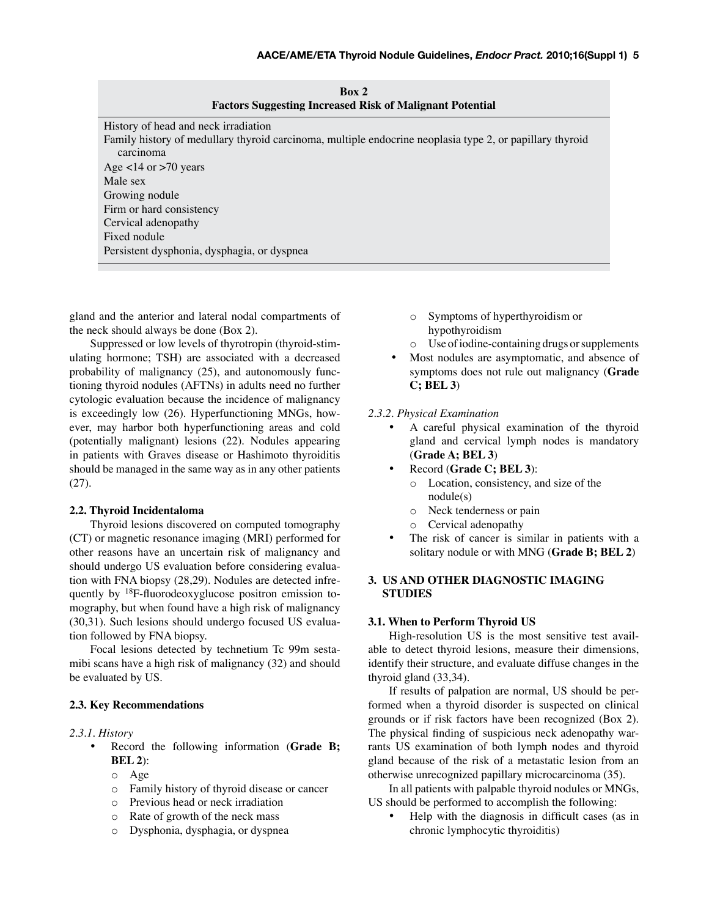**Box 2**
**Factors Suggesting Increased Risk of Malignant Potential**

History of head and neck irradiation
Family history of medullary thyroid carcinoma, multiple endocrine neoplasia type 2, or papillary thyroid carcinoma
Age <14 or >70 years
Male sex
Growing nodule
Firm or hard consistency
Cervical adenopathy
Fixed nodule
Persistent dysphonia, dysphagia, or dyspnea

gland and the anterior and lateral nodal compartments of the neck should always be done (Box 2).

Suppressed or low levels of thyrotropin (thyroid-stimulating hormone; TSH) are associated with a decreased probability of malignancy (25), and autonomously functioning thyroid nodules (AFTNs) in adults need no further cytologic evaluation because the incidence of malignancy is exceedingly low (26). Hyperfunctioning MNGs, however, may harbor both hyperfunctioning areas and cold (potentially malignant) lesions (22). Nodules appearing in patients with Graves disease or Hashimoto thyroiditis should be managed in the same way as in any other patients (27).

### 2.2. Thyroid Incidentaloma

Thyroid lesions discovered on computed tomography (CT) or magnetic resonance imaging (MRI) performed for other reasons have an uncertain risk of malignancy and should undergo US evaluation before considering evaluation with FNA biopsy (28,29). Nodules are detected infrequently by $^{18}$F-fluorodeoxyglucose positron emission tomography, but when found have a high risk of malignancy (30,31). Such lesions should undergo focused US evaluation followed by FNA biopsy.

Focal lesions detected by technetium Tc 99m sestamibi scans have a high risk of malignancy (32) and should be evaluated by US.

### 2.3. Key Recommendations

*2.3.1. History*

- Record the following information (**Grade B; BEL 2**):
  - Age
  - Family history of thyroid disease or cancer
  - Previous head or neck irradiation
  - Rate of growth of the neck mass
  - Dysphonia, dysphagia, or dyspnea
  - Symptoms of hyperthyroidism or hypothyroidism
  - Use of iodine-containing drugs or supplements
- Most nodules are asymptomatic, and absence of symptoms does not rule out malignancy (**Grade C; BEL 3**)

*2.3.2. Physical Examination*

- A careful physical examination of the thyroid gland and cervical lymph nodes is mandatory (**Grade A; BEL 3**)
- Record (**Grade C; BEL 3**):
  - Location, consistency, and size of the nodule(s)
  - Neck tenderness or pain
  - Cervical adenopathy
- The risk of cancer is similar in patients with a solitary nodule or with MNG (**Grade B; BEL 2**)

## 3. US AND OTHER DIAGNOSTIC IMAGING STUDIES

### 3.1. When to Perform Thyroid US

High-resolution US is the most sensitive test available to detect thyroid lesions, measure their dimensions, identify their structure, and evaluate diffuse changes in the thyroid gland (33,34).

If results of palpation are normal, US should be performed when a thyroid disorder is suspected on clinical grounds or if risk factors have been recognized (Box 2). The physical finding of suspicious neck adenopathy warrants US examination of both lymph nodes and thyroid gland because of the risk of a metastatic lesion from an otherwise unrecognized papillary microcarcinoma (35).

In all patients with palpable thyroid nodules or MNGs, US should be performed to accomplish the following:

- Help with the diagnosis in difficult cases (as in chronic lymphocytic thyroiditis)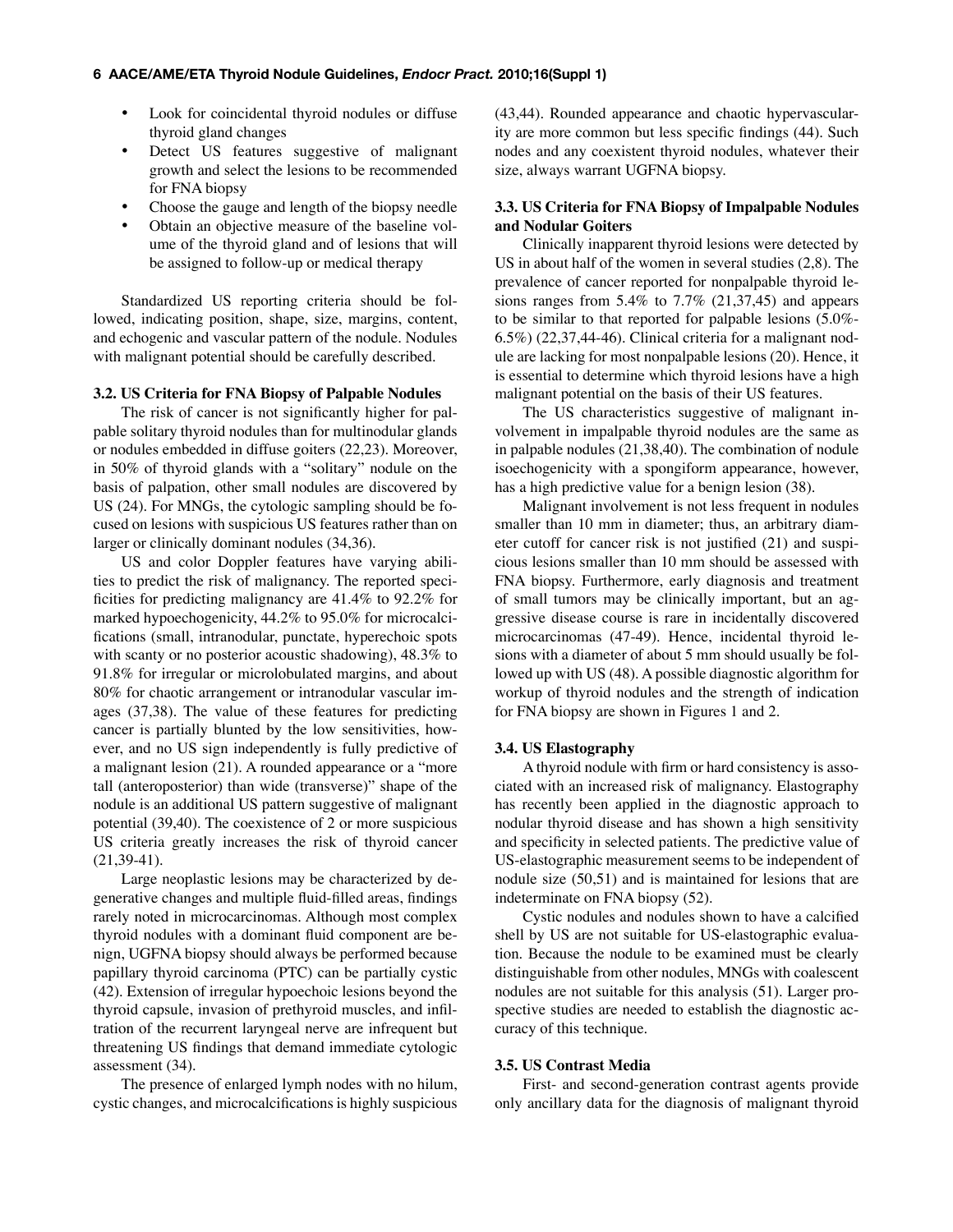- Look for coincidental thyroid nodules or diffuse thyroid gland changes
- Detect US features suggestive of malignant growth and select the lesions to be recommended for FNA biopsy
- Choose the gauge and length of the biopsy needle
- Obtain an objective measure of the baseline volume of the thyroid gland and of lesions that will be assigned to follow-up or medical therapy

Standardized US reporting criteria should be followed, indicating position, shape, size, margins, content, and echogenic and vascular pattern of the nodule. Nodules with malignant potential should be carefully described.

### 3.2. US Criteria for FNA Biopsy of Palpable Nodules

The risk of cancer is not significantly higher for palpable solitary thyroid nodules than for multinodular glands or nodules embedded in diffuse goiters (22,23). Moreover, in 50% of thyroid glands with a "solitary" nodule on the basis of palpation, other small nodules are discovered by US (24). For MNGs, the cytologic sampling should be focused on lesions with suspicious US features rather than on larger or clinically dominant nodules (34,36).

US and color Doppler features have varying abilities to predict the risk of malignancy. The reported specificities for predicting malignancy are 41.4% to 92.2% for marked hypoechogenicity, 44.2% to 95.0% for microcalcifications (small, intranodular, punctate, hyperechoic spots with scanty or no posterior acoustic shadowing), 48.3% to 91.8% for irregular or microlobulated margins, and about 80% for chaotic arrangement or intranodular vascular images (37,38). The value of these features for predicting cancer is partially blunted by the low sensitivities, however, and no US sign independently is fully predictive of a malignant lesion (21). A rounded appearance or a "more tall (anteroposterior) than wide (transverse)" shape of the nodule is an additional US pattern suggestive of malignant potential (39,40). The coexistence of 2 or more suspicious US criteria greatly increases the risk of thyroid cancer (21,39-41).

Large neoplastic lesions may be characterized by degenerative changes and multiple fluid-filled areas, findings rarely noted in microcarcinomas. Although most complex thyroid nodules with a dominant fluid component are benign, UGFNA biopsy should always be performed because papillary thyroid carcinoma (PTC) can be partially cystic (42). Extension of irregular hypoechoic lesions beyond the thyroid capsule, invasion of prethyroid muscles, and infiltration of the recurrent laryngeal nerve are infrequent but threatening US findings that demand immediate cytologic assessment (34).

The presence of enlarged lymph nodes with no hilum, cystic changes, and microcalcifications is highly suspicious (43,44). Rounded appearance and chaotic hypervascularity are more common but less specific findings (44). Such nodes and any coexistent thyroid nodules, whatever their size, always warrant UGFNA biopsy.

### 3.3. US Criteria for FNA Biopsy of Impalpable Nodules and Nodular Goiters

Clinically inapparent thyroid lesions were detected by US in about half of the women in several studies (2,8). The prevalence of cancer reported for nonpalpable thyroid lesions ranges from 5.4% to 7.7% (21,37,45) and appears to be similar to that reported for palpable lesions (5.0%-6.5%) (22,37,44-46). Clinical criteria for a malignant nodule are lacking for most nonpalpable lesions (20). Hence, it is essential to determine which thyroid lesions have a high malignant potential on the basis of their US features.

The US characteristics suggestive of malignant involvement in impalpable thyroid nodules are the same as in palpable nodules (21,38,40). The combination of nodule isoechogenicity with a spongiform appearance, however, has a high predictive value for a benign lesion (38).

Malignant involvement is not less frequent in nodules smaller than 10 mm in diameter; thus, an arbitrary diameter cutoff for cancer risk is not justified (21) and suspicious lesions smaller than 10 mm should be assessed with FNA biopsy. Furthermore, early diagnosis and treatment of small tumors may be clinically important, but an aggressive disease course is rare in incidentally discovered microcarcinomas (47-49). Hence, incidental thyroid lesions with a diameter of about 5 mm should usually be followed up with US (48). A possible diagnostic algorithm for workup of thyroid nodules and the strength of indication for FNA biopsy are shown in Figures 1 and 2.

### 3.4. US Elastography

A thyroid nodule with firm or hard consistency is associated with an increased risk of malignancy. Elastography has recently been applied in the diagnostic approach to nodular thyroid disease and has shown a high sensitivity and specificity in selected patients. The predictive value of US-elastographic measurement seems to be independent of nodule size (50,51) and is maintained for lesions that are indeterminate on FNA biopsy (52).

Cystic nodules and nodules shown to have a calcified shell by US are not suitable for US-elastographic evaluation. Because the nodule to be examined must be clearly distinguishable from other nodules, MNGs with coalescent nodules are not suitable for this analysis (51). Larger prospective studies are needed to establish the diagnostic accuracy of this technique.

### 3.5. US Contrast Media

First- and second-generation contrast agents provide only ancillary data for the diagnosis of malignant thyroid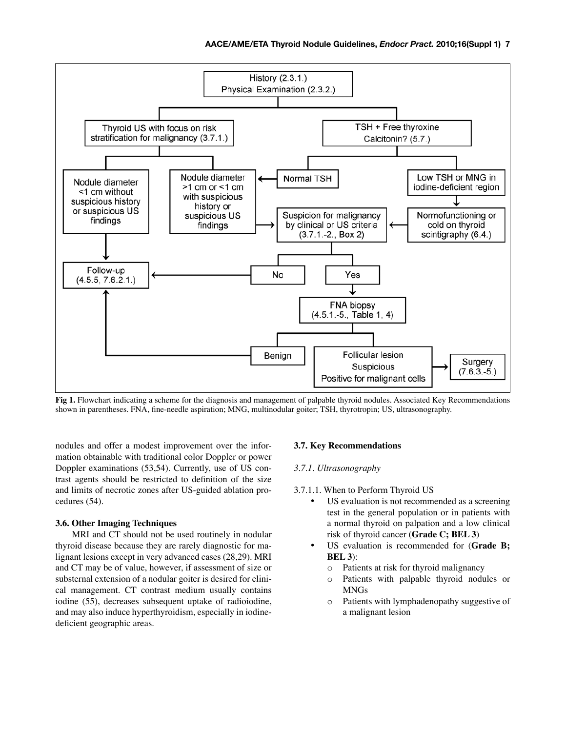History (2.3.1.)
Physical Examination (2.3.2.)

Thyroid US with focus on risk stratification for malignancy (3.7.1.)

TSH + Free thyroxine
Calcitonin? (5.7.)

Nodule diameter <1 cm without suspicious history or suspicious US findings

Nodule diameter >1 cm or <1 cm with suspicious history or suspicious US findings

Normal TSH

Low TSH or MNG in iodine-deficient region

Suspicion for malignancy by clinical or US criteria (3.7.1.-2., Box 2)

Normofunctioning or cold on thyroid scintigraphy (6.4.)

Follow-up (4.5.5, 7.6.2.1.)

No

Yes

FNA biopsy (4.5.1.-5., Table 1, 4)

Benign

Follicular lesion
Suspicious
Positive for malignant cells

Surgery (7.6.3.-5.)

**Fig 1.** Flowchart indicating a scheme for the diagnosis and management of palpable thyroid nodules. Associated Key Recommendations shown in parentheses. FNA, fine-needle aspiration; MNG, multinodular goiter; TSH, thyrotropin; US, ultrasonography.

nodules and offer a modest improvement over the information obtainable with traditional color Doppler or power Doppler examinations (53,54). Currently, use of US contrast agents should be restricted to definition of the size and limits of necrotic zones after US-guided ablation procedures (54).

### 3.6. Other Imaging Techniques

MRI and CT should not be used routinely in nodular thyroid disease because they are rarely diagnostic for malignant lesions except in very advanced cases (28,29). MRI and CT may be of value, however, if assessment of size or substernal extension of a nodular goiter is desired for clinical management. CT contrast medium usually contains iodine (55), decreases subsequent uptake of radioiodine, and may also induce hyperthyroidism, especially in iodine-deficient geographic areas.

### 3.7. Key Recommendations

*3.7.1. Ultrasonography*

3.7.1.1. When to Perform Thyroid US

- US evaluation is not recommended as a screening test in the general population or in patients with a normal thyroid on palpation and a low clinical risk of thyroid cancer (**Grade C; BEL 3**)
- US evaluation is recommended for (**Grade B; BEL 3**):
  - Patients at risk for thyroid malignancy
  - Patients with palpable thyroid nodules or MNGs
  - Patients with lymphadenopathy suggestive of a malignant lesion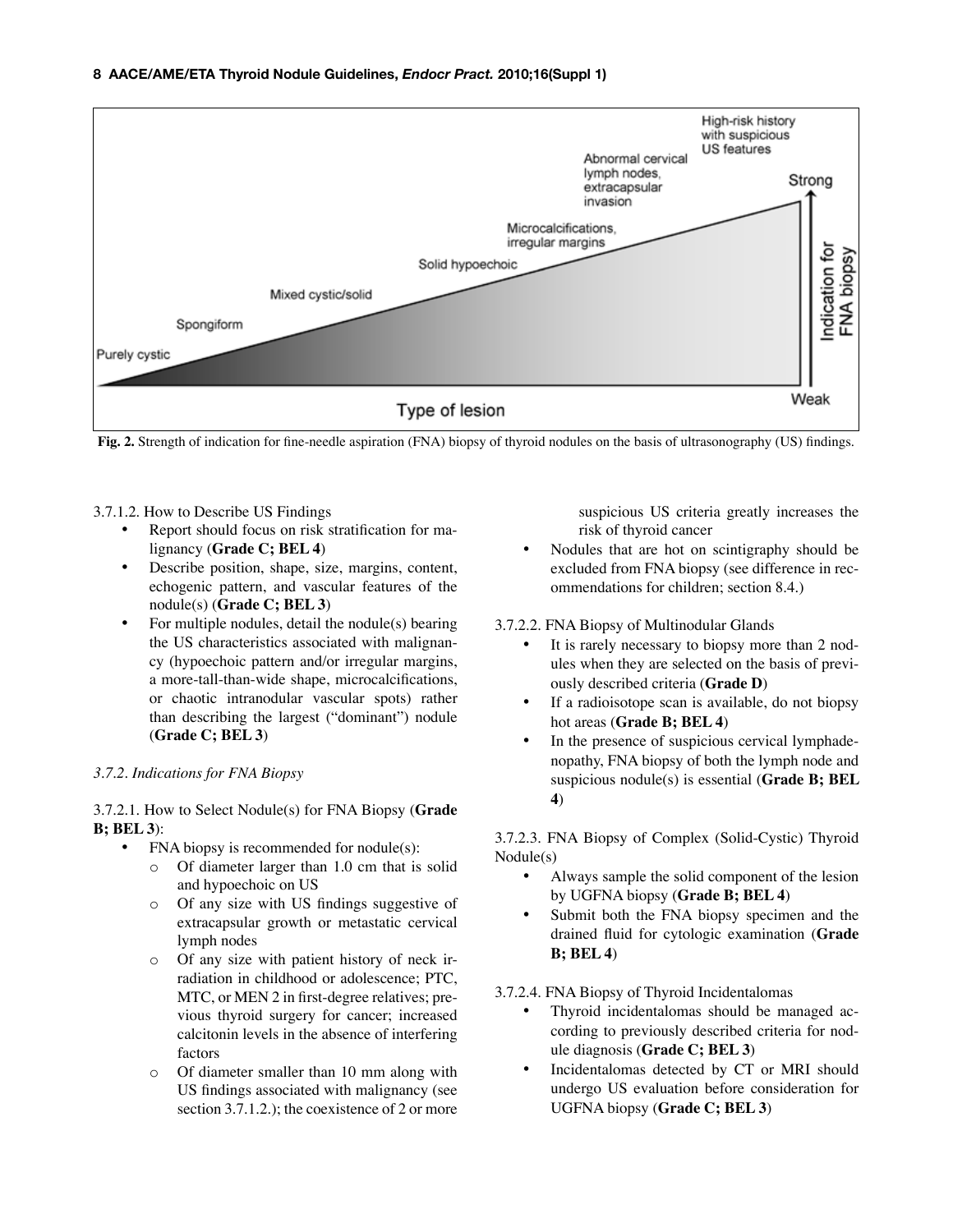Fig. 2. Strength of indication for fine-needle aspiration (FNA) biopsy of thyroid nodules on the basis of ultrasonography (US) findings.

3.7.1.2. How to Describe US Findings

- Report should focus on risk stratification for malignancy (**Grade C; BEL 4**)
- Describe position, shape, size, margins, content, echogenic pattern, and vascular features of the nodule(s) (**Grade C; BEL 3**)
- For multiple nodules, detail the nodule(s) bearing the US characteristics associated with malignancy (hypoechoic pattern and/or irregular margins, a more-tall-than-wide shape, microcalcifications, or chaotic intranodular vascular spots) rather than describing the largest ("dominant") nodule (**Grade C; BEL 3**)

*3.7.2. Indications for FNA Biopsy*

3.7.2.1. How to Select Nodule(s) for FNA Biopsy (**Grade B; BEL 3**):

- FNA biopsy is recommended for nodule(s):
  - Of diameter larger than 1.0 cm that is solid and hypoechoic on US
  - Of any size with US findings suggestive of extracapsular growth or metastatic cervical lymph nodes
  - Of any size with patient history of neck irradiation in childhood or adolescence; PTC, MTC, or MEN 2 in first-degree relatives; previous thyroid surgery for cancer; increased calcitonin levels in the absence of interfering factors
  - Of diameter smaller than 10 mm along with US findings associated with malignancy (see section 3.7.1.2.); the coexistence of 2 or more suspicious US criteria greatly increases the risk of thyroid cancer
- Nodules that are hot on scintigraphy should be excluded from FNA biopsy (see difference in recommendations for children; section 8.4.)

3.7.2.2. FNA Biopsy of Multinodular Glands

- It is rarely necessary to biopsy more than 2 nodules when they are selected on the basis of previously described criteria (**Grade D**)
- If a radioisotope scan is available, do not biopsy hot areas (**Grade B; BEL 4**)
- In the presence of suspicious cervical lymphadenopathy, FNA biopsy of both the lymph node and suspicious nodule(s) is essential (**Grade B; BEL 4**)

3.7.2.3. FNA Biopsy of Complex (Solid-Cystic) Thyroid Nodule(s)

- Always sample the solid component of the lesion by UGFNA biopsy (**Grade B; BEL 4**)
- Submit both the FNA biopsy specimen and the drained fluid for cytologic examination (**Grade B; BEL 4**)

3.7.2.4. FNA Biopsy of Thyroid Incidentalomas

- Thyroid incidentalomas should be managed according to previously described criteria for nodule diagnosis (**Grade C; BEL 3**)
- Incidentalomas detected by CT or MRI should undergo US evaluation before consideration for UGFNA biopsy (**Grade C; BEL 3**)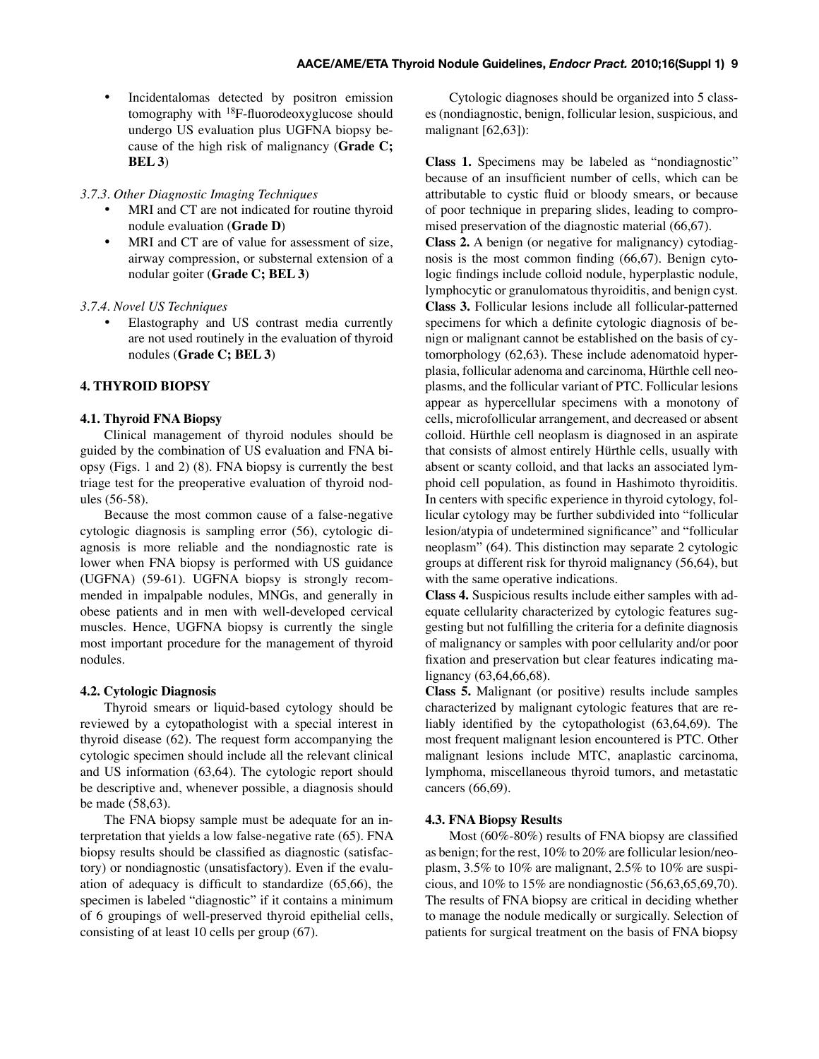- Incidentalomas detected by positron emission tomography with $^{18}$F-fluorodeoxyglucose should undergo US evaluation plus UGFNA biopsy because of the high risk of malignancy (**Grade C; BEL 3**)

*3.7.3. Other Diagnostic Imaging Techniques*

- MRI and CT are not indicated for routine thyroid nodule evaluation (**Grade D**)
- MRI and CT are of value for assessment of size, airway compression, or substernal extension of a nodular goiter (**Grade C; BEL 3**)

*3.7.4. Novel US Techniques*

- Elastography and US contrast media currently are not used routinely in the evaluation of thyroid nodules (**Grade C; BEL 3**)

## 4. THYROID BIOPSY

### 4.1. Thyroid FNA Biopsy

Clinical management of thyroid nodules should be guided by the combination of US evaluation and FNA biopsy (Figs. 1 and 2) (8). FNA biopsy is currently the best triage test for the preoperative evaluation of thyroid nodules (56-58).

Because the most common cause of a false-negative cytologic diagnosis is sampling error (56), cytologic diagnosis is more reliable and the nondiagnostic rate is lower when FNA biopsy is performed with US guidance (UGFNA) (59-61). UGFNA biopsy is strongly recommended in impalpable nodules, MNGs, and generally in obese patients and in men with well-developed cervical muscles. Hence, UGFNA biopsy is currently the single most important procedure for the management of thyroid nodules.

### 4.2. Cytologic Diagnosis

Thyroid smears or liquid-based cytology should be reviewed by a cytopathologist with a special interest in thyroid disease (62). The request form accompanying the cytologic specimen should include all the relevant clinical and US information (63,64). The cytologic report should be descriptive and, whenever possible, a diagnosis should be made (58,63).

The FNA biopsy sample must be adequate for an interpretation that yields a low false-negative rate (65). FNA biopsy results should be classified as diagnostic (satisfactory) or nondiagnostic (unsatisfactory). Even if the evaluation of adequacy is difficult to standardize (65,66), the specimen is labeled "diagnostic" if it contains a minimum of 6 groupings of well-preserved thyroid epithelial cells, consisting of at least 10 cells per group (67).

Cytologic diagnoses should be organized into 5 classes (nondiagnostic, benign, follicular lesion, suspicious, and malignant [62,63]):

**Class 1.** Specimens may be labeled as "nondiagnostic" because of an insufficient number of cells, which can be attributable to cystic fluid or bloody smears, or because of poor technique in preparing slides, leading to compromised preservation of the diagnostic material (66,67).

**Class 2.** A benign (or negative for malignancy) cytodiagnosis is the most common finding (66,67). Benign cytologic findings include colloid nodule, hyperplastic nodule, lymphocytic or granulomatous thyroiditis, and benign cyst.

**Class 3.** Follicular lesions include all follicular-patterned specimens for which a definite cytologic diagnosis of benign or malignant cannot be established on the basis of cytomorphology (62,63). These include adenomatoid hyperplasia, follicular adenoma and carcinoma, Hürthle cell neoplasms, and the follicular variant of PTC. Follicular lesions appear as hypercellular specimens with a monotony of cells, microfollicular arrangement, and decreased or absent colloid. Hürthle cell neoplasm is diagnosed in an aspirate that consists of almost entirely Hürthle cells, usually with absent or scanty colloid, and that lacks an associated lymphoid cell population, as found in Hashimoto thyroiditis. In centers with specific experience in thyroid cytology, follicular cytology may be further subdivided into "follicular lesion/atypia of undetermined significance" and "follicular neoplasm" (64). This distinction may separate 2 cytologic groups at different risk for thyroid malignancy (56,64), but with the same operative indications.

**Class 4.** Suspicious results include either samples with adequate cellularity characterized by cytologic features suggesting but not fulfilling the criteria for a definite diagnosis of malignancy or samples with poor cellularity and/or poor fixation and preservation but clear features indicating malignancy (63,64,66,68).

**Class 5.** Malignant (or positive) results include samples characterized by malignant cytologic features that are reliably identified by the cytopathologist (63,64,69). The most frequent malignant lesion encountered is PTC. Other malignant lesions include MTC, anaplastic carcinoma, lymphoma, miscellaneous thyroid tumors, and metastatic cancers (66,69).

### 4.3. FNA Biopsy Results

Most (60%-80%) results of FNA biopsy are classified as benign; for the rest, 10% to 20% are follicular lesion/neoplasm, 3.5% to 10% are malignant, 2.5% to 10% are suspicious, and 10% to 15% are nondiagnostic (56,63,65,69,70). The results of FNA biopsy are critical in deciding whether to manage the nodule medically or surgically. Selection of patients for surgical treatment on the basis of FNA biopsy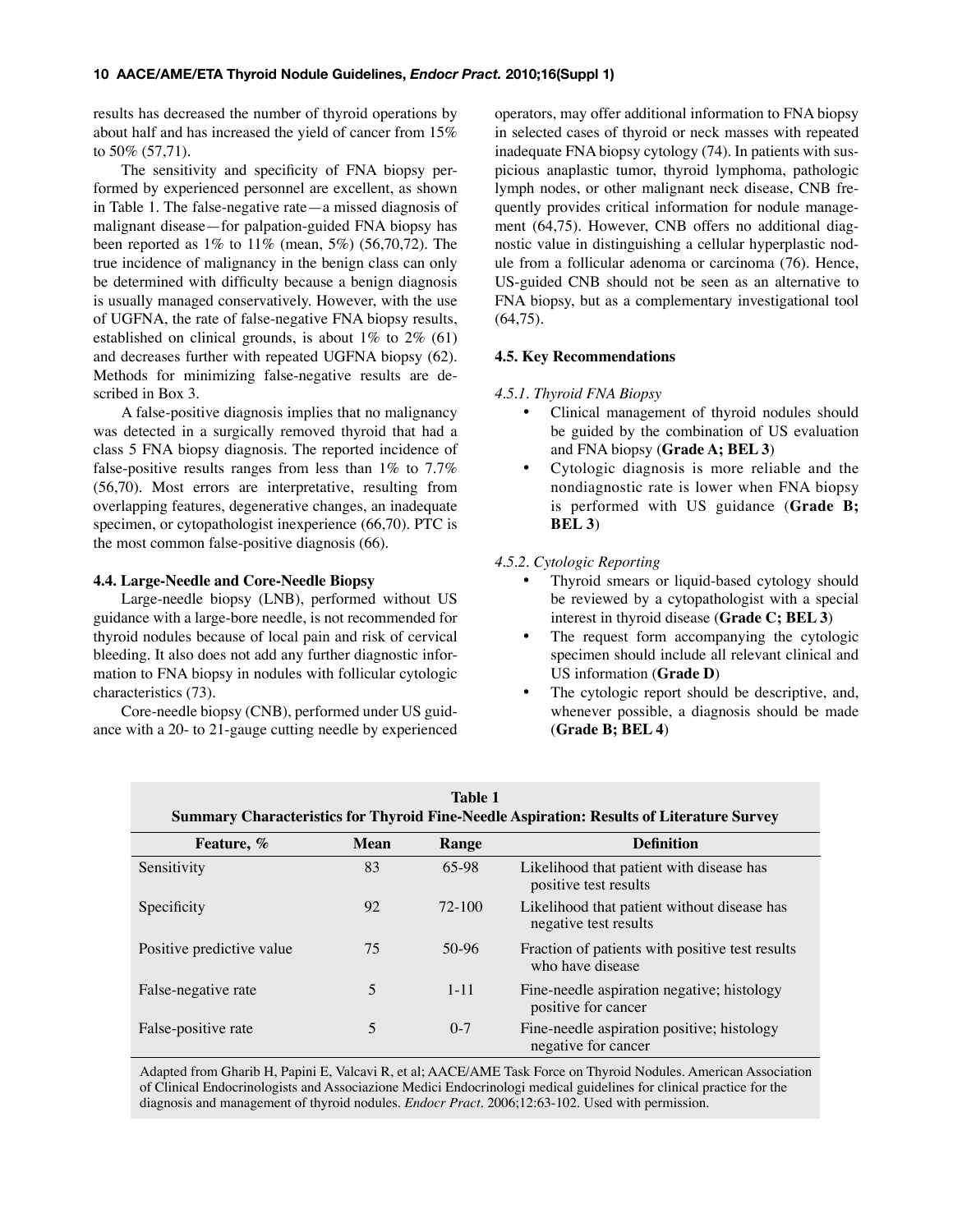results has decreased the number of thyroid operations by about half and has increased the yield of cancer from 15% to 50% (57,71).

The sensitivity and specificity of FNA biopsy performed by experienced personnel are excellent, as shown in Table 1. The false-negative rate—a missed diagnosis of malignant disease—for palpation-guided FNA biopsy has been reported as 1% to 11% (mean, 5%) (56,70,72). The true incidence of malignancy in the benign class can only be determined with difficulty because a benign diagnosis is usually managed conservatively. However, with the use of UGFNA, the rate of false-negative FNA biopsy results, established on clinical grounds, is about 1% to 2% (61) and decreases further with repeated UGFNA biopsy (62). Methods for minimizing false-negative results are described in Box 3.

A false-positive diagnosis implies that no malignancy was detected in a surgically removed thyroid that had a class 5 FNA biopsy diagnosis. The reported incidence of false-positive results ranges from less than 1% to 7.7% (56,70). Most errors are interpretative, resulting from overlapping features, degenerative changes, an inadequate specimen, or cytopathologist inexperience (66,70). PTC is the most common false-positive diagnosis (66).

### 4.4. Large-Needle and Core-Needle Biopsy

Large-needle biopsy (LNB), performed without US guidance with a large-bore needle, is not recommended for thyroid nodules because of local pain and risk of cervical bleeding. It also does not add any further diagnostic information to FNA biopsy in nodules with follicular cytologic characteristics (73).

Core-needle biopsy (CNB), performed under US guidance with a 20- to 21-gauge cutting needle by experienced operators, may offer additional information to FNA biopsy in selected cases of thyroid or neck masses with repeated inadequate FNA biopsy cytology (74). In patients with suspicious anaplastic tumor, thyroid lymphoma, pathologic lymph nodes, or other malignant neck disease, CNB frequently provides critical information for nodule management (64,75). However, CNB offers no additional diagnostic value in distinguishing a cellular hyperplastic nodule from a follicular adenoma or carcinoma (76). Hence, US-guided CNB should not be seen as an alternative to FNA biopsy, but as a complementary investigational tool (64,75).

### 4.5. Key Recommendations

*4.5.1. Thyroid FNA Biopsy*

- Clinical management of thyroid nodules should be guided by the combination of US evaluation and FNA biopsy (**Grade A; BEL 3**)
- Cytologic diagnosis is more reliable and the nondiagnostic rate is lower when FNA biopsy is performed with US guidance (**Grade B; BEL 3**)

*4.5.2. Cytologic Reporting*

- Thyroid smears or liquid-based cytology should be reviewed by a cytopathologist with a special interest in thyroid disease (**Grade C; BEL 3**)
- The request form accompanying the cytologic specimen should include all relevant clinical and US information (**Grade D**)
- The cytologic report should be descriptive, and, whenever possible, a diagnosis should be made (**Grade B; BEL 4**)

**Table 1**
**Summary Characteristics for Thyroid Fine-Needle Aspiration: Results of Literature Survey**

| Feature, % | Mean | Range | Definition |
|---|---|---|---|
| Sensitivity | 83 | 65-98 | Likelihood that patient with disease has positive test results |
| Specificity | 92 | 72-100 | Likelihood that patient without disease has negative test results |
| Positive predictive value | 75 | 50-96 | Fraction of patients with positive test results who have disease |
| False-negative rate | 5 | 1-11 | Fine-needle aspiration negative; histology positive for cancer |
| False-positive rate | 5 | 0-7 | Fine-needle aspiration positive; histology negative for cancer |

Adapted from Gharib H, Papini E, Valcavi R, et al; AACE/AME Task Force on Thyroid Nodules. American Association of Clinical Endocrinologists and Associazione Medici Endocrinologi medical guidelines for clinical practice for the diagnosis and management of thyroid nodules. *Endocr Pract*. 2006;12:63-102. Used with permission.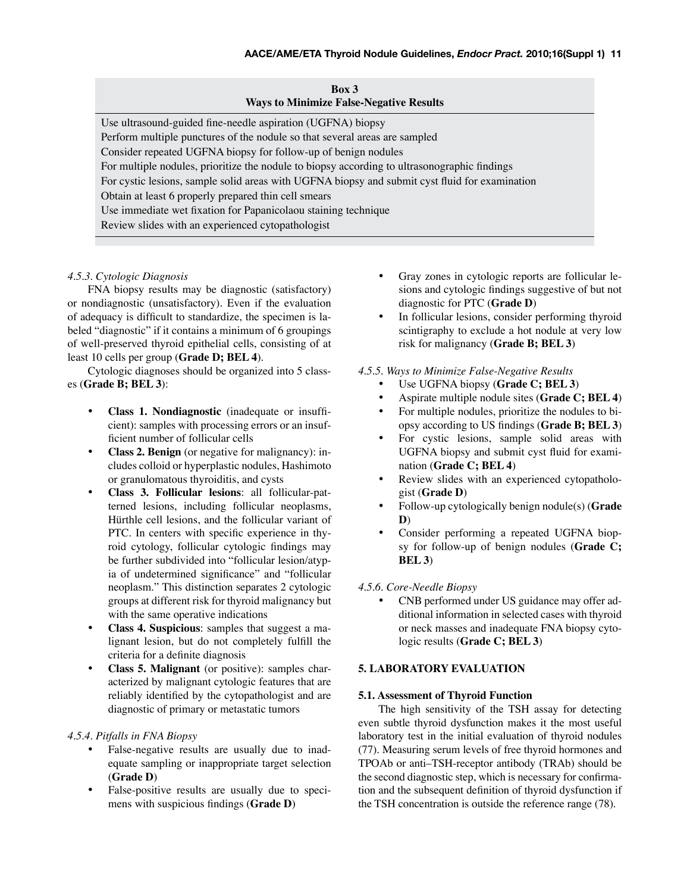**Box 3**
**Ways to Minimize False-Negative Results**

Use ultrasound-guided fine-needle aspiration (UGFNA) biopsy
Perform multiple punctures of the nodule so that several areas are sampled
Consider repeated UGFNA biopsy for follow-up of benign nodules
For multiple nodules, prioritize the nodule to biopsy according to ultrasonographic findings
For cystic lesions, sample solid areas with UGFNA biopsy and submit cyst fluid for examination
Obtain at least 6 properly prepared thin cell smears
Use immediate wet fixation for Papanicolaou staining technique
Review slides with an experienced cytopathologist

#### *4.5.3. Cytologic Diagnosis*

FNA biopsy results may be diagnostic (satisfactory) or nondiagnostic (unsatisfactory). Even if the evaluation of adequacy is difficult to standardize, the specimen is labeled "diagnostic" if it contains a minimum of 6 groupings of well-preserved thyroid epithelial cells, consisting of at least 10 cells per group (**Grade D; BEL 4**).

Cytologic diagnoses should be organized into 5 classes (**Grade B; BEL 3**):

- **Class 1. Nondiagnostic** (inadequate or insufficient): samples with processing errors or an insufficient number of follicular cells
- **Class 2. Benign** (or negative for malignancy): includes colloid or hyperplastic nodules, Hashimoto or granulomatous thyroiditis, and cysts
- **Class 3. Follicular lesions**: all follicular-patterned lesions, including follicular neoplasms, Hürthle cell lesions, and the follicular variant of PTC. In centers with specific experience in thyroid cytology, follicular cytologic findings may be further subdivided into "follicular lesion/atypia of undetermined significance" and "follicular neoplasm." This distinction separates 2 cytologic groups at different risk for thyroid malignancy but with the same operative indications
- **Class 4. Suspicious**: samples that suggest a malignant lesion, but do not completely fulfill the criteria for a definite diagnosis
- **Class 5. Malignant** (or positive): samples characterized by malignant cytologic features that are reliably identified by the cytopathologist and are diagnostic of primary or metastatic tumors

#### *4.5.4. Pitfalls in FNA Biopsy*

- False-negative results are usually due to inadequate sampling or inappropriate target selection (**Grade D**)
- False-positive results are usually due to specimens with suspicious findings (**Grade D**)
- Gray zones in cytologic reports are follicular lesions and cytologic findings suggestive of but not diagnostic for PTC (**Grade D**)
- In follicular lesions, consider performing thyroid scintigraphy to exclude a hot nodule at very low risk for malignancy (**Grade B; BEL 3**)

#### *4.5.5. Ways to Minimize False-Negative Results*

- Use UGFNA biopsy (**Grade C; BEL 3**)
- Aspirate multiple nodule sites (**Grade C; BEL 4**)
- For multiple nodules, prioritize the nodules to biopsy according to US findings (**Grade B; BEL 3**)
- For cystic lesions, sample solid areas with UGFNA biopsy and submit cyst fluid for examination (**Grade C; BEL 4**)
- Review slides with an experienced cytopathologist (**Grade D**)
- Follow-up cytologically benign nodule(s) (**Grade D**)
- Consider performing a repeated UGFNA biopsy for follow-up of benign nodules (**Grade C; BEL 3**)

#### *4.5.6. Core-Needle Biopsy*

- CNB performed under US guidance may offer additional information in selected cases with thyroid or neck masses and inadequate FNA biopsy cytologic results (**Grade C; BEL 3**)

## 5. LABORATORY EVALUATION

### 5.1. Assessment of Thyroid Function

The high sensitivity of the TSH assay for detecting even subtle thyroid dysfunction makes it the most useful laboratory test in the initial evaluation of thyroid nodules (77). Measuring serum levels of free thyroid hormones and TPOAb or anti–TSH-receptor antibody (TRAb) should be the second diagnostic step, which is necessary for confirmation and the subsequent definition of thyroid dysfunction if the TSH concentration is outside the reference range (78).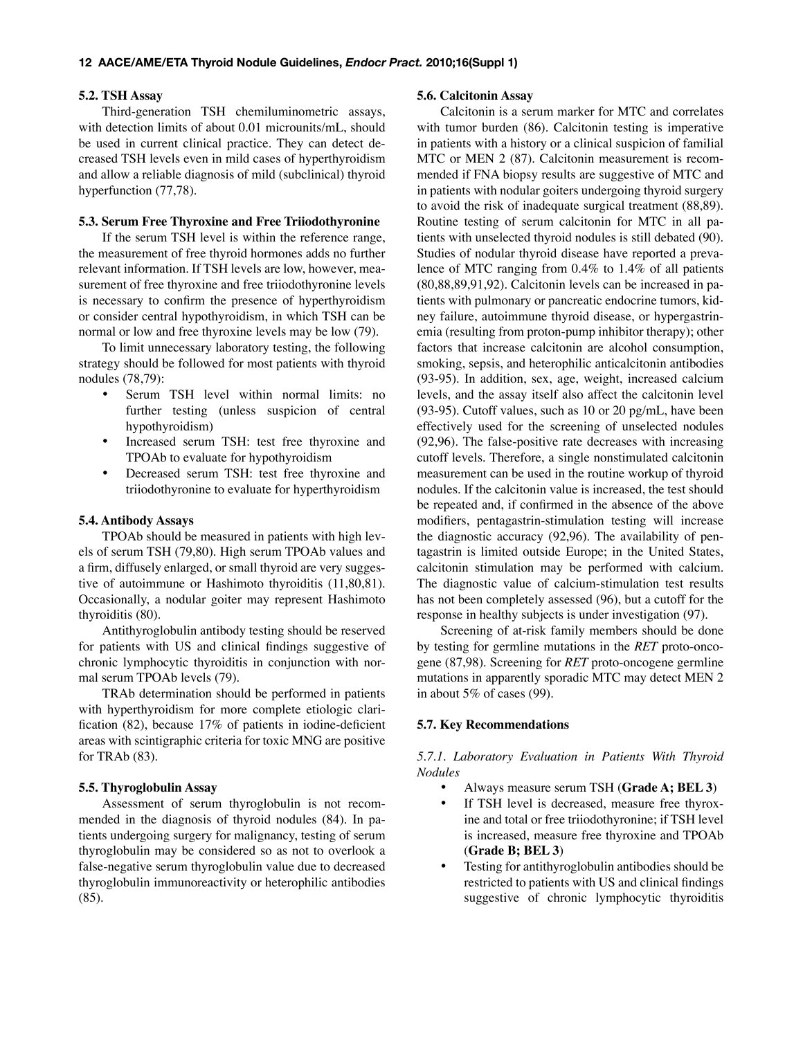### 5.2. TSH Assay

Third-generation TSH chemiluminometric assays, with detection limits of about 0.01 microunits/mL, should be used in current clinical practice. They can detect decreased TSH levels even in mild cases of hyperthyroidism and allow a reliable diagnosis of mild (subclinical) thyroid hyperfunction (77,78).

### 5.3. Serum Free Thyroxine and Free Triiodothyronine

If the serum TSH level is within the reference range, the measurement of free thyroid hormones adds no further relevant information. If TSH levels are low, however, measurement of free thyroxine and free triiodothyronine levels is necessary to confirm the presence of hyperthyroidism or consider central hypothyroidism, in which TSH can be normal or low and free thyroxine levels may be low (79).

To limit unnecessary laboratory testing, the following strategy should be followed for most patients with thyroid nodules (78,79):

- Serum TSH level within normal limits: no further testing (unless suspicion of central hypothyroidism)
- Increased serum TSH: test free thyroxine and TPOAb to evaluate for hypothyroidism
- Decreased serum TSH: test free thyroxine and triiodothyronine to evaluate for hyperthyroidism

### 5.4. Antibody Assays

TPOAb should be measured in patients with high levels of serum TSH (79,80). High serum TPOAb values and a firm, diffusely enlarged, or small thyroid are very suggestive of autoimmune or Hashimoto thyroiditis (11,80,81). Occasionally, a nodular goiter may represent Hashimoto thyroiditis (80).

Antithyroglobulin antibody testing should be reserved for patients with US and clinical findings suggestive of chronic lymphocytic thyroiditis in conjunction with normal serum TPOAb levels (79).

TRAb determination should be performed in patients with hyperthyroidism for more complete etiologic clarification (82), because 17% of patients in iodine-deficient areas with scintigraphic criteria for toxic MNG are positive for TRAb (83).

### 5.5. Thyroglobulin Assay

Assessment of serum thyroglobulin is not recommended in the diagnosis of thyroid nodules (84). In patients undergoing surgery for malignancy, testing of serum thyroglobulin may be considered so as not to overlook a false-negative serum thyroglobulin value due to decreased thyroglobulin immunoreactivity or heterophilic antibodies (85).

### 5.6. Calcitonin Assay

Calcitonin is a serum marker for MTC and correlates with tumor burden (86). Calcitonin testing is imperative in patients with a history or a clinical suspicion of familial MTC or MEN 2 (87). Calcitonin measurement is recommended if FNA biopsy results are suggestive of MTC and in patients with nodular goiters undergoing thyroid surgery to avoid the risk of inadequate surgical treatment (88,89). Routine testing of serum calcitonin for MTC in all patients with unselected thyroid nodules is still debated (90). Studies of nodular thyroid disease have reported a prevalence of MTC ranging from 0.4% to 1.4% of all patients (80,88,89,91,92). Calcitonin levels can be increased in patients with pulmonary or pancreatic endocrine tumors, kidney failure, autoimmune thyroid disease, or hypergastrinemia (resulting from proton-pump inhibitor therapy); other factors that increase calcitonin are alcohol consumption, smoking, sepsis, and heterophilic anticalcitonin antibodies (93-95). In addition, sex, age, weight, increased calcium levels, and the assay itself also affect the calcitonin level (93-95). Cutoff values, such as 10 or 20 pg/mL, have been effectively used for the screening of unselected nodules (92,96). The false-positive rate decreases with increasing cutoff levels. Therefore, a single nonstimulated calcitonin measurement can be used in the routine workup of thyroid nodules. If the calcitonin value is increased, the test should be repeated and, if confirmed in the absence of the above modifiers, pentagastrin-stimulation testing will increase the diagnostic accuracy (92,96). The availability of pentagastrin is limited outside Europe; in the United States, calcitonin stimulation may be performed with calcium. The diagnostic value of calcium-stimulation test results has not been completely assessed (96), but a cutoff for the response in healthy subjects is under investigation (97).

Screening of at-risk family members should be done by testing for germline mutations in the *RET* proto-oncogene (87,98). Screening for *RET* proto-oncogene germline mutations in apparently sporadic MTC may detect MEN 2 in about 5% of cases (99).

### 5.7. Key Recommendations

#### *5.7.1. Laboratory Evaluation in Patients With Thyroid Nodules*

- Always measure serum TSH (**Grade A; BEL 3**)
- If TSH level is decreased, measure free thyroxine and total or free triiodothyronine; if TSH level is increased, measure free thyroxine and TPOAb (**Grade B; BEL 3**)
- Testing for antithyroglobulin antibodies should be restricted to patients with US and clinical findings suggestive of chronic lymphocytic thyroiditis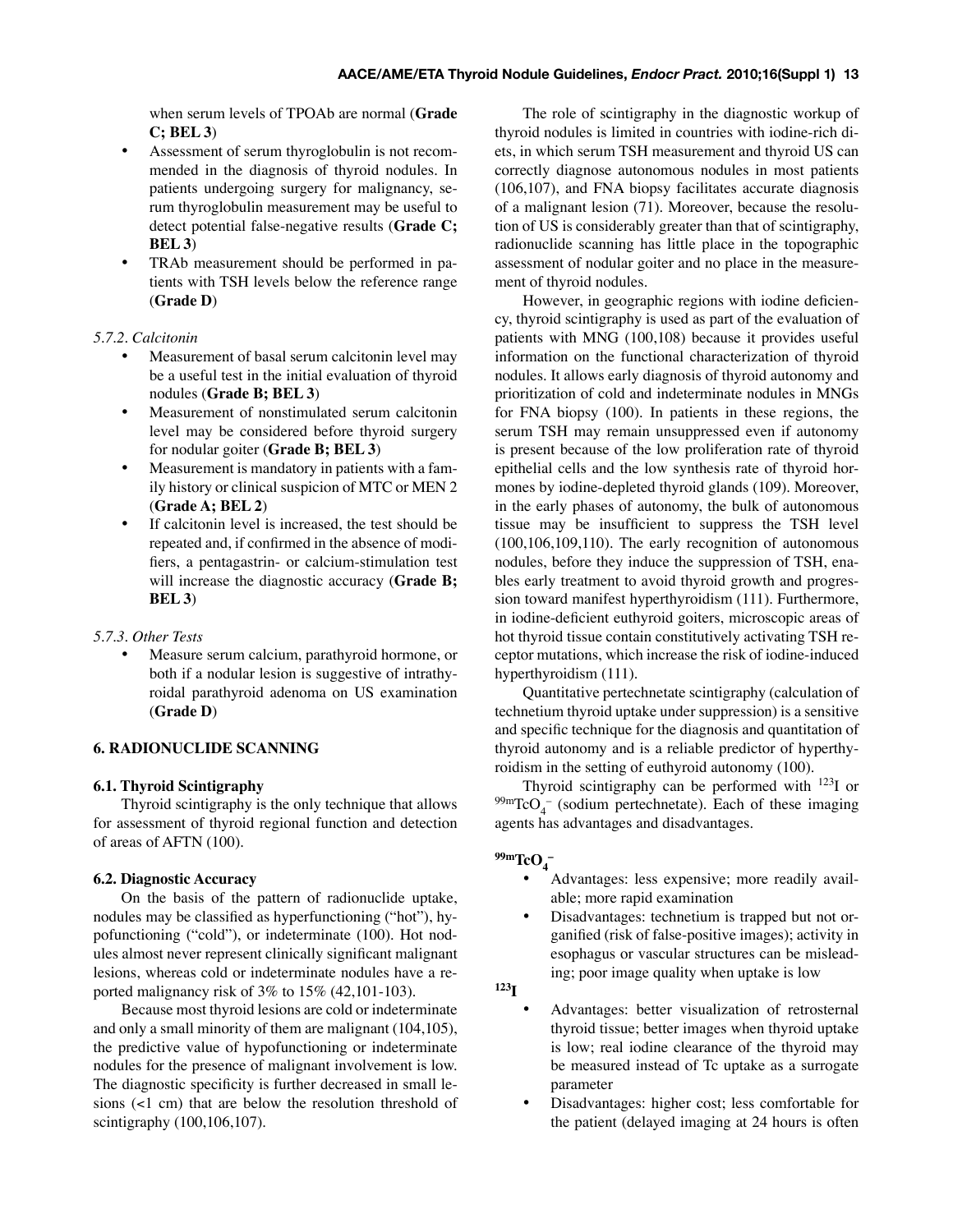when serum levels of TPOAb are normal (**Grade C; BEL 3**)

- Assessment of serum thyroglobulin is not recommended in the diagnosis of thyroid nodules. In patients undergoing surgery for malignancy, serum thyroglobulin measurement may be useful to detect potential false-negative results (**Grade C; BEL 3**)
- TRAb measurement should be performed in patients with TSH levels below the reference range (**Grade D**)

*5.7.2. Calcitonin*

- Measurement of basal serum calcitonin level may be a useful test in the initial evaluation of thyroid nodules (**Grade B; BEL 3**)
- Measurement of nonstimulated serum calcitonin level may be considered before thyroid surgery for nodular goiter (**Grade B; BEL 3**)
- Measurement is mandatory in patients with a family history or clinical suspicion of MTC or MEN 2 (**Grade A; BEL 2**)
- If calcitonin level is increased, the test should be repeated and, if confirmed in the absence of modifiers, a pentagastrin- or calcium-stimulation test will increase the diagnostic accuracy (**Grade B; BEL 3**)

*5.7.3. Other Tests*

- Measure serum calcium, parathyroid hormone, or both if a nodular lesion is suggestive of intrathyroidal parathyroid adenoma on US examination (**Grade D**)

## 6. RADIONUCLIDE SCANNING

### 6.1. Thyroid Scintigraphy

Thyroid scintigraphy is the only technique that allows for assessment of thyroid regional function and detection of areas of AFTN (100).

### 6.2. Diagnostic Accuracy

On the basis of the pattern of radionuclide uptake, nodules may be classified as hyperfunctioning ("hot"), hypofunctioning ("cold"), or indeterminate (100). Hot nodules almost never represent clinically significant malignant lesions, whereas cold or indeterminate nodules have a reported malignancy risk of 3% to 15% (42,101-103).

Because most thyroid lesions are cold or indeterminate and only a small minority of them are malignant (104,105), the predictive value of hypofunctioning or indeterminate nodules for the presence of malignant involvement is low. The diagnostic specificity is further decreased in small lesions (<1 cm) that are below the resolution threshold of scintigraphy (100,106,107).

The role of scintigraphy in the diagnostic workup of thyroid nodules is limited in countries with iodine-rich diets, in which serum TSH measurement and thyroid US can correctly diagnose autonomous nodules in most patients (106,107), and FNA biopsy facilitates accurate diagnosis of a malignant lesion (71). Moreover, because the resolution of US is considerably greater than that of scintigraphy, radionuclide scanning has little place in the topographic assessment of nodular goiter and no place in the measurement of thyroid nodules.

However, in geographic regions with iodine deficiency, thyroid scintigraphy is used as part of the evaluation of patients with MNG (100,108) because it provides useful information on the functional characterization of thyroid nodules. It allows early diagnosis of thyroid autonomy and prioritization of cold and indeterminate nodules in MNGs for FNA biopsy (100). In patients in these regions, the serum TSH may remain unsuppressed even if autonomy is present because of the low proliferation rate of thyroid epithelial cells and the low synthesis rate of thyroid hormones by iodine-depleted thyroid glands (109). Moreover, in the early phases of autonomy, the bulk of autonomous tissue may be insufficient to suppress the TSH level (100,106,109,110). The early recognition of autonomous nodules, before they induce the suppression of TSH, enables early treatment to avoid thyroid growth and progression toward manifest hyperthyroidism (111). Furthermore, in iodine-deficient euthyroid goiters, microscopic areas of hot thyroid tissue contain constitutively activating TSH receptor mutations, which increase the risk of iodine-induced hyperthyroidism (111).

Quantitative pertechnetate scintigraphy (calculation of technetium thyroid uptake under suppression) is a sensitive and specific technique for the diagnosis and quantitation of thyroid autonomy and is a reliable predictor of hyperthyroidism in the setting of euthyroid autonomy (100).

Thyroid scintigraphy can be performed with $^{123}I$ or $^{99m}TcO_4^-$ (sodium pertechnetate). Each of these imaging agents has advantages and disadvantages.

**$^{99m}TcO_4^-$**

- Advantages: less expensive; more readily available; more rapid examination
- Disadvantages: technetium is trapped but not organified (risk of false-positive images); activity in esophagus or vascular structures can be misleading; poor image quality when uptake is low

**$^{123}I$**

- Advantages: better visualization of retrosternal thyroid tissue; better images when thyroid uptake is low; real iodine clearance of the thyroid may be measured instead of Tc uptake as a surrogate parameter
- Disadvantages: higher cost; less comfortable for the patient (delayed imaging at 24 hours is often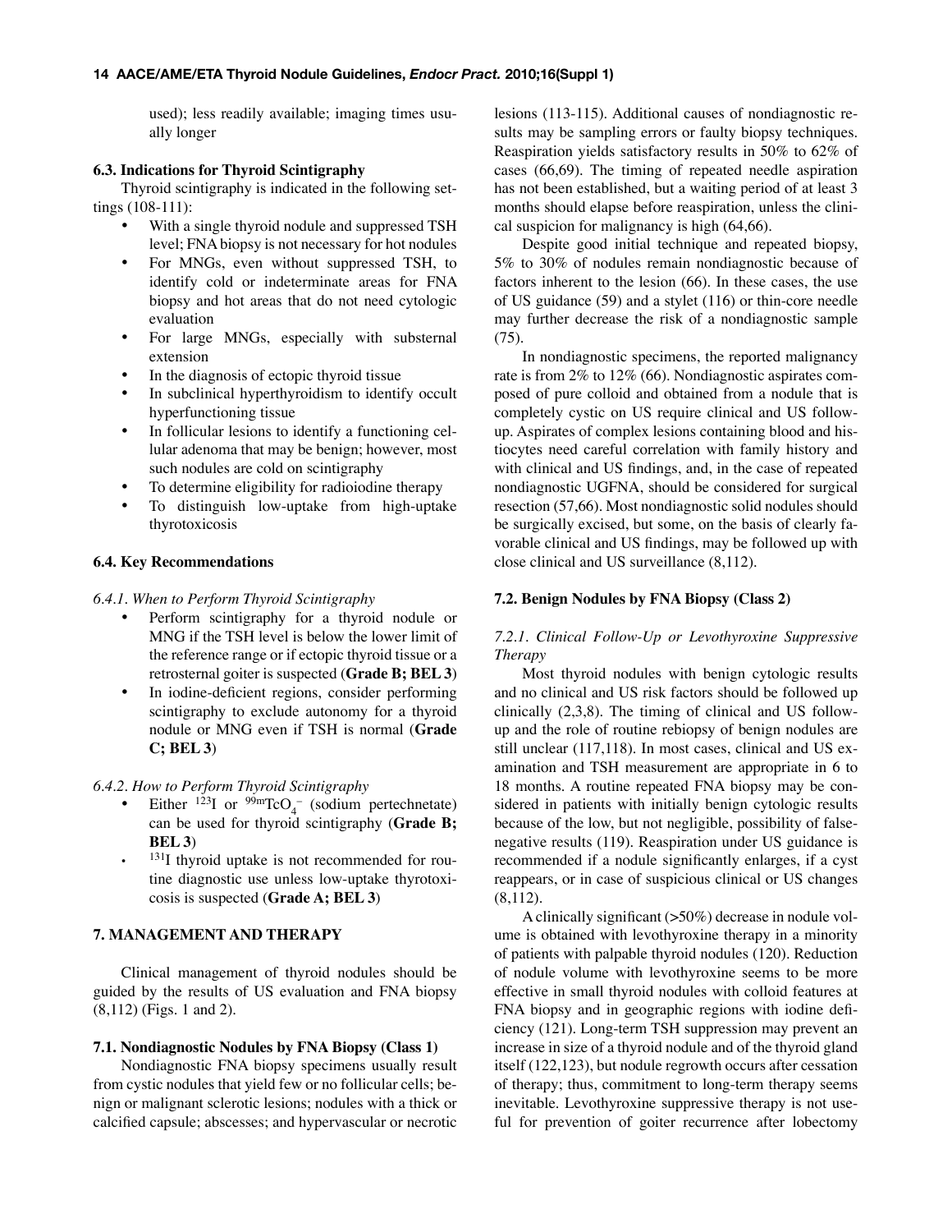used); less readily available; imaging times usually longer

### 6.3. Indications for Thyroid Scintigraphy

Thyroid scintigraphy is indicated in the following settings (108-111):

- With a single thyroid nodule and suppressed TSH level; FNA biopsy is not necessary for hot nodules
- For MNGs, even without suppressed TSH, to identify cold or indeterminate areas for FNA biopsy and hot areas that do not need cytologic evaluation
- For large MNGs, especially with substernal extension
- In the diagnosis of ectopic thyroid tissue
- In subclinical hyperthyroidism to identify occult hyperfunctioning tissue
- In follicular lesions to identify a functioning cellular adenoma that may be benign; however, most such nodules are cold on scintigraphy
- To determine eligibility for radioiodine therapy
- To distinguish low-uptake from high-uptake thyrotoxicosis

### 6.4. Key Recommendations

*6.4.1. When to Perform Thyroid Scintigraphy*

- Perform scintigraphy for a thyroid nodule or MNG if the TSH level is below the lower limit of the reference range or if ectopic thyroid tissue or a retrosternal goiter is suspected (**Grade B; BEL 3**)
- In iodine-deficient regions, consider performing scintigraphy to exclude autonomy for a thyroid nodule or MNG even if TSH is normal (**Grade C; BEL 3**)

*6.4.2. How to Perform Thyroid Scintigraphy*

- Either $^{123}$I or $^{99m}TcO_4^-$ (sodium pertechnetate) can be used for thyroid scintigraphy (**Grade B; BEL 3**)
- $^{131}$I thyroid uptake is not recommended for routine diagnostic use unless low-uptake thyrotoxicosis is suspected (**Grade A; BEL 3**)

## 7. MANAGEMENT AND THERAPY

Clinical management of thyroid nodules should be guided by the results of US evaluation and FNA biopsy (8,112) (Figs. 1 and 2).

### 7.1. Nondiagnostic Nodules by FNA Biopsy (Class 1)

Nondiagnostic FNA biopsy specimens usually result from cystic nodules that yield few or no follicular cells; benign or malignant sclerotic lesions; nodules with a thick or calcified capsule; abscesses; and hypervascular or necrotic lesions (113-115). Additional causes of nondiagnostic results may be sampling errors or faulty biopsy techniques. Reaspiration yields satisfactory results in 50% to 62% of cases (66,69). The timing of repeated needle aspiration has not been established, but a waiting period of at least 3 months should elapse before reaspiration, unless the clinical suspicion for malignancy is high (64,66).

Despite good initial technique and repeated biopsy, 5% to 30% of nodules remain nondiagnostic because of factors inherent to the lesion (66). In these cases, the use of US guidance (59) and a stylet (116) or thin-core needle may further decrease the risk of a nondiagnostic sample (75).

In nondiagnostic specimens, the reported malignancy rate is from 2% to 12% (66). Nondiagnostic aspirates composed of pure colloid and obtained from a nodule that is completely cystic on US require clinical and US follow-up. Aspirates of complex lesions containing blood and histiocytes need careful correlation with family history and with clinical and US findings, and, in the case of repeated nondiagnostic UGFNA, should be considered for surgical resection (57,66). Most nondiagnostic solid nodules should be surgically excised, but some, on the basis of clearly favorable clinical and US findings, may be followed up with close clinical and US surveillance (8,112).

### 7.2. Benign Nodules by FNA Biopsy (Class 2)

*7.2.1. Clinical Follow-Up or Levothyroxine Suppressive Therapy*

Most thyroid nodules with benign cytologic results and no clinical and US risk factors should be followed up clinically (2,3,8). The timing of clinical and US follow-up and the role of routine rebiopsy of benign nodules are still unclear (117,118). In most cases, clinical and US examination and TSH measurement are appropriate in 6 to 18 months. A routine repeated FNA biopsy may be considered in patients with initially benign cytologic results because of the low, but not negligible, possibility of false-negative results (119). Reaspiration under US guidance is recommended if a nodule significantly enlarges, if a cyst reappears, or in case of suspicious clinical or US changes (8,112).

A clinically significant (>50%) decrease in nodule volume is obtained with levothyroxine therapy in a minority of patients with palpable thyroid nodules (120). Reduction of nodule volume with levothyroxine seems to be more effective in small thyroid nodules with colloid features at FNA biopsy and in geographic regions with iodine deficiency (121). Long-term TSH suppression may prevent an increase in size of a thyroid nodule and of the thyroid gland itself (122,123), but nodule regrowth occurs after cessation of therapy; thus, commitment to long-term therapy seems inevitable. Levothyroxine suppressive therapy is not useful for prevention of goiter recurrence after lobectomy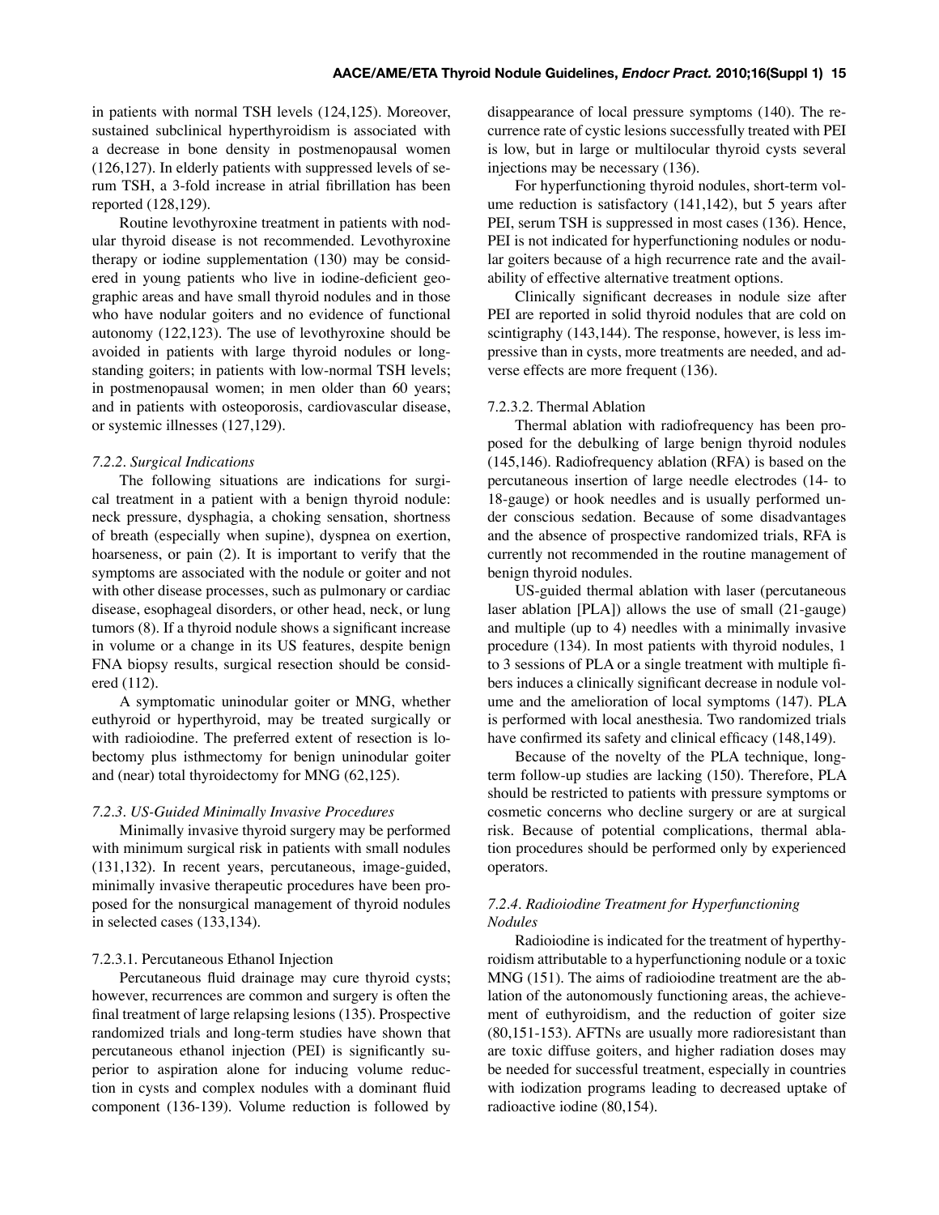in patients with normal TSH levels (124,125). Moreover, sustained subclinical hyperthyroidism is associated with a decrease in bone density in postmenopausal women (126,127). In elderly patients with suppressed levels of serum TSH, a 3-fold increase in atrial fibrillation has been reported (128,129).

Routine levothyroxine treatment in patients with nodular thyroid disease is not recommended. Levothyroxine therapy or iodine supplementation (130) may be considered in young patients who live in iodine-deficient geographic areas and have small thyroid nodules and in those who have nodular goiters and no evidence of functional autonomy (122,123). The use of levothyroxine should be avoided in patients with large thyroid nodules or long-standing goiters; in patients with low-normal TSH levels; in postmenopausal women; in men older than 60 years; and in patients with osteoporosis, cardiovascular disease, or systemic illnesses (127,129).

#### *7.2.2. Surgical Indications*

The following situations are indications for surgical treatment in a patient with a benign thyroid nodule: neck pressure, dysphagia, a choking sensation, shortness of breath (especially when supine), dyspnea on exertion, hoarseness, or pain (2). It is important to verify that the symptoms are associated with the nodule or goiter and not with other disease processes, such as pulmonary or cardiac disease, esophageal disorders, or other head, neck, or lung tumors (8). If a thyroid nodule shows a significant increase in volume or a change in its US features, despite benign FNA biopsy results, surgical resection should be considered (112).

A symptomatic uninodular goiter or MNG, whether euthyroid or hyperthyroid, may be treated surgically or with radioiodine. The preferred extent of resection is lobectomy plus isthmectomy for benign uninodular goiter and (near) total thyroidectomy for MNG (62,125).

#### *7.2.3. US-Guided Minimally Invasive Procedures*

Minimally invasive thyroid surgery may be performed with minimum surgical risk in patients with small nodules (131,132). In recent years, percutaneous, image-guided, minimally invasive therapeutic procedures have been proposed for the nonsurgical management of thyroid nodules in selected cases (133,134).

##### 7.2.3.1. Percutaneous Ethanol Injection

Percutaneous fluid drainage may cure thyroid cysts; however, recurrences are common and surgery is often the final treatment of large relapsing lesions (135). Prospective randomized trials and long-term studies have shown that percutaneous ethanol injection (PEI) is significantly superior to aspiration alone for inducing volume reduction in cysts and complex nodules with a dominant fluid component (136-139). Volume reduction is followed by disappearance of local pressure symptoms (140). The recurrence rate of cystic lesions successfully treated with PEI is low, but in large or multilocular thyroid cysts several injections may be necessary (136).

For hyperfunctioning thyroid nodules, short-term volume reduction is satisfactory (141,142), but 5 years after PEI, serum TSH is suppressed in most cases (136). Hence, PEI is not indicated for hyperfunctioning nodules or nodular goiters because of a high recurrence rate and the availability of effective alternative treatment options.

Clinically significant decreases in nodule size after PEI are reported in solid thyroid nodules that are cold on scintigraphy (143,144). The response, however, is less impressive than in cysts, more treatments are needed, and adverse effects are more frequent (136).

##### 7.2.3.2. Thermal Ablation

Thermal ablation with radiofrequency has been proposed for the debulking of large benign thyroid nodules (145,146). Radiofrequency ablation (RFA) is based on the percutaneous insertion of large needle electrodes (14- to 18-gauge) or hook needles and is usually performed under conscious sedation. Because of some disadvantages and the absence of prospective randomized trials, RFA is currently not recommended in the routine management of benign thyroid nodules.

US-guided thermal ablation with laser (percutaneous laser ablation [PLA]) allows the use of small (21-gauge) and multiple (up to 4) needles with a minimally invasive procedure (134). In most patients with thyroid nodules, 1 to 3 sessions of PLA or a single treatment with multiple fibers induces a clinically significant decrease in nodule volume and the amelioration of local symptoms (147). PLA is performed with local anesthesia. Two randomized trials have confirmed its safety and clinical efficacy (148,149).

Because of the novelty of the PLA technique, long-term follow-up studies are lacking (150). Therefore, PLA should be restricted to patients with pressure symptoms or cosmetic concerns who decline surgery or are at surgical risk. Because of potential complications, thermal ablation procedures should be performed only by experienced operators.

#### *7.2.4. Radioiodine Treatment for Hyperfunctioning Nodules*

Radioiodine is indicated for the treatment of hyperthyroidism attributable to a hyperfunctioning nodule or a toxic MNG (151). The aims of radioiodine treatment are the ablation of the autonomously functioning areas, the achievement of euthyroidism, and the reduction of goiter size (80,151-153). AFTNs are usually more radioresistant than are toxic diffuse goiters, and higher radiation doses may be needed for successful treatment, especially in countries with iodization programs leading to decreased uptake of radioactive iodine (80,154).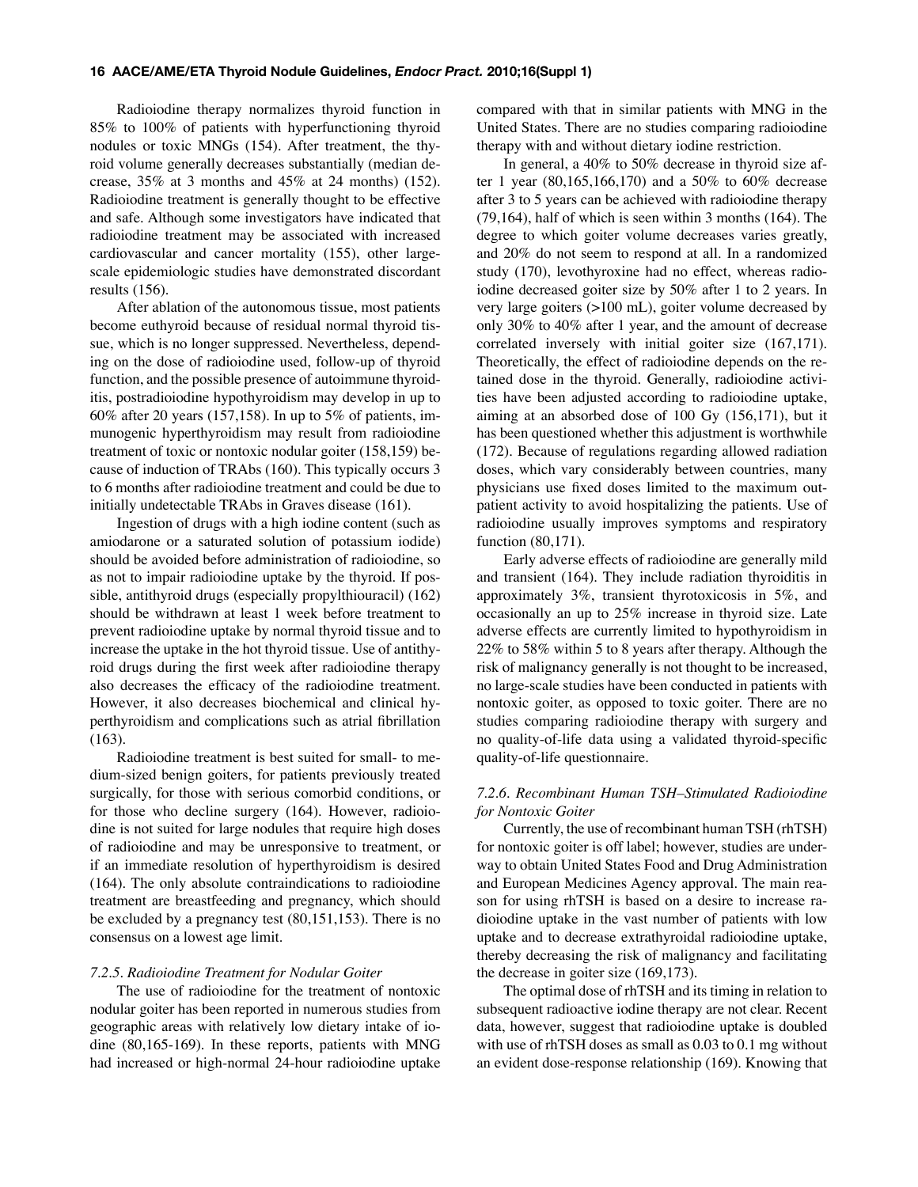Radioiodine therapy normalizes thyroid function in 85% to 100% of patients with hyperfunctioning thyroid nodules or toxic MNGs (154). After treatment, the thyroid volume generally decreases substantially (median decrease, 35% at 3 months and 45% at 24 months) (152). Radioiodine treatment is generally thought to be effective and safe. Although some investigators have indicated that radioiodine treatment may be associated with increased cardiovascular and cancer mortality (155), other large-scale epidemiologic studies have demonstrated discordant results (156).

After ablation of the autonomous tissue, most patients become euthyroid because of residual normal thyroid tissue, which is no longer suppressed. Nevertheless, depending on the dose of radioiodine used, follow-up of thyroid function, and the possible presence of autoimmune thyroiditis, postradioiodine hypothyroidism may develop in up to 60% after 20 years (157,158). In up to 5% of patients, immunogenic hyperthyroidism may result from radioiodine treatment of toxic or nontoxic nodular goiter (158,159) because of induction of TRAbs (160). This typically occurs 3 to 6 months after radioiodine treatment and could be due to initially undetectable TRAbs in Graves disease (161).

Ingestion of drugs with a high iodine content (such as amiodarone or a saturated solution of potassium iodide) should be avoided before administration of radioiodine, so as not to impair radioiodine uptake by the thyroid. If possible, antithyroid drugs (especially propylthiouracil) (162) should be withdrawn at least 1 week before treatment to prevent radioiodine uptake by normal thyroid tissue and to increase the uptake in the hot thyroid tissue. Use of antithyroid drugs during the first week after radioiodine therapy also decreases the efficacy of the radioiodine treatment. However, it also decreases biochemical and clinical hyperthyroidism and complications such as atrial fibrillation (163).

Radioiodine treatment is best suited for small- to medium-sized benign goiters, for patients previously treated surgically, for those with serious comorbid conditions, or for those who decline surgery (164). However, radioiodine is not suited for large nodules that require high doses of radioiodine and may be unresponsive to treatment, or if an immediate resolution of hyperthyroidism is desired (164). The only absolute contraindications to radioiodine treatment are breastfeeding and pregnancy, which should be excluded by a pregnancy test (80,151,153). There is no consensus on a lowest age limit.

### *7.2.5. Radioiodine Treatment for Nodular Goiter*

The use of radioiodine for the treatment of nontoxic nodular goiter has been reported in numerous studies from geographic areas with relatively low dietary intake of iodine (80,165-169). In these reports, patients with MNG had increased or high-normal 24-hour radioiodine uptake compared with that in similar patients with MNG in the United States. There are no studies comparing radioiodine therapy with and without dietary iodine restriction.

In general, a 40% to 50% decrease in thyroid size after 1 year (80,165,166,170) and a 50% to 60% decrease after 3 to 5 years can be achieved with radioiodine therapy (79,164), half of which is seen within 3 months (164). The degree to which goiter volume decreases varies greatly, and 20% do not seem to respond at all. In a randomized study (170), levothyroxine had no effect, whereas radioiodine decreased goiter size by 50% after 1 to 2 years. In very large goiters (>100 mL), goiter volume decreased by only 30% to 40% after 1 year, and the amount of decrease correlated inversely with initial goiter size (167,171). Theoretically, the effect of radioiodine depends on the retained dose in the thyroid. Generally, radioiodine activities have been adjusted according to radioiodine uptake, aiming at an absorbed dose of 100 Gy (156,171), but it has been questioned whether this adjustment is worthwhile (172). Because of regulations regarding allowed radiation doses, which vary considerably between countries, many physicians use fixed doses limited to the maximum outpatient activity to avoid hospitalizing the patients. Use of radioiodine usually improves symptoms and respiratory function (80,171).

Early adverse effects of radioiodine are generally mild and transient (164). They include radiation thyroiditis in approximately 3%, transient thyrotoxicosis in 5%, and occasionally an up to 25% increase in thyroid size. Late adverse effects are currently limited to hypothyroidism in 22% to 58% within 5 to 8 years after therapy. Although the risk of malignancy generally is not thought to be increased, no large-scale studies have been conducted in patients with nontoxic goiter, as opposed to toxic goiter. There are no studies comparing radioiodine therapy with surgery and no quality-of-life data using a validated thyroid-specific quality-of-life questionnaire.

### *7.2.6. Recombinant Human TSH–Stimulated Radioiodine for Nontoxic Goiter*

Currently, the use of recombinant human TSH (rhTSH) for nontoxic goiter is off label; however, studies are underway to obtain United States Food and Drug Administration and European Medicines Agency approval. The main reason for using rhTSH is based on a desire to increase radioiodine uptake in the vast number of patients with low uptake and to decrease extrathyroidal radioiodine uptake, thereby decreasing the risk of malignancy and facilitating the decrease in goiter size (169,173).

The optimal dose of rhTSH and its timing in relation to subsequent radioactive iodine therapy are not clear. Recent data, however, suggest that radioiodine uptake is doubled with use of rhTSH doses as small as 0.03 to 0.1 mg without an evident dose-response relationship (169). Knowing that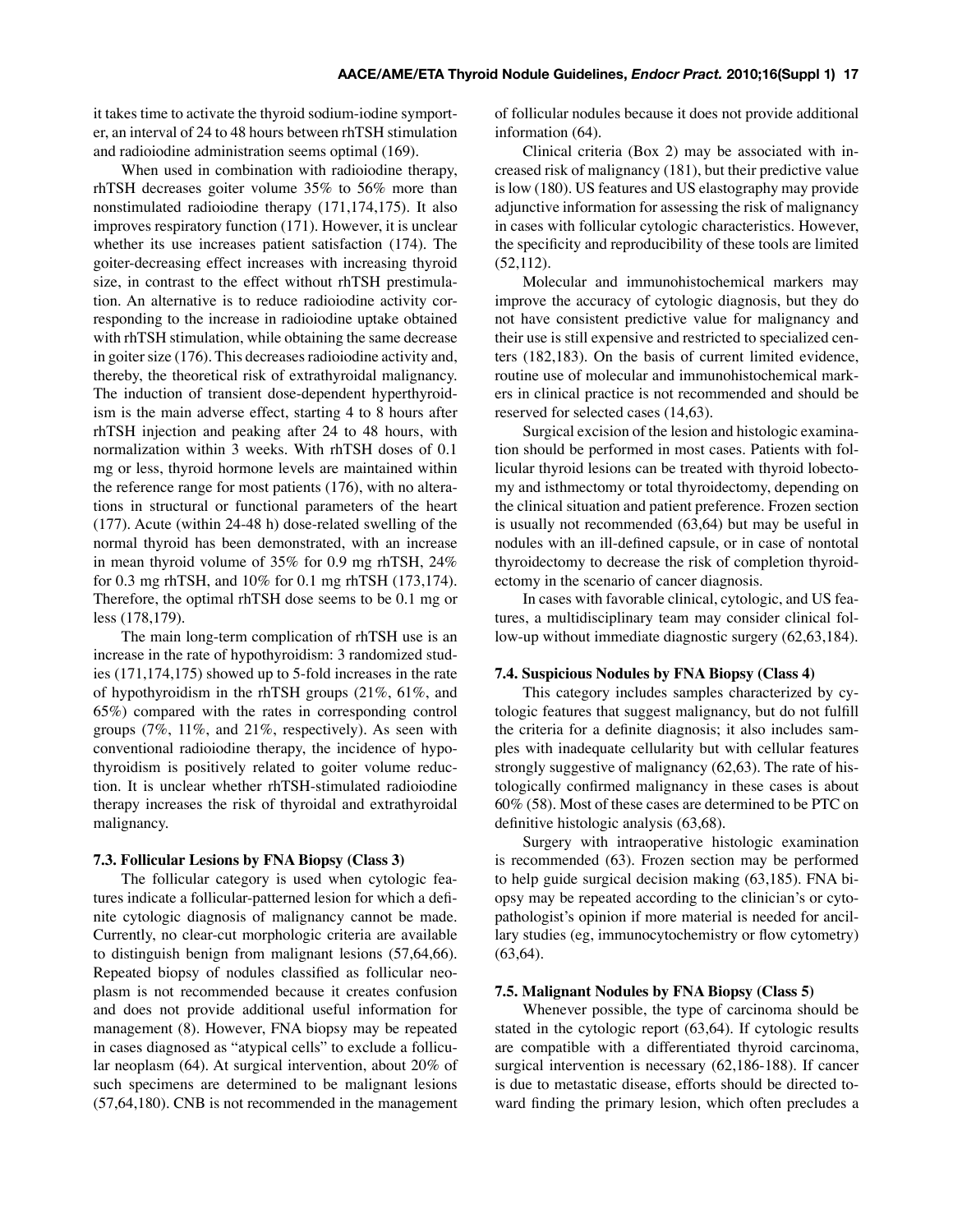it takes time to activate the thyroid sodium-iodine symporter, an interval of 24 to 48 hours between rhTSH stimulation and radioiodine administration seems optimal (169).

When used in combination with radioiodine therapy, rhTSH decreases goiter volume 35% to 56% more than nonstimulated radioiodine therapy (171,174,175). It also improves respiratory function (171). However, it is unclear whether its use increases patient satisfaction (174). The goiter-decreasing effect increases with increasing thyroid size, in contrast to the effect without rhTSH prestimulation. An alternative is to reduce radioiodine activity corresponding to the increase in radioiodine uptake obtained with rhTSH stimulation, while obtaining the same decrease in goiter size (176). This decreases radioiodine activity and, thereby, the theoretical risk of extrathyroidal malignancy. The induction of transient dose-dependent hyperthyroidism is the main adverse effect, starting 4 to 8 hours after rhTSH injection and peaking after 24 to 48 hours, with normalization within 3 weeks. With rhTSH doses of 0.1 mg or less, thyroid hormone levels are maintained within the reference range for most patients (176), with no alterations in structural or functional parameters of the heart (177). Acute (within 24-48 h) dose-related swelling of the normal thyroid has been demonstrated, with an increase in mean thyroid volume of 35% for 0.9 mg rhTSH, 24% for 0.3 mg rhTSH, and 10% for 0.1 mg rhTSH (173,174). Therefore, the optimal rhTSH dose seems to be 0.1 mg or less (178,179).

The main long-term complication of rhTSH use is an increase in the rate of hypothyroidism: 3 randomized studies (171,174,175) showed up to 5-fold increases in the rate of hypothyroidism in the rhTSH groups (21%, 61%, and 65%) compared with the rates in corresponding control groups (7%, 11%, and 21%, respectively). As seen with conventional radioiodine therapy, the incidence of hypothyroidism is positively related to goiter volume reduction. It is unclear whether rhTSH-stimulated radioiodine therapy increases the risk of thyroidal and extrathyroidal malignancy.

#### 7.3. Follicular Lesions by FNA Biopsy (Class 3)

The follicular category is used when cytologic features indicate a follicular-patterned lesion for which a definite cytologic diagnosis of malignancy cannot be made. Currently, no clear-cut morphologic criteria are available to distinguish benign from malignant lesions (57,64,66). Repeated biopsy of nodules classified as follicular neoplasm is not recommended because it creates confusion and does not provide additional useful information for management (8). However, FNA biopsy may be repeated in cases diagnosed as "atypical cells" to exclude a follicular neoplasm (64). At surgical intervention, about 20% of such specimens are determined to be malignant lesions (57,64,180). CNB is not recommended in the management of follicular nodules because it does not provide additional information (64).

Clinical criteria (Box 2) may be associated with increased risk of malignancy (181), but their predictive value is low (180). US features and US elastography may provide adjunctive information for assessing the risk of malignancy in cases with follicular cytologic characteristics. However, the specificity and reproducibility of these tools are limited (52,112).

Molecular and immunohistochemical markers may improve the accuracy of cytologic diagnosis, but they do not have consistent predictive value for malignancy and their use is still expensive and restricted to specialized centers (182,183). On the basis of current limited evidence, routine use of molecular and immunohistochemical markers in clinical practice is not recommended and should be reserved for selected cases (14,63).

Surgical excision of the lesion and histologic examination should be performed in most cases. Patients with follicular thyroid lesions can be treated with thyroid lobectomy and isthmectomy or total thyroidectomy, depending on the clinical situation and patient preference. Frozen section is usually not recommended (63,64) but may be useful in nodules with an ill-defined capsule, or in case of nontotal thyroidectomy to decrease the risk of completion thyroidectomy in the scenario of cancer diagnosis.

In cases with favorable clinical, cytologic, and US features, a multidisciplinary team may consider clinical follow-up without immediate diagnostic surgery (62,63,184).

#### 7.4. Suspicious Nodules by FNA Biopsy (Class 4)

This category includes samples characterized by cytologic features that suggest malignancy, but do not fulfill the criteria for a definite diagnosis; it also includes samples with inadequate cellularity but with cellular features strongly suggestive of malignancy (62,63). The rate of histologically confirmed malignancy in these cases is about 60% (58). Most of these cases are determined to be PTC on definitive histologic analysis (63,68).

Surgery with intraoperative histologic examination is recommended (63). Frozen section may be performed to help guide surgical decision making (63,185). FNA biopsy may be repeated according to the clinician's or cytopathologist's opinion if more material is needed for ancillary studies (eg, immunocytochemistry or flow cytometry) (63,64).

#### 7.5. Malignant Nodules by FNA Biopsy (Class 5)

Whenever possible, the type of carcinoma should be stated in the cytologic report (63,64). If cytologic results are compatible with a differentiated thyroid carcinoma, surgical intervention is necessary (62,186-188). If cancer is due to metastatic disease, efforts should be directed toward finding the primary lesion, which often precludes a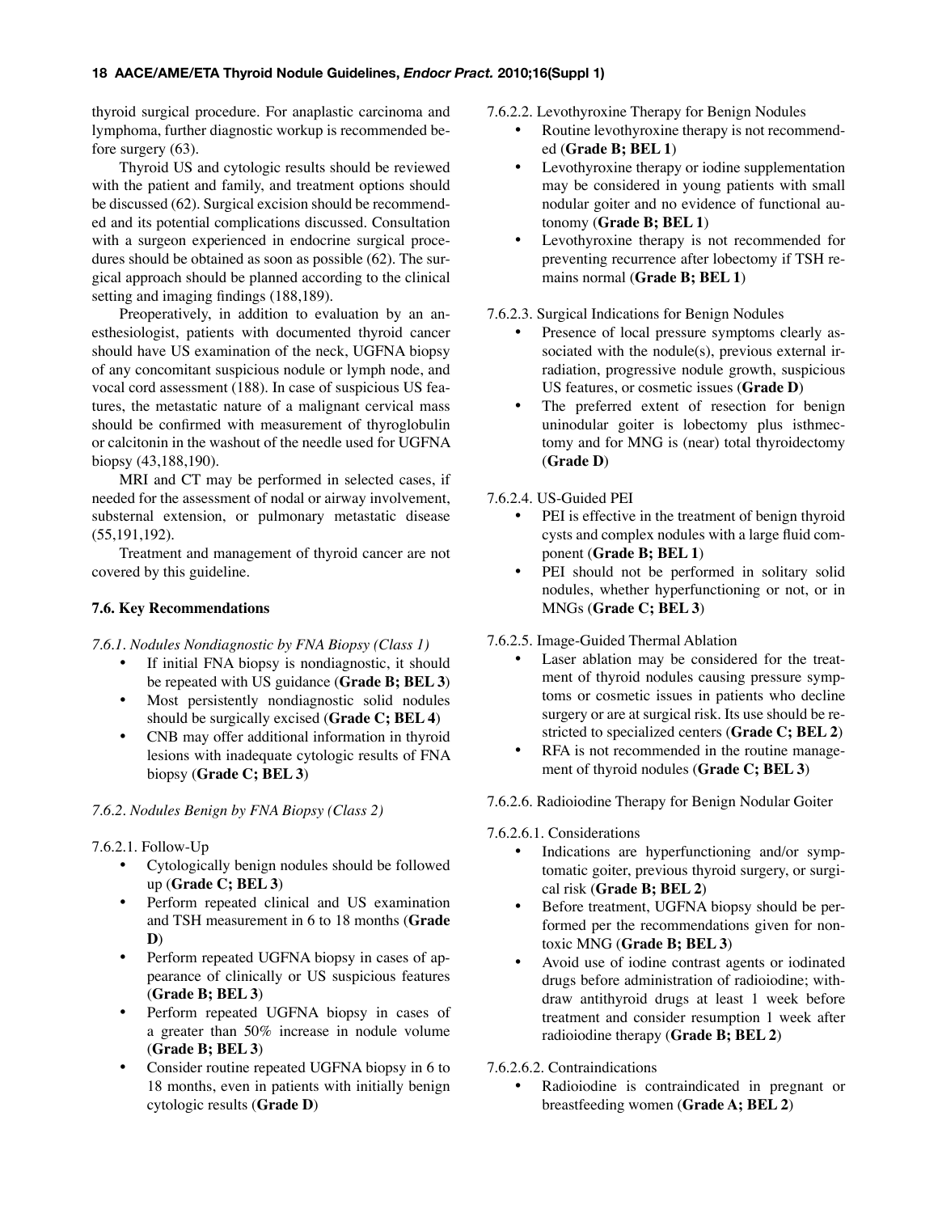thyroid surgical procedure. For anaplastic carcinoma and lymphoma, further diagnostic workup is recommended before surgery (63).

Thyroid US and cytologic results should be reviewed with the patient and family, and treatment options should be discussed (62). Surgical excision should be recommended and its potential complications discussed. Consultation with a surgeon experienced in endocrine surgical procedures should be obtained as soon as possible (62). The surgical approach should be planned according to the clinical setting and imaging findings (188,189).

Preoperatively, in addition to evaluation by an anesthesiologist, patients with documented thyroid cancer should have US examination of the neck, UGFNA biopsy of any concomitant suspicious nodule or lymph node, and vocal cord assessment (188). In case of suspicious US features, the metastatic nature of a malignant cervical mass should be confirmed with measurement of thyroglobulin or calcitonin in the washout of the needle used for UGFNA biopsy (43,188,190).

MRI and CT may be performed in selected cases, if needed for the assessment of nodal or airway involvement, substernal extension, or pulmonary metastatic disease (55,191,192).

Treatment and management of thyroid cancer are not covered by this guideline.

### 7.6. Key Recommendations

*7.6.1. Nodules Nondiagnostic by FNA Biopsy (Class 1)*

- If initial FNA biopsy is nondiagnostic, it should be repeated with US guidance (**Grade B; BEL 3**)
- Most persistently nondiagnostic solid nodules should be surgically excised (**Grade C; BEL 4**)
- CNB may offer additional information in thyroid lesions with inadequate cytologic results of FNA biopsy (**Grade C; BEL 3**)

*7.6.2. Nodules Benign by FNA Biopsy (Class 2)*

7.6.2.1. Follow-Up

- Cytologically benign nodules should be followed up (**Grade C; BEL 3**)
- Perform repeated clinical and US examination and TSH measurement in 6 to 18 months (**Grade D**)
- Perform repeated UGFNA biopsy in cases of appearance of clinically or US suspicious features (**Grade B; BEL 3**)
- Perform repeated UGFNA biopsy in cases of a greater than 50% increase in nodule volume (**Grade B; BEL 3**)
- Consider routine repeated UGFNA biopsy in 6 to 18 months, even in patients with initially benign cytologic results (**Grade D**)

7.6.2.2. Levothyroxine Therapy for Benign Nodules

- Routine levothyroxine therapy is not recommended (**Grade B; BEL 1**)
- Levothyroxine therapy or iodine supplementation may be considered in young patients with small nodular goiter and no evidence of functional autonomy (**Grade B; BEL 1**)
- Levothyroxine therapy is not recommended for preventing recurrence after lobectomy if TSH remains normal (**Grade B; BEL 1**)

7.6.2.3. Surgical Indications for Benign Nodules

- Presence of local pressure symptoms clearly associated with the nodule(s), previous external irradiation, progressive nodule growth, suspicious US features, or cosmetic issues (**Grade D**)
- The preferred extent of resection for benign uninodular goiter is lobectomy plus isthmectomy and for MNG is (near) total thyroidectomy (**Grade D**)

7.6.2.4. US-Guided PEI

- PEI is effective in the treatment of benign thyroid cysts and complex nodules with a large fluid component (**Grade B; BEL 1**)
- PEI should not be performed in solitary solid nodules, whether hyperfunctioning or not, or in MNGs (**Grade C; BEL 3**)

7.6.2.5. Image-Guided Thermal Ablation

- Laser ablation may be considered for the treatment of thyroid nodules causing pressure symptoms or cosmetic issues in patients who decline surgery or are at surgical risk. Its use should be restricted to specialized centers (**Grade C; BEL 2**)
- RFA is not recommended in the routine management of thyroid nodules (**Grade C; BEL 3**)

7.6.2.6. Radioiodine Therapy for Benign Nodular Goiter

7.6.2.6.1. Considerations

- Indications are hyperfunctioning and/or symptomatic goiter, previous thyroid surgery, or surgical risk (**Grade B; BEL 2**)
- Before treatment, UGFNA biopsy should be performed per the recommendations given for nontoxic MNG (**Grade B; BEL 3**)
- Avoid use of iodine contrast agents or iodinated drugs before administration of radioiodine; withdraw antithyroid drugs at least 1 week before treatment and consider resumption 1 week after radioiodine therapy (**Grade B; BEL 2**)

7.6.2.6.2. Contraindications

- Radioiodine is contraindicated in pregnant or breastfeeding women (**Grade A; BEL 2**)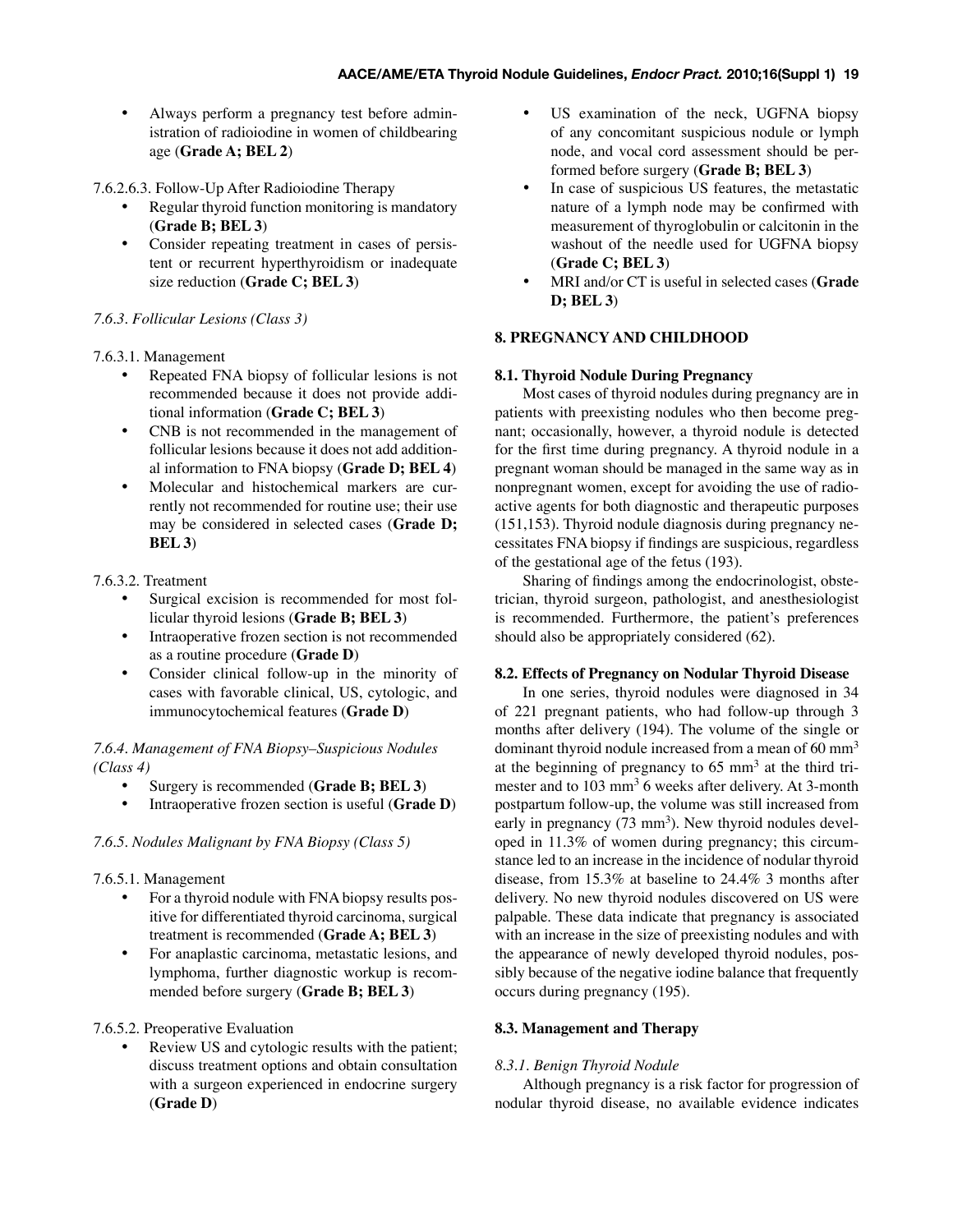- Always perform a pregnancy test before administration of radioiodine in women of childbearing age (**Grade A; BEL 2**)

7.6.2.6.3. Follow-Up After Radioiodine Therapy

- Regular thyroid function monitoring is mandatory (**Grade B; BEL 3**)
- Consider repeating treatment in cases of persistent or recurrent hyperthyroidism or inadequate size reduction (**Grade C; BEL 3**)

*7.6.3. Follicular Lesions (Class 3)*

7.6.3.1. Management

- Repeated FNA biopsy of follicular lesions is not recommended because it does not provide additional information (**Grade C; BEL 3**)
- CNB is not recommended in the management of follicular lesions because it does not add additional information to FNA biopsy (**Grade D; BEL 4**)
- Molecular and histochemical markers are currently not recommended for routine use; their use may be considered in selected cases (**Grade D; BEL 3**)

7.6.3.2. Treatment

- Surgical excision is recommended for most follicular thyroid lesions (**Grade B; BEL 3**)
- Intraoperative frozen section is not recommended as a routine procedure (**Grade D**)
- Consider clinical follow-up in the minority of cases with favorable clinical, US, cytologic, and immunocytochemical features (**Grade D**)

*7.6.4. Management of FNA Biopsy–Suspicious Nodules (Class 4)*

- Surgery is recommended (**Grade B; BEL 3**)
- Intraoperative frozen section is useful (**Grade D**)

*7.6.5. Nodules Malignant by FNA Biopsy (Class 5)*

7.6.5.1. Management

- For a thyroid nodule with FNA biopsy results positive for differentiated thyroid carcinoma, surgical treatment is recommended (**Grade A; BEL 3**)
- For anaplastic carcinoma, metastatic lesions, and lymphoma, further diagnostic workup is recommended before surgery (**Grade B; BEL 3**)

7.6.5.2. Preoperative Evaluation

- Review US and cytologic results with the patient; discuss treatment options and obtain consultation with a surgeon experienced in endocrine surgery (**Grade D**)
- US examination of the neck, UGFNA biopsy of any concomitant suspicious nodule or lymph node, and vocal cord assessment should be performed before surgery (**Grade B; BEL 3**)
- In case of suspicious US features, the metastatic nature of a lymph node may be confirmed with measurement of thyroglobulin or calcitonin in the washout of the needle used for UGFNA biopsy (**Grade C; BEL 3**)
- MRI and/or CT is useful in selected cases (**Grade D; BEL 3**)

## 8. PREGNANCY AND CHILDHOOD

### 8.1. Thyroid Nodule During Pregnancy

Most cases of thyroid nodules during pregnancy are in patients with preexisting nodules who then become pregnant; occasionally, however, a thyroid nodule is detected for the first time during pregnancy. A thyroid nodule in a pregnant woman should be managed in the same way as in nonpregnant women, except for avoiding the use of radioactive agents for both diagnostic and therapeutic purposes (151,153). Thyroid nodule diagnosis during pregnancy necessitates FNA biopsy if findings are suspicious, regardless of the gestational age of the fetus (193).

Sharing of findings among the endocrinologist, obstetrician, thyroid surgeon, pathologist, and anesthesiologist is recommended. Furthermore, the patient's preferences should also be appropriately considered (62).

### 8.2. Effects of Pregnancy on Nodular Thyroid Disease

In one series, thyroid nodules were diagnosed in 34 of 221 pregnant patients, who had follow-up through 3 months after delivery (194). The volume of the single or dominant thyroid nodule increased from a mean of 60 $mm^3$ at the beginning of pregnancy to 65 $mm^3$ at the third trimester and to 103 $mm^3$ 6 weeks after delivery. At 3-month postpartum follow-up, the volume was still increased from early in pregnancy (73 $mm^3$). New thyroid nodules developed in 11.3% of women during pregnancy; this circumstance led to an increase in the incidence of nodular thyroid disease, from 15.3% at baseline to 24.4% 3 months after delivery. No new thyroid nodules discovered on US were palpable. These data indicate that pregnancy is associated with an increase in the size of preexisting nodules and with the appearance of newly developed thyroid nodules, possibly because of the negative iodine balance that frequently occurs during pregnancy (195).

### 8.3. Management and Therapy

*8.3.1. Benign Thyroid Nodule*

Although pregnancy is a risk factor for progression of nodular thyroid disease, no available evidence indicates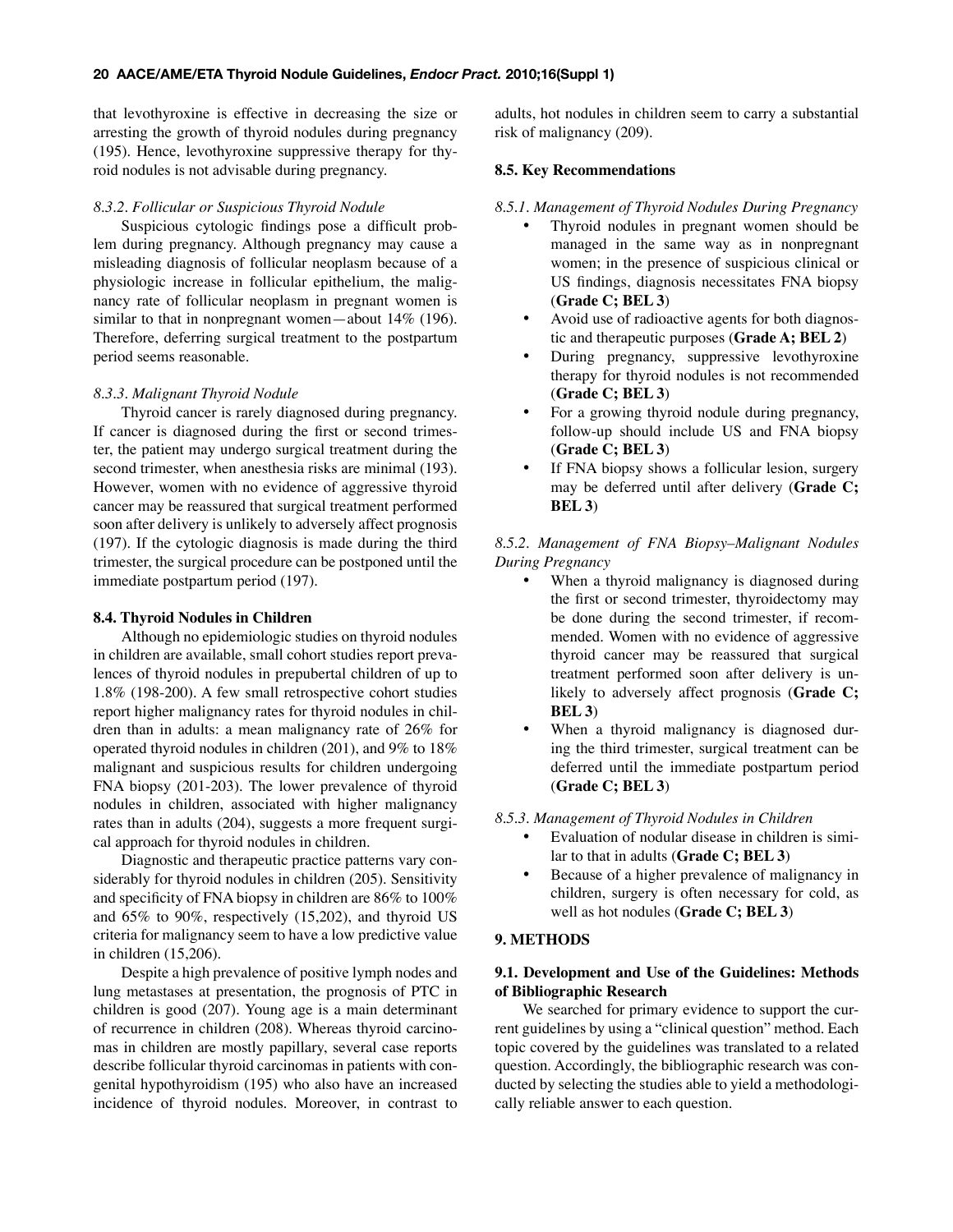that levothyroxine is effective in decreasing the size or arresting the growth of thyroid nodules during pregnancy (195). Hence, levothyroxine suppressive therapy for thyroid nodules is not advisable during pregnancy.

#### *8.3.2. Follicular or Suspicious Thyroid Nodule*

Suspicious cytologic findings pose a difficult problem during pregnancy. Although pregnancy may cause a misleading diagnosis of follicular neoplasm because of a physiologic increase in follicular epithelium, the malignancy rate of follicular neoplasm in pregnant women is similar to that in nonpregnant women—about 14% (196). Therefore, deferring surgical treatment to the postpartum period seems reasonable.

#### *8.3.3. Malignant Thyroid Nodule*

Thyroid cancer is rarely diagnosed during pregnancy. If cancer is diagnosed during the first or second trimester, the patient may undergo surgical treatment during the second trimester, when anesthesia risks are minimal (193). However, women with no evidence of aggressive thyroid cancer may be reassured that surgical treatment performed soon after delivery is unlikely to adversely affect prognosis (197). If the cytologic diagnosis is made during the third trimester, the surgical procedure can be postponed until the immediate postpartum period (197).

### 8.4. Thyroid Nodules in Children

Although no epidemiologic studies on thyroid nodules in children are available, small cohort studies report prevalences of thyroid nodules in prepubertal children of up to 1.8% (198-200). A few small retrospective cohort studies report higher malignancy rates for thyroid nodules in children than in adults: a mean malignancy rate of 26% for operated thyroid nodules in children (201), and 9% to 18% malignant and suspicious results for children undergoing FNA biopsy (201-203). The lower prevalence of thyroid nodules in children, associated with higher malignancy rates than in adults (204), suggests a more frequent surgical approach for thyroid nodules in children.

Diagnostic and therapeutic practice patterns vary considerably for thyroid nodules in children (205). Sensitivity and specificity of FNA biopsy in children are 86% to 100% and 65% to 90%, respectively (15,202), and thyroid US criteria for malignancy seem to have a low predictive value in children (15,206).

Despite a high prevalence of positive lymph nodes and lung metastases at presentation, the prognosis of PTC in children is good (207). Young age is a main determinant of recurrence in children (208). Whereas thyroid carcinomas in children are mostly papillary, several case reports describe follicular thyroid carcinomas in patients with congenital hypothyroidism (195) who also have an increased incidence of thyroid nodules. Moreover, in contrast to adults, hot nodules in children seem to carry a substantial risk of malignancy (209).

### 8.5. Key Recommendations

#### *8.5.1. Management of Thyroid Nodules During Pregnancy*

- Thyroid nodules in pregnant women should be managed in the same way as in nonpregnant women; in the presence of suspicious clinical or US findings, diagnosis necessitates FNA biopsy (**Grade C; BEL 3**)
- Avoid use of radioactive agents for both diagnostic and therapeutic purposes (**Grade A; BEL 2**)
- During pregnancy, suppressive levothyroxine therapy for thyroid nodules is not recommended (**Grade C; BEL 3**)
- For a growing thyroid nodule during pregnancy, follow-up should include US and FNA biopsy (**Grade C; BEL 3**)
- If FNA biopsy shows a follicular lesion, surgery may be deferred until after delivery (**Grade C; BEL 3**)

#### *8.5.2. Management of FNA Biopsy–Malignant Nodules During Pregnancy*

- When a thyroid malignancy is diagnosed during the first or second trimester, thyroidectomy may be done during the second trimester, if recommended. Women with no evidence of aggressive thyroid cancer may be reassured that surgical treatment performed soon after delivery is unlikely to adversely affect prognosis (**Grade C; BEL 3**)
- When a thyroid malignancy is diagnosed during the third trimester, surgical treatment can be deferred until the immediate postpartum period (**Grade C; BEL 3**)

#### *8.5.3. Management of Thyroid Nodules in Children*

- Evaluation of nodular disease in children is similar to that in adults (**Grade C; BEL 3**)
- Because of a higher prevalence of malignancy in children, surgery is often necessary for cold, as well as hot nodules (**Grade C; BEL 3**)

## 9. METHODS

### 9.1. Development and Use of the Guidelines: Methods of Bibliographic Research

We searched for primary evidence to support the current guidelines by using a "clinical question" method. Each topic covered by the guidelines was translated to a related question. Accordingly, the bibliographic research was conducted by selecting the studies able to yield a methodologically reliable answer to each question.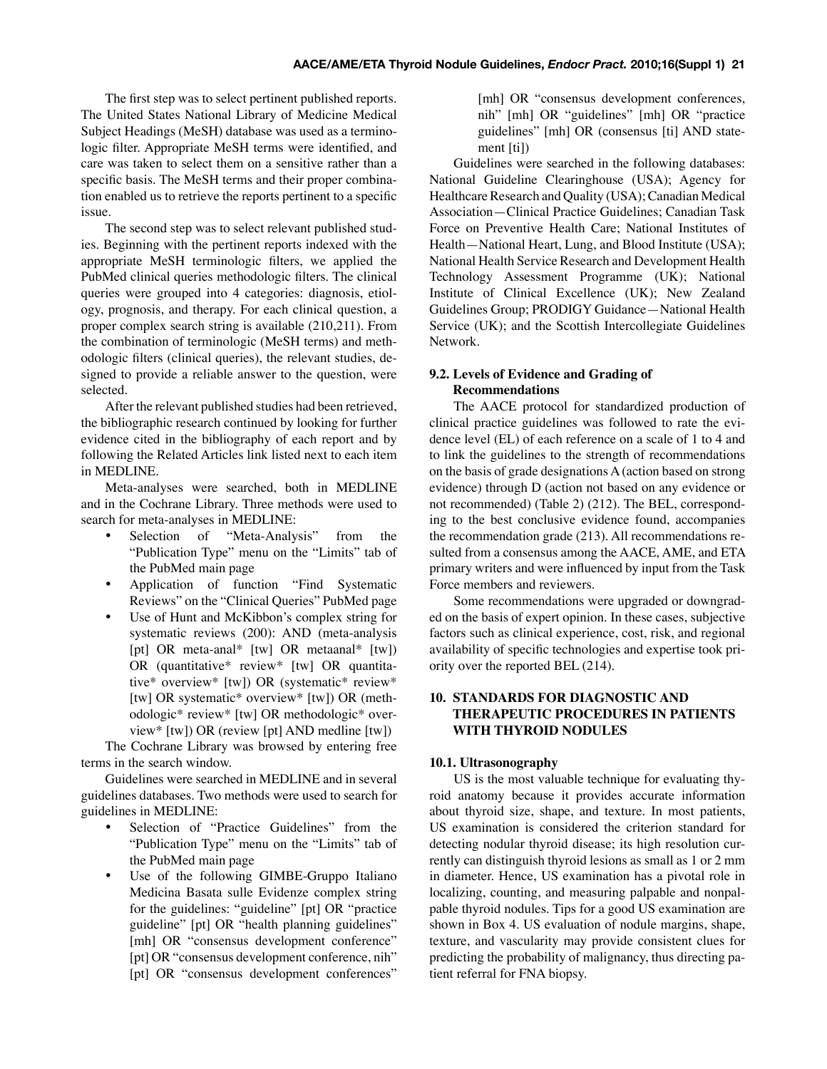The first step was to select pertinent published reports. The United States National Library of Medicine Medical Subject Headings (MeSH) database was used as a terminologic filter. Appropriate MeSH terms were identified, and care was taken to select them on a sensitive rather than a specific basis. The MeSH terms and their proper combination enabled us to retrieve the reports pertinent to a specific issue.

The second step was to select relevant published studies. Beginning with the pertinent reports indexed with the appropriate MeSH terminologic filters, we applied the PubMed clinical queries methodologic filters. The clinical queries were grouped into 4 categories: diagnosis, etiology, prognosis, and therapy. For each clinical question, a proper complex search string is available (210,211). From the combination of terminologic (MeSH terms) and methodologic filters (clinical queries), the relevant studies, designed to provide a reliable answer to the question, were selected.

After the relevant published studies had been retrieved, the bibliographic research continued by looking for further evidence cited in the bibliography of each report and by following the Related Articles link listed next to each item in MEDLINE.

Meta-analyses were searched, both in MEDLINE and in the Cochrane Library. Three methods were used to search for meta-analyses in MEDLINE:

- Selection of "Meta-Analysis" from the "Publication Type" menu on the "Limits" tab of the PubMed main page
- Application of function "Find Systematic Reviews" on the "Clinical Queries" PubMed page
- Use of Hunt and McKibbon's complex string for systematic reviews (200): AND (meta-analysis [pt] OR meta-anal* [tw] OR metaanal* [tw]) OR (quantitative* review* [tw] OR quantitative* overview* [tw]) OR (systematic* review* [tw] OR systematic* overview* [tw]) OR (methodologic* review* [tw] OR methodologic* overview* [tw]) OR (review [pt] AND medline [tw])

The Cochrane Library was browsed by entering free terms in the search window.

Guidelines were searched in MEDLINE and in several guidelines databases. Two methods were used to search for guidelines in MEDLINE:

- Selection of "Practice Guidelines" from the "Publication Type" menu on the "Limits" tab of the PubMed main page
- Use of the following GIMBE-Gruppo Italiano Medicina Basata sulle Evidenze complex string for the guidelines: "guideline" [pt] OR "practice guideline" [pt] OR "health planning guidelines" [mh] OR "consensus development conference" [pt] OR "consensus development conference, nih" [pt] OR "consensus development conferences" [mh] OR "consensus development conferences, nih" [mh] OR "guidelines" [mh] OR "practice guidelines" [mh] OR (consensus [ti] AND statement [ti])

Guidelines were searched in the following databases: National Guideline Clearinghouse (USA); Agency for Healthcare Research and Quality (USA); Canadian Medical Association—Clinical Practice Guidelines; Canadian Task Force on Preventive Health Care; National Institutes of Health—National Heart, Lung, and Blood Institute (USA); National Health Service Research and Development Health Technology Assessment Programme (UK); National Institute of Clinical Excellence (UK); New Zealand Guidelines Group; PRODIGY Guidance—National Health Service (UK); and the Scottish Intercollegiate Guidelines Network.

### 9.2. Levels of Evidence and Grading of Recommendations

The AACE protocol for standardized production of clinical practice guidelines was followed to rate the evidence level (EL) of each reference on a scale of 1 to 4 and to link the guidelines to the strength of recommendations on the basis of grade designations A (action based on strong evidence) through D (action not based on any evidence or not recommended) (Table 2) (212). The BEL, corresponding to the best conclusive evidence found, accompanies the recommendation grade (213). All recommendations resulted from a consensus among the AACE, AME, and ETA primary writers and were influenced by input from the Task Force members and reviewers.

Some recommendations were upgraded or downgraded on the basis of expert opinion. In these cases, subjective factors such as clinical experience, cost, risk, and regional availability of specific technologies and expertise took priority over the reported BEL (214).

## 10. STANDARDS FOR DIAGNOSTIC AND THERAPEUTIC PROCEDURES IN PATIENTS WITH THYROID NODULES

### 10.1. Ultrasonography

US is the most valuable technique for evaluating thyroid anatomy because it provides accurate information about thyroid size, shape, and texture. In most patients, US examination is considered the criterion standard for detecting nodular thyroid disease; its high resolution currently can distinguish thyroid lesions as small as 1 or 2 mm in diameter. Hence, US examination has a pivotal role in localizing, counting, and measuring palpable and nonpalpable thyroid nodules. Tips for a good US examination are shown in Box 4. US evaluation of nodule margins, shape, texture, and vascularity may provide consistent clues for predicting the probability of malignancy, thus directing patient referral for FNA biopsy.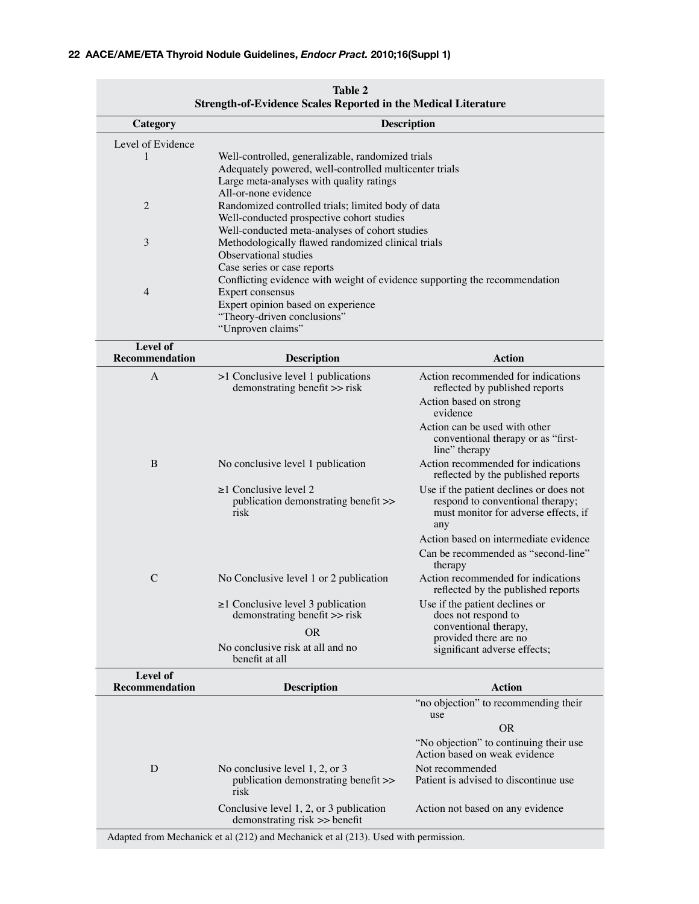**Table 2**
**Strength-of-Evidence Scales Reported in the Medical Literature**

| Category | Description |
|---|---|
| Level of Evidence | |
| 1 | Well-controlled, generalizable, randomized trials<br>Adequately powered, well-controlled multicenter trials<br>Large meta-analyses with quality ratings<br>All-or-none evidence |
| 2 | Randomized controlled trials; limited body of data<br>Well-conducted prospective cohort studies<br>Well-conducted meta-analyses of cohort studies |
| 3 | Methodologically flawed randomized clinical trials<br>Observational studies<br>Case series or case reports<br>Conflicting evidence with weight of evidence supporting the recommendation |
| 4 | Expert consensus<br>Expert opinion based on experience<br>"Theory-driven conclusions"<br>"Unproven claims" |

| Level of Recommendation | Description | Action |
|---|---|---|
| A | >1 Conclusive level 1 publications demonstrating benefit >> risk | Action recommended for indications reflected by published reports<br>Action based on strong evidence<br>Action can be used with other conventional therapy or as "first-line" therapy |
| B | No conclusive level 1 publication | Action recommended for indications reflected by the published reports |
| | ≥1 Conclusive level 2 publication demonstrating benefit >> risk | Use if the patient declines or does not respond to conventional therapy; must monitor for adverse effects, if any<br>Action based on intermediate evidence<br>Can be recommended as "second-line" therapy |
| C | No Conclusive level 1 or 2 publication | Action recommended for indications reflected by the published reports |
| | ≥1 Conclusive level 3 publication demonstrating benefit >> risk<br>OR<br>No conclusive risk at all and no benefit at all | Use if the patient declines or does not respond to conventional therapy, provided there are no significant adverse effects; "no objection" to recommending their use<br>OR<br>"No objection" to continuing their use<br>Action based on weak evidence |
| D | No conclusive level 1, 2, or 3 publication demonstrating benefit >> risk | Not recommended<br>Patient is advised to discontinue use |
| | Conclusive level 1, 2, or 3 publication demonstrating risk >> benefit | Action not based on any evidence |

Adapted from Mechanick et al (212) and Mechanick et al (213). Used with permission.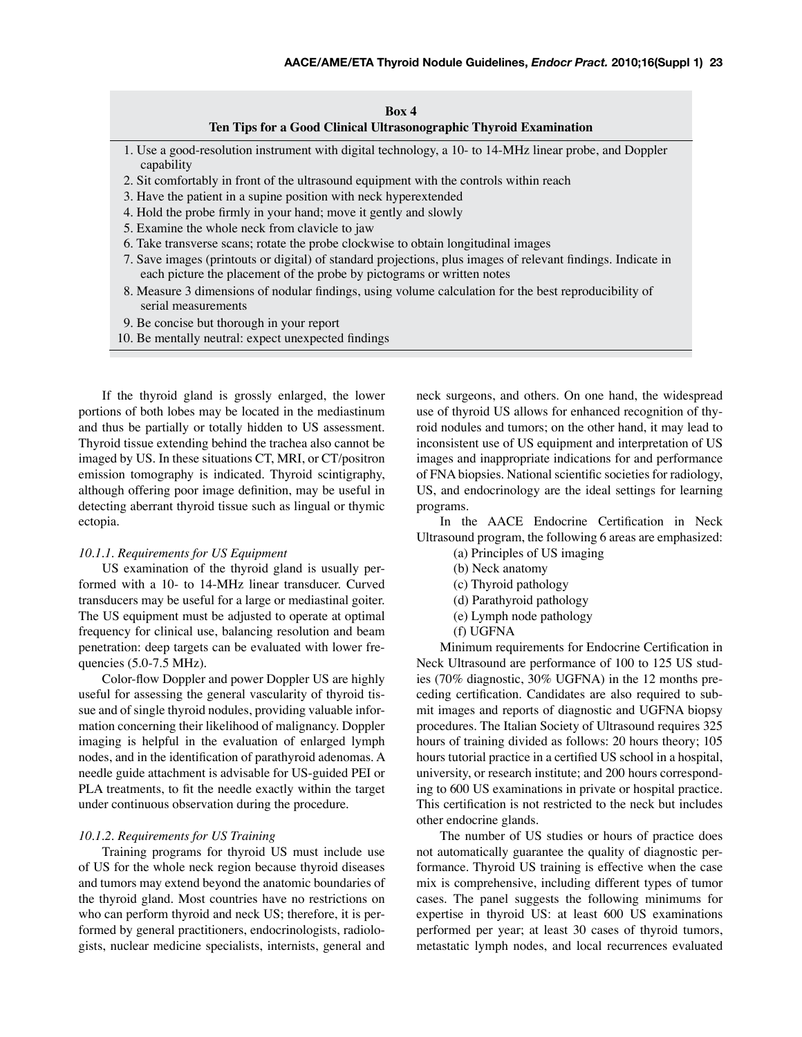**Box 4**
**Ten Tips for a Good Clinical Ultrasonographic Thyroid Examination**

1. Use a good-resolution instrument with digital technology, a 10- to 14-MHz linear probe, and Doppler capability
2. Sit comfortably in front of the ultrasound equipment with the controls within reach
3. Have the patient in a supine position with neck hyperextended
4. Hold the probe firmly in your hand; move it gently and slowly
5. Examine the whole neck from clavicle to jaw
6. Take transverse scans; rotate the probe clockwise to obtain longitudinal images
7. Save images (printouts or digital) of standard projections, plus images of relevant findings. Indicate in each picture the placement of the probe by pictograms or written notes
8. Measure 3 dimensions of nodular findings, using volume calculation for the best reproducibility of serial measurements
9. Be concise but thorough in your report
10. Be mentally neutral: expect unexpected findings

If the thyroid gland is grossly enlarged, the lower portions of both lobes may be located in the mediastinum and thus be partially or totally hidden to US assessment. Thyroid tissue extending behind the trachea also cannot be imaged by US. In these situations CT, MRI, or CT/positron emission tomography is indicated. Thyroid scintigraphy, although offering poor image definition, may be useful in detecting aberrant thyroid tissue such as lingual or thymic ectopia.

#### *10.1.1. Requirements for US Equipment*

US examination of the thyroid gland is usually performed with a 10- to 14-MHz linear transducer. Curved transducers may be useful for a large or mediastinal goiter. The US equipment must be adjusted to operate at optimal frequency for clinical use, balancing resolution and beam penetration: deep targets can be evaluated with lower frequencies (5.0-7.5 MHz).

Color-flow Doppler and power Doppler US are highly useful for assessing the general vascularity of thyroid tissue and of single thyroid nodules, providing valuable information concerning their likelihood of malignancy. Doppler imaging is helpful in the evaluation of enlarged lymph nodes, and in the identification of parathyroid adenomas. A needle guide attachment is advisable for US-guided PEI or PLA treatments, to fit the needle exactly within the target under continuous observation during the procedure.

#### *10.1.2. Requirements for US Training*

Training programs for thyroid US must include use of US for the whole neck region because thyroid diseases and tumors may extend beyond the anatomic boundaries of the thyroid gland. Most countries have no restrictions on who can perform thyroid and neck US; therefore, it is performed by general practitioners, endocrinologists, radiologists, nuclear medicine specialists, internists, general and neck surgeons, and others. On one hand, the widespread use of thyroid US allows for enhanced recognition of thyroid nodules and tumors; on the other hand, it may lead to inconsistent use of US equipment and interpretation of US images and inappropriate indications for and performance of FNA biopsies. National scientific societies for radiology, US, and endocrinology are the ideal settings for learning programs.

In the AACE Endocrine Certification in Neck Ultrasound program, the following 6 areas are emphasized:

(a) Principles of US imaging
(b) Neck anatomy
(c) Thyroid pathology
(d) Parathyroid pathology
(e) Lymph node pathology
(f) UGFNA

Minimum requirements for Endocrine Certification in Neck Ultrasound are performance of 100 to 125 US studies (70% diagnostic, 30% UGFNA) in the 12 months preceding certification. Candidates are also required to submit images and reports of diagnostic and UGFNA biopsy procedures. The Italian Society of Ultrasound requires 325 hours of training divided as follows: 20 hours theory; 105 hours tutorial practice in a certified US school in a hospital, university, or research institute; and 200 hours corresponding to 600 US examinations in private or hospital practice. This certification is not restricted to the neck but includes other endocrine glands.

The number of US studies or hours of practice does not automatically guarantee the quality of diagnostic performance. Thyroid US training is effective when the case mix is comprehensive, including different types of tumor cases. The panel suggests the following minimums for expertise in thyroid US: at least 600 US examinations performed per year; at least 30 cases of thyroid tumors, metastatic lymph nodes, and local recurrences evaluated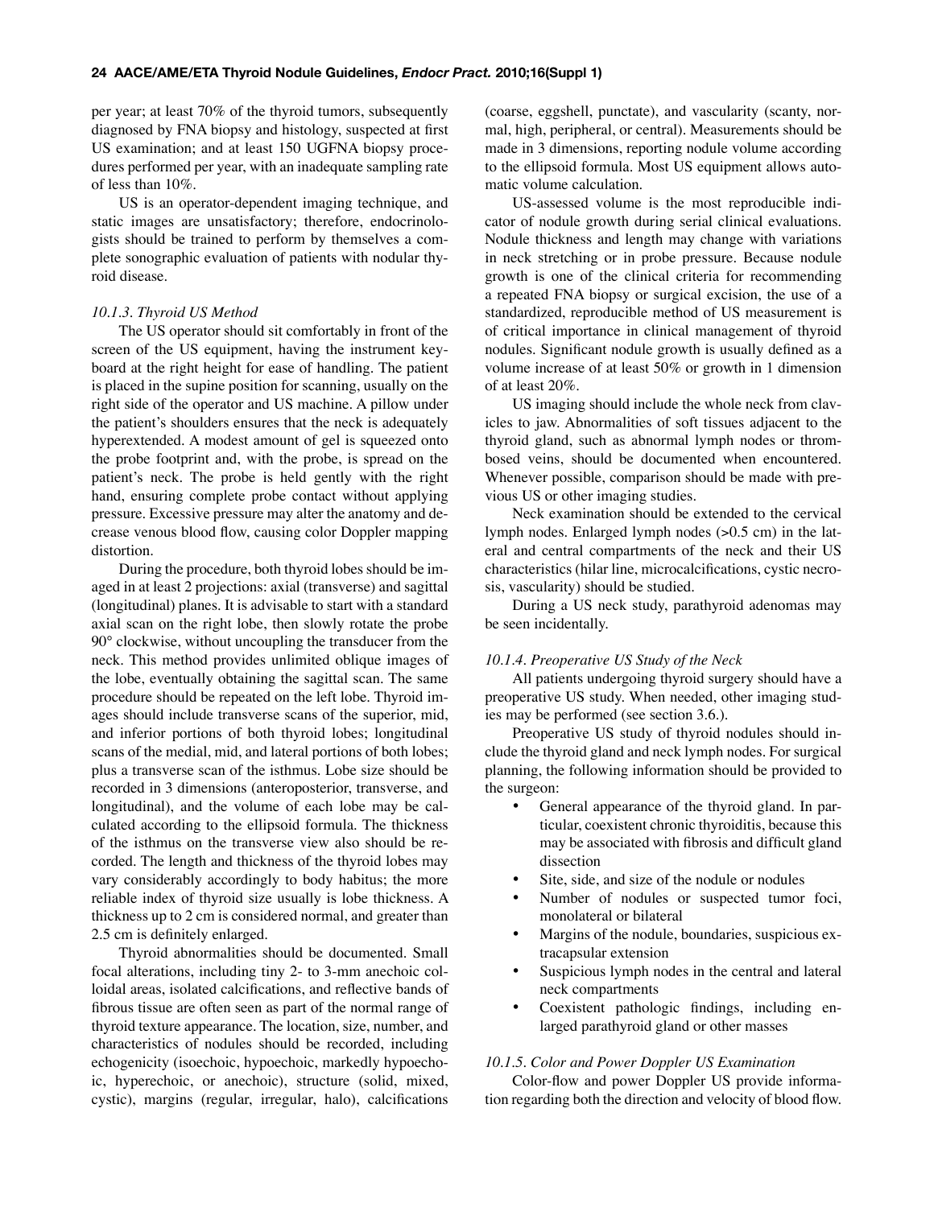per year; at least 70% of the thyroid tumors, subsequently diagnosed by FNA biopsy and histology, suspected at first US examination; and at least 150 UGFNA biopsy procedures performed per year, with an inadequate sampling rate of less than 10%.

US is an operator-dependent imaging technique, and static images are unsatisfactory; therefore, endocrinologists should be trained to perform by themselves a complete sonographic evaluation of patients with nodular thyroid disease.

#### *10.1.3. Thyroid US Method*

The US operator should sit comfortably in front of the screen of the US equipment, having the instrument keyboard at the right height for ease of handling. The patient is placed in the supine position for scanning, usually on the right side of the operator and US machine. A pillow under the patient's shoulders ensures that the neck is adequately hyperextended. A modest amount of gel is squeezed onto the probe footprint and, with the probe, is spread on the patient's neck. The probe is held gently with the right hand, ensuring complete probe contact without applying pressure. Excessive pressure may alter the anatomy and decrease venous blood flow, causing color Doppler mapping distortion.

During the procedure, both thyroid lobes should be imaged in at least 2 projections: axial (transverse) and sagittal (longitudinal) planes. It is advisable to start with a standard axial scan on the right lobe, then slowly rotate the probe 90° clockwise, without uncoupling the transducer from the neck. This method provides unlimited oblique images of the lobe, eventually obtaining the sagittal scan. The same procedure should be repeated on the left lobe. Thyroid images should include transverse scans of the superior, mid, and inferior portions of both thyroid lobes; longitudinal scans of the medial, mid, and lateral portions of both lobes; plus a transverse scan of the isthmus. Lobe size should be recorded in 3 dimensions (anteroposterior, transverse, and longitudinal), and the volume of each lobe may be calculated according to the ellipsoid formula. The thickness of the isthmus on the transverse view also should be recorded. The length and thickness of the thyroid lobes may vary considerably accordingly to body habitus; the more reliable index of thyroid size usually is lobe thickness. A thickness up to 2 cm is considered normal, and greater than 2.5 cm is definitely enlarged.

Thyroid abnormalities should be documented. Small focal alterations, including tiny 2- to 3-mm anechoic colloidal areas, isolated calcifications, and reflective bands of fibrous tissue are often seen as part of the normal range of thyroid texture appearance. The location, size, number, and characteristics of nodules should be recorded, including echogenicity (isoechoic, hypoechoic, markedly hypoechoic, hyperechoic, or anechoic), structure (solid, mixed, cystic), margins (regular, irregular, halo), calcifications (coarse, eggshell, punctate), and vascularity (scanty, normal, high, peripheral, or central). Measurements should be made in 3 dimensions, reporting nodule volume according to the ellipsoid formula. Most US equipment allows automatic volume calculation.

US-assessed volume is the most reproducible indicator of nodule growth during serial clinical evaluations. Nodule thickness and length may change with variations in neck stretching or in probe pressure. Because nodule growth is one of the clinical criteria for recommending a repeated FNA biopsy or surgical excision, the use of a standardized, reproducible method of US measurement is of critical importance in clinical management of thyroid nodules. Significant nodule growth is usually defined as a volume increase of at least 50% or growth in 1 dimension of at least 20%.

US imaging should include the whole neck from clavicles to jaw. Abnormalities of soft tissues adjacent to the thyroid gland, such as abnormal lymph nodes or thrombosed veins, should be documented when encountered. Whenever possible, comparison should be made with previous US or other imaging studies.

Neck examination should be extended to the cervical lymph nodes. Enlarged lymph nodes (>0.5 cm) in the lateral and central compartments of the neck and their US characteristics (hilar line, microcalcifications, cystic necrosis, vascularity) should be studied.

During a US neck study, parathyroid adenomas may be seen incidentally.

#### *10.1.4. Preoperative US Study of the Neck*

All patients undergoing thyroid surgery should have a preoperative US study. When needed, other imaging studies may be performed (see section 3.6.).

Preoperative US study of thyroid nodules should include the thyroid gland and neck lymph nodes. For surgical planning, the following information should be provided to the surgeon:

- General appearance of the thyroid gland. In particular, coexistent chronic thyroiditis, because this may be associated with fibrosis and difficult gland dissection
- Site, side, and size of the nodule or nodules
- Number of nodules or suspected tumor foci, monolateral or bilateral
- Margins of the nodule, boundaries, suspicious extracapsular extension
- Suspicious lymph nodes in the central and lateral neck compartments
- Coexistent pathologic findings, including enlarged parathyroid gland or other masses

#### *10.1.5. Color and Power Doppler US Examination*

Color-flow and power Doppler US provide information regarding both the direction and velocity of blood flow.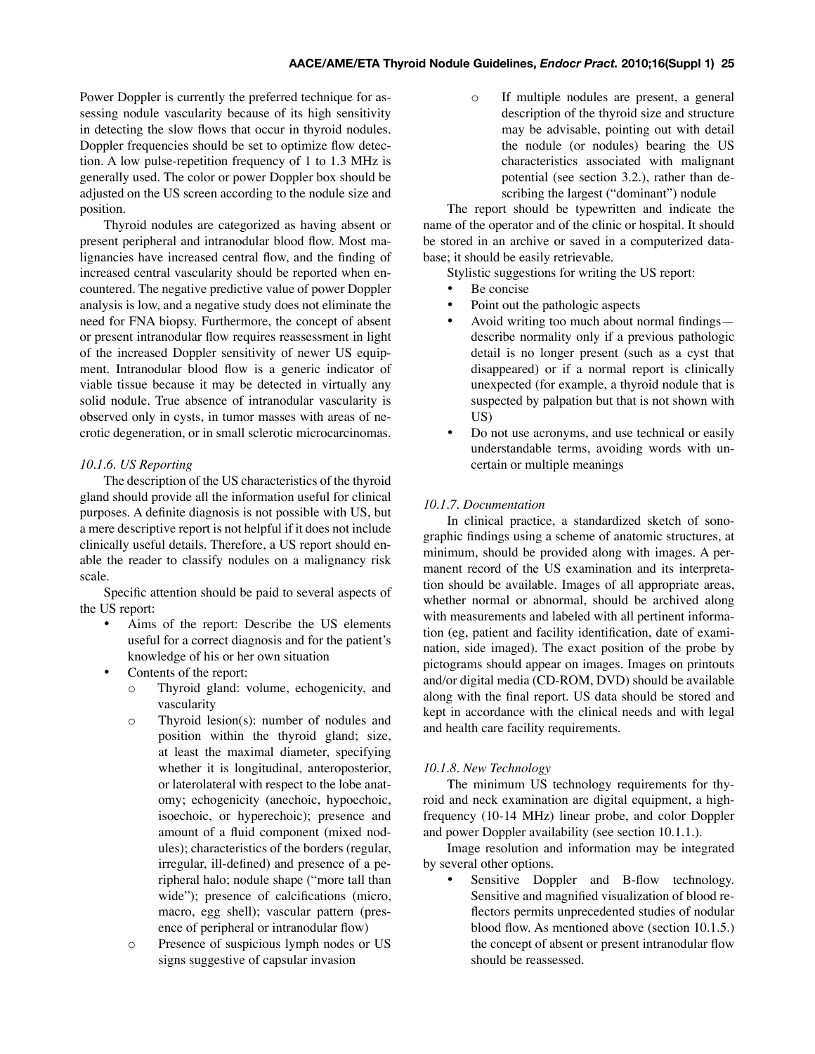Power Doppler is currently the preferred technique for assessing nodule vascularity because of its high sensitivity in detecting the slow flows that occur in thyroid nodules. Doppler frequencies should be set to optimize flow detection. A low pulse-repetition frequency of 1 to 1.3 MHz is generally used. The color or power Doppler box should be adjusted on the US screen according to the nodule size and position.

Thyroid nodules are categorized as having absent or present peripheral and intranodular blood flow. Most malignancies have increased central flow, and the finding of increased central vascularity should be reported when encountered. The negative predictive value of power Doppler analysis is low, and a negative study does not eliminate the need for FNA biopsy. Furthermore, the concept of absent or present intranodular flow requires reassessment in light of the increased Doppler sensitivity of newer US equipment. Intranodular blood flow is a generic indicator of viable tissue because it may be detected in virtually any solid nodule. True absence of intranodular vascularity is observed only in cysts, in tumor masses with areas of necrotic degeneration, or in small sclerotic microcarcinomas.

#### *10.1.6. US Reporting*

The description of the US characteristics of the thyroid gland should provide all the information useful for clinical purposes. A definite diagnosis is not possible with US, but a mere descriptive report is not helpful if it does not include clinically useful details. Therefore, a US report should enable the reader to classify nodules on a malignancy risk scale.

Specific attention should be paid to several aspects of the US report:

- Aims of the report: Describe the US elements useful for a correct diagnosis and for the patient's knowledge of his or her own situation
- Contents of the report:
  - Thyroid gland: volume, echogenicity, and vascularity
  - Thyroid lesion(s): number of nodules and position within the thyroid gland; size, at least the maximal diameter, specifying whether it is longitudinal, anteroposterior, or laterolateral with respect to the lobe anatomy; echogenicity (anechoic, hypoechoic, isoechoic, or hyperechoic); presence and amount of a fluid component (mixed nodules); characteristics of the borders (regular, irregular, ill-defined) and presence of a peripheral halo; nodule shape ("more tall than wide"); presence of calcifications (micro, macro, egg shell); vascular pattern (presence of peripheral or intranodular flow)
  - Presence of suspicious lymph nodes or US signs suggestive of capsular invasion
  - If multiple nodules are present, a general description of the thyroid size and structure may be advisable, pointing out with detail the nodule (or nodules) bearing the US characteristics associated with malignant potential (see section 3.2.), rather than describing the largest ("dominant") nodule

The report should be typewritten and indicate the name of the operator and of the clinic or hospital. It should be stored in an archive or saved in a computerized database; it should be easily retrievable.

Stylistic suggestions for writing the US report:

- Be concise
- Point out the pathologic aspects
- Avoid writing too much about normal findings—describe normality only if a previous pathologic detail is no longer present (such as a cyst that disappeared) or if a normal report is clinically unexpected (for example, a thyroid nodule that is suspected by palpation but that is not shown with US)
- Do not use acronyms, and use technical or easily understandable terms, avoiding words with uncertain or multiple meanings

#### *10.1.7. Documentation*

In clinical practice, a standardized sketch of sonographic findings using a scheme of anatomic structures, at minimum, should be provided along with images. A permanent record of the US examination and its interpretation should be available. Images of all appropriate areas, whether normal or abnormal, should be archived along with measurements and labeled with all pertinent information (eg, patient and facility identification, date of examination, side imaged). The exact position of the probe by pictograms should appear on images. Images on printouts and/or digital media (CD-ROM, DVD) should be available along with the final report. US data should be stored and kept in accordance with the clinical needs and with legal and health care facility requirements.

#### *10.1.8. New Technology*

The minimum US technology requirements for thyroid and neck examination are digital equipment, a high-frequency (10-14 MHz) linear probe, and color Doppler and power Doppler availability (see section 10.1.1.).

Image resolution and information may be integrated by several other options.

- Sensitive Doppler and B-flow technology. Sensitive and magnified visualization of blood reflectors permits unprecedented studies of nodular blood flow. As mentioned above (section 10.1.5.) the concept of absent or present intranodular flow should be reassessed.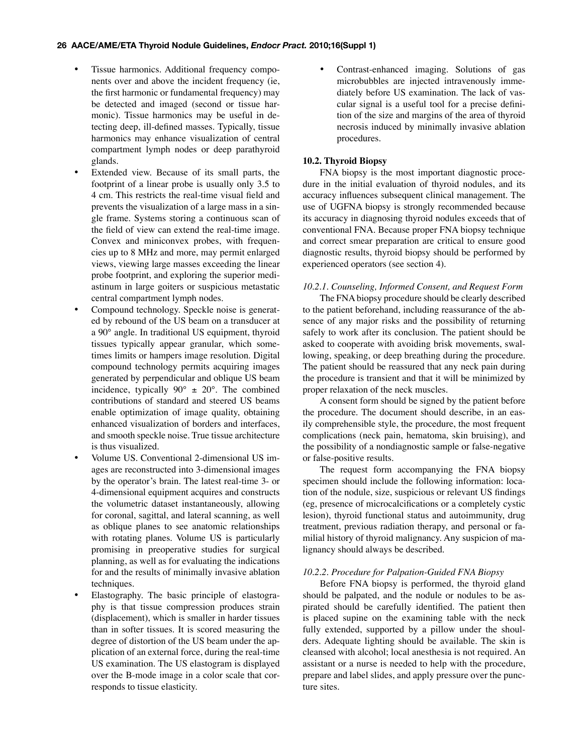- Tissue harmonics. Additional frequency components over and above the incident frequency (ie, the first harmonic or fundamental frequency) may be detected and imaged (second or tissue harmonic). Tissue harmonics may be useful in detecting deep, ill-defined masses. Typically, tissue harmonics may enhance visualization of central compartment lymph nodes or deep parathyroid glands.
- Extended view. Because of its small parts, the footprint of a linear probe is usually only 3.5 to 4 cm. This restricts the real-time visual field and prevents the visualization of a large mass in a single frame. Systems storing a continuous scan of the field of view can extend the real-time image. Convex and miniconvex probes, with frequencies up to 8 MHz and more, may permit enlarged views, viewing large masses exceeding the linear probe footprint, and exploring the superior mediastinum in large goiters or suspicious metastatic central compartment lymph nodes.
- Compound technology. Speckle noise is generated by rebound of the US beam on a transducer at a 90° angle. In traditional US equipment, thyroid tissues typically appear granular, which sometimes limits or hampers image resolution. Digital compound technology permits acquiring images generated by perpendicular and oblique US beam incidence, typically 90° ± 20°. The combined contributions of standard and steered US beams enable optimization of image quality, obtaining enhanced visualization of borders and interfaces, and smooth speckle noise. True tissue architecture is thus visualized.
- Volume US. Conventional 2-dimensional US images are reconstructed into 3-dimensional images by the operator's brain. The latest real-time 3- or 4-dimensional equipment acquires and constructs the volumetric dataset instantaneously, allowing for coronal, sagittal, and lateral scanning, as well as oblique planes to see anatomic relationships with rotating planes. Volume US is particularly promising in preoperative studies for surgical planning, as well as for evaluating the indications for and the results of minimally invasive ablation techniques.
- Elastography. The basic principle of elastography is that tissue compression produces strain (displacement), which is smaller in harder tissues than in softer tissues. It is scored measuring the degree of distortion of the US beam under the application of an external force, during the real-time US examination. The US elastogram is displayed over the B-mode image in a color scale that corresponds to tissue elasticity.
- Contrast-enhanced imaging. Solutions of gas microbubbles are injected intravenously immediately before US examination. The lack of vascular signal is a useful tool for a precise definition of the size and margins of the area of thyroid necrosis induced by minimally invasive ablation procedures.

### 10.2. Thyroid Biopsy

FNA biopsy is the most important diagnostic procedure in the initial evaluation of thyroid nodules, and its accuracy influences subsequent clinical management. The use of UGFNA biopsy is strongly recommended because its accuracy in diagnosing thyroid nodules exceeds that of conventional FNA. Because proper FNA biopsy technique and correct smear preparation are critical to ensure good diagnostic results, thyroid biopsy should be performed by experienced operators (see section 4).

#### *10.2.1. Counseling, Informed Consent, and Request Form*

The FNA biopsy procedure should be clearly described to the patient beforehand, including reassurance of the absence of any major risks and the possibility of returning safely to work after its conclusion. The patient should be asked to cooperate with avoiding brisk movements, swallowing, speaking, or deep breathing during the procedure. The patient should be reassured that any neck pain during the procedure is transient and that it will be minimized by proper relaxation of the neck muscles.

A consent form should be signed by the patient before the procedure. The document should describe, in an easily comprehensible style, the procedure, the most frequent complications (neck pain, hematoma, skin bruising), and the possibility of a nondiagnostic sample or false-negative or false-positive results.

The request form accompanying the FNA biopsy specimen should include the following information: location of the nodule, size, suspicious or relevant US findings (eg, presence of microcalcifications or a completely cystic lesion), thyroid functional status and autoimmunity, drug treatment, previous radiation therapy, and personal or familial history of thyroid malignancy. Any suspicion of malignancy should always be described.

#### *10.2.2. Procedure for Palpation-Guided FNA Biopsy*

Before FNA biopsy is performed, the thyroid gland should be palpated, and the nodule or nodules to be aspirated should be carefully identified. The patient then is placed supine on the examining table with the neck fully extended, supported by a pillow under the shoulders. Adequate lighting should be available. The skin is cleansed with alcohol; local anesthesia is not required. An assistant or a nurse is needed to help with the procedure, prepare and label slides, and apply pressure over the puncture sites.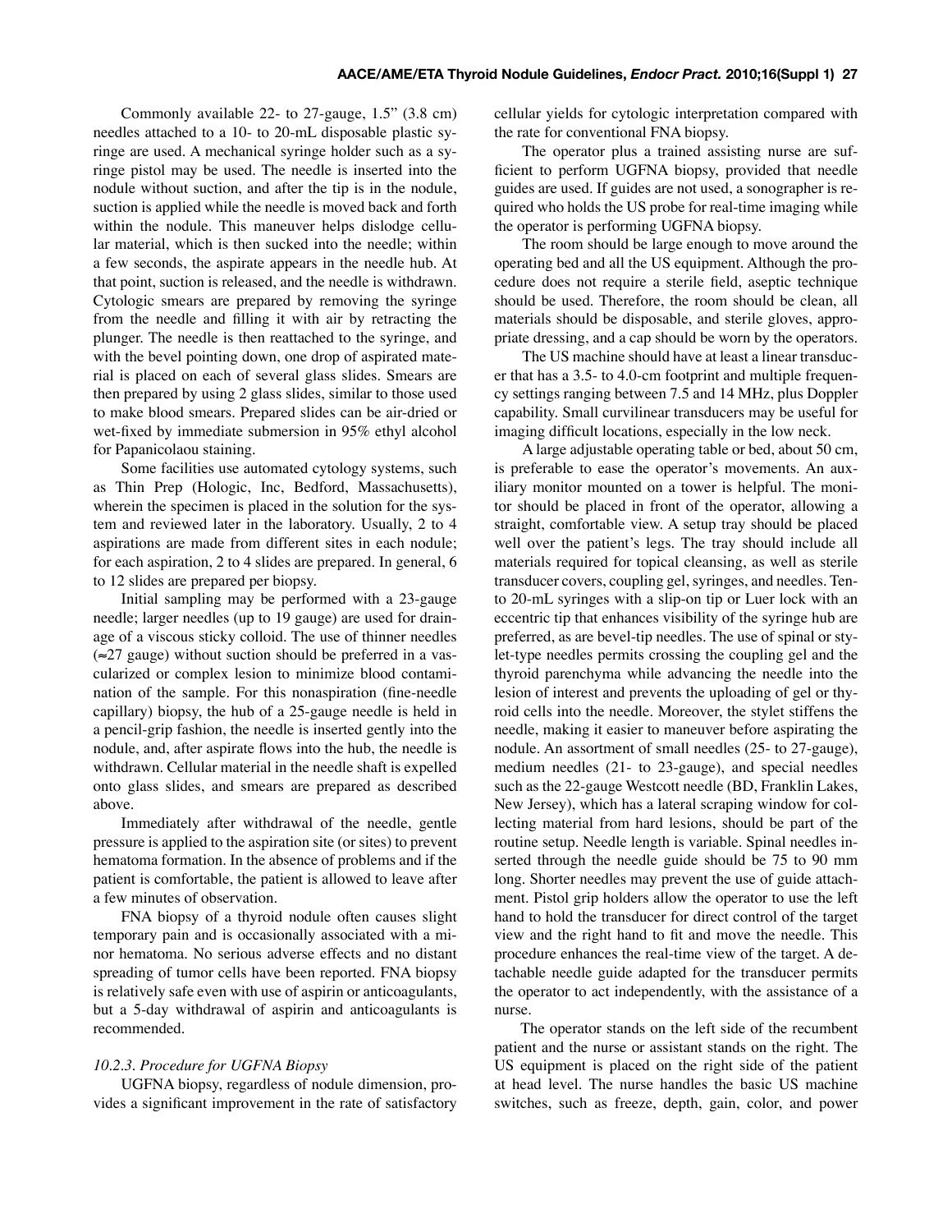Commonly available 22- to 27-gauge, 1.5" (3.8 cm) needles attached to a 10- to 20-mL disposable plastic syringe are used. A mechanical syringe holder such as a syringe pistol may be used. The needle is inserted into the nodule without suction, and after the tip is in the nodule, suction is applied while the needle is moved back and forth within the nodule. This maneuver helps dislodge cellular material, which is then sucked into the needle; within a few seconds, the aspirate appears in the needle hub. At that point, suction is released, and the needle is withdrawn. Cytologic smears are prepared by removing the syringe from the needle and filling it with air by retracting the plunger. The needle is then reattached to the syringe, and with the bevel pointing down, one drop of aspirated material is placed on each of several glass slides. Smears are then prepared by using 2 glass slides, similar to those used to make blood smears. Prepared slides can be air-dried or wet-fixed by immediate submersion in 95% ethyl alcohol for Papanicolaou staining.

Some facilities use automated cytology systems, such as Thin Prep (Hologic, Inc, Bedford, Massachusetts), wherein the specimen is placed in the solution for the system and reviewed later in the laboratory. Usually, 2 to 4 aspirations are made from different sites in each nodule; for each aspiration, 2 to 4 slides are prepared. In general, 6 to 12 slides are prepared per biopsy.

Initial sampling may be performed with a 23-gauge needle; larger needles (up to 19 gauge) are used for drainage of a viscous sticky colloid. The use of thinner needles (≈27 gauge) without suction should be preferred in a vascularized or complex lesion to minimize blood contamination of the sample. For this nonaspiration (fine-needle capillary) biopsy, the hub of a 25-gauge needle is held in a pencil-grip fashion, the needle is inserted gently into the nodule, and, after aspirate flows into the hub, the needle is withdrawn. Cellular material in the needle shaft is expelled onto glass slides, and smears are prepared as described above.

Immediately after withdrawal of the needle, gentle pressure is applied to the aspiration site (or sites) to prevent hematoma formation. In the absence of problems and if the patient is comfortable, the patient is allowed to leave after a few minutes of observation.

FNA biopsy of a thyroid nodule often causes slight temporary pain and is occasionally associated with a minor hematoma. No serious adverse effects and no distant spreading of tumor cells have been reported. FNA biopsy is relatively safe even with use of aspirin or anticoagulants, but a 5-day withdrawal of aspirin and anticoagulants is recommended.

*10.2.3. Procedure for UGFNA Biopsy*

UGFNA biopsy, regardless of nodule dimension, provides a significant improvement in the rate of satisfactory cellular yields for cytologic interpretation compared with the rate for conventional FNA biopsy.

The operator plus a trained assisting nurse are sufficient to perform UGFNA biopsy, provided that needle guides are used. If guides are not used, a sonographer is required who holds the US probe for real-time imaging while the operator is performing UGFNA biopsy.

The room should be large enough to move around the operating bed and all the US equipment. Although the procedure does not require a sterile field, aseptic technique should be used. Therefore, the room should be clean, all materials should be disposable, and sterile gloves, appropriate dressing, and a cap should be worn by the operators.

The US machine should have at least a linear transducer that has a 3.5- to 4.0-cm footprint and multiple frequency settings ranging between 7.5 and 14 MHz, plus Doppler capability. Small curvilinear transducers may be useful for imaging difficult locations, especially in the low neck.

A large adjustable operating table or bed, about 50 cm, is preferable to ease the operator's movements. An auxiliary monitor mounted on a tower is helpful. The monitor should be placed in front of the operator, allowing a straight, comfortable view. A setup tray should be placed well over the patient's legs. The tray should include all materials required for topical cleansing, as well as sterile transducer covers, coupling gel, syringes, and needles. Ten- to 20-mL syringes with a slip-on tip or Luer lock with an eccentric tip that enhances visibility of the syringe hub are preferred, as are bevel-tip needles. The use of spinal or stylet-type needles permits crossing the coupling gel and the thyroid parenchyma while advancing the needle into the lesion of interest and prevents the uploading of gel or thyroid cells into the needle. Moreover, the stylet stiffens the needle, making it easier to maneuver before aspirating the nodule. An assortment of small needles (25- to 27-gauge), medium needles (21- to 23-gauge), and special needles such as the 22-gauge Westcott needle (BD, Franklin Lakes, New Jersey), which has a lateral scraping window for collecting material from hard lesions, should be part of the routine setup. Needle length is variable. Spinal needles inserted through the needle guide should be 75 to 90 mm long. Shorter needles may prevent the use of guide attachment. Pistol grip holders allow the operator to use the left hand to hold the transducer for direct control of the target view and the right hand to fit and move the needle. This procedure enhances the real-time view of the target. A detachable needle guide adapted for the transducer permits the operator to act independently, with the assistance of a nurse.

The operator stands on the left side of the recumbent patient and the nurse or assistant stands on the right. The US equipment is placed on the right side of the patient at head level. The nurse handles the basic US machine switches, such as freeze, depth, gain, color, and power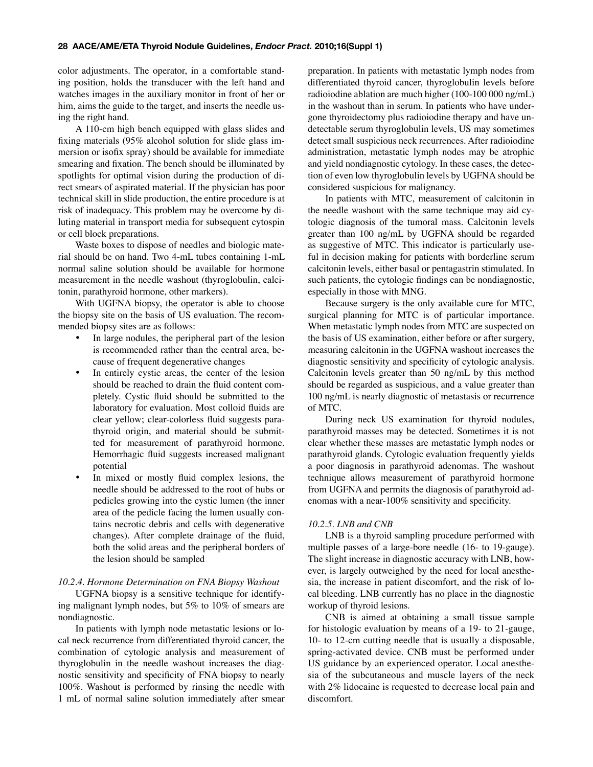color adjustments. The operator, in a comfortable standing position, holds the transducer with the left hand and watches images in the auxiliary monitor in front of her or him, aims the guide to the target, and inserts the needle using the right hand.

A 110-cm high bench equipped with glass slides and fixing materials (95% alcohol solution for slide glass immersion or isofix spray) should be available for immediate smearing and fixation. The bench should be illuminated by spotlights for optimal vision during the production of direct smears of aspirated material. If the physician has poor technical skill in slide production, the entire procedure is at risk of inadequacy. This problem may be overcome by diluting material in transport media for subsequent cytospin or cell block preparations.

Waste boxes to dispose of needles and biologic material should be on hand. Two 4-mL tubes containing 1-mL normal saline solution should be available for hormone measurement in the needle washout (thyroglobulin, calcitonin, parathyroid hormone, other markers).

With UGFNA biopsy, the operator is able to choose the biopsy site on the basis of US evaluation. The recommended biopsy sites are as follows:

- In large nodules, the peripheral part of the lesion is recommended rather than the central area, because of frequent degenerative changes
- In entirely cystic areas, the center of the lesion should be reached to drain the fluid content completely. Cystic fluid should be submitted to the laboratory for evaluation. Most colloid fluids are clear yellow; clear-colorless fluid suggests parathyroid origin, and material should be submitted for measurement of parathyroid hormone. Hemorrhagic fluid suggests increased malignant potential
- In mixed or mostly fluid complex lesions, the needle should be addressed to the root of hubs or pedicles growing into the cystic lumen (the inner area of the pedicle facing the lumen usually contains necrotic debris and cells with degenerative changes). After complete drainage of the fluid, both the solid areas and the peripheral borders of the lesion should be sampled

*10.2.4. Hormone Determination on FNA Biopsy Washout*

UGFNA biopsy is a sensitive technique for identifying malignant lymph nodes, but 5% to 10% of smears are nondiagnostic.

In patients with lymph node metastatic lesions or local neck recurrence from differentiated thyroid cancer, the combination of cytologic analysis and measurement of thyroglobulin in the needle washout increases the diagnostic sensitivity and specificity of FNA biopsy to nearly 100%. Washout is performed by rinsing the needle with 1 mL of normal saline solution immediately after smear preparation. In patients with metastatic lymph nodes from differentiated thyroid cancer, thyroglobulin levels before radioiodine ablation are much higher (100-100 000 ng/mL) in the washout than in serum. In patients who have undergone thyroidectomy plus radioiodine therapy and have undetectable serum thyroglobulin levels, US may sometimes detect small suspicious neck recurrences. After radioiodine administration, metastatic lymph nodes may be atrophic and yield nondiagnostic cytology. In these cases, the detection of even low thyroglobulin levels by UGFNA should be considered suspicious for malignancy.

In patients with MTC, measurement of calcitonin in the needle washout with the same technique may aid cytologic diagnosis of the tumoral mass. Calcitonin levels greater than 100 ng/mL by UGFNA should be regarded as suggestive of MTC. This indicator is particularly useful in decision making for patients with borderline serum calcitonin levels, either basal or pentagastrin stimulated. In such patients, the cytologic findings can be nondiagnostic, especially in those with MNG.

Because surgery is the only available cure for MTC, surgical planning for MTC is of particular importance. When metastatic lymph nodes from MTC are suspected on the basis of US examination, either before or after surgery, measuring calcitonin in the UGFNA washout increases the diagnostic sensitivity and specificity of cytologic analysis. Calcitonin levels greater than 50 ng/mL by this method should be regarded as suspicious, and a value greater than 100 ng/mL is nearly diagnostic of metastasis or recurrence of MTC.

During neck US examination for thyroid nodules, parathyroid masses may be detected. Sometimes it is not clear whether these masses are metastatic lymph nodes or parathyroid glands. Cytologic evaluation frequently yields a poor diagnosis in parathyroid adenomas. The washout technique allows measurement of parathyroid hormone from UGFNA and permits the diagnosis of parathyroid adenomas with a near-100% sensitivity and specificity.

*10.2.5. LNB and CNB*

LNB is a thyroid sampling procedure performed with multiple passes of a large-bore needle (16- to 19-gauge). The slight increase in diagnostic accuracy with LNB, however, is largely outweighed by the need for local anesthesia, the increase in patient discomfort, and the risk of local bleeding. LNB currently has no place in the diagnostic workup of thyroid lesions.

CNB is aimed at obtaining a small tissue sample for histologic evaluation by means of a 19- to 21-gauge, 10- to 12-cm cutting needle that is usually a disposable, spring-activated device. CNB must be performed under US guidance by an experienced operator. Local anesthesia of the subcutaneous and muscle layers of the neck with 2% lidocaine is requested to decrease local pain and discomfort.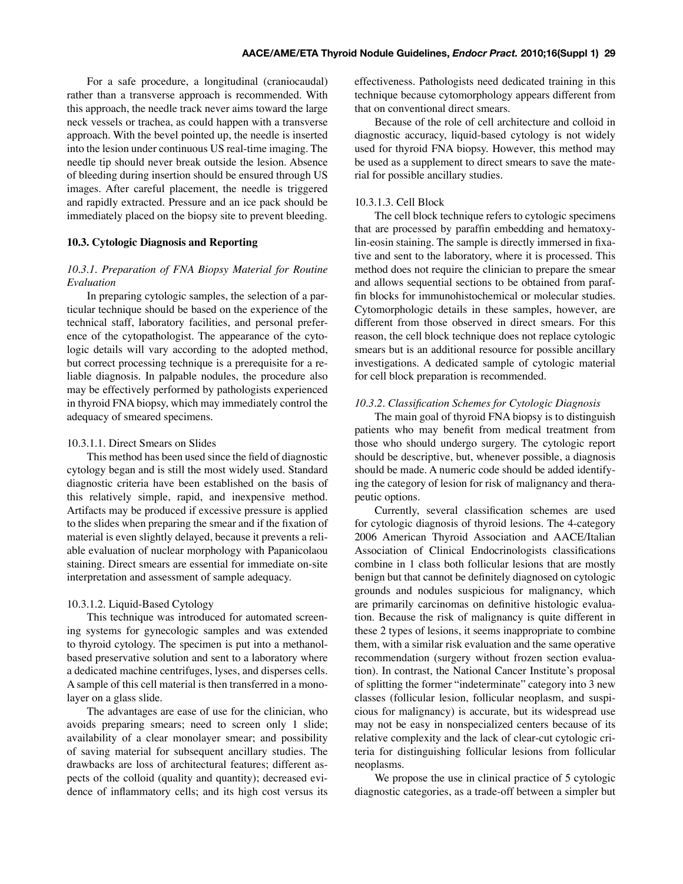For a safe procedure, a longitudinal (craniocaudal) rather than a transverse approach is recommended. With this approach, the needle track never aims toward the large neck vessels or trachea, as could happen with a transverse approach. With the bevel pointed up, the needle is inserted into the lesion under continuous US real-time imaging. The needle tip should never break outside the lesion. Absence of bleeding during insertion should be ensured through US images. After careful placement, the needle is triggered and rapidly extracted. Pressure and an ice pack should be immediately placed on the biopsy site to prevent bleeding.

### 10.3. Cytologic Diagnosis and Reporting

#### *10.3.1. Preparation of FNA Biopsy Material for Routine Evaluation*

In preparing cytologic samples, the selection of a particular technique should be based on the experience of the technical staff, laboratory facilities, and personal preference of the cytopathologist. The appearance of the cytologic details will vary according to the adopted method, but correct processing technique is a prerequisite for a reliable diagnosis. In palpable nodules, the procedure also may be effectively performed by pathologists experienced in thyroid FNA biopsy, which may immediately control the adequacy of smeared specimens.

##### 10.3.1.1. Direct Smears on Slides

This method has been used since the field of diagnostic cytology began and is still the most widely used. Standard diagnostic criteria have been established on the basis of this relatively simple, rapid, and inexpensive method. Artifacts may be produced if excessive pressure is applied to the slides when preparing the smear and if the fixation of material is even slightly delayed, because it prevents a reliable evaluation of nuclear morphology with Papanicolaou staining. Direct smears are essential for immediate on-site interpretation and assessment of sample adequacy.

##### 10.3.1.2. Liquid-Based Cytology

This technique was introduced for automated screening systems for gynecologic samples and was extended to thyroid cytology. The specimen is put into a methanol-based preservative solution and sent to a laboratory where a dedicated machine centrifuges, lyses, and disperses cells. A sample of this cell material is then transferred in a monolayer on a glass slide.

The advantages are ease of use for the clinician, who avoids preparing smears; need to screen only 1 slide; availability of a clear monolayer smear; and possibility of saving material for subsequent ancillary studies. The drawbacks are loss of architectural features; different aspects of the colloid (quality and quantity); decreased evidence of inflammatory cells; and its high cost versus its effectiveness. Pathologists need dedicated training in this technique because cytomorphology appears different from that on conventional direct smears.

Because of the role of cell architecture and colloid in diagnostic accuracy, liquid-based cytology is not widely used for thyroid FNA biopsy. However, this method may be used as a supplement to direct smears to save the material for possible ancillary studies.

##### 10.3.1.3. Cell Block

The cell block technique refers to cytologic specimens that are processed by paraffin embedding and hematoxylin-eosin staining. The sample is directly immersed in fixative and sent to the laboratory, where it is processed. This method does not require the clinician to prepare the smear and allows sequential sections to be obtained from paraffin blocks for immunohistochemical or molecular studies. Cytomorphologic details in these samples, however, are different from those observed in direct smears. For this reason, the cell block technique does not replace cytologic smears but is an additional resource for possible ancillary investigations. A dedicated sample of cytologic material for cell block preparation is recommended.

#### *10.3.2. Classification Schemes for Cytologic Diagnosis*

The main goal of thyroid FNA biopsy is to distinguish patients who may benefit from medical treatment from those who should undergo surgery. The cytologic report should be descriptive, but, whenever possible, a diagnosis should be made. A numeric code should be added identifying the category of lesion for risk of malignancy and therapeutic options.

Currently, several classification schemes are used for cytologic diagnosis of thyroid lesions. The 4-category 2006 American Thyroid Association and AACE/Italian Association of Clinical Endocrinologists classifications combine in 1 class both follicular lesions that are mostly benign but that cannot be definitely diagnosed on cytologic grounds and nodules suspicious for malignancy, which are primarily carcinomas on definitive histologic evaluation. Because the risk of malignancy is quite different in these 2 types of lesions, it seems inappropriate to combine them, with a similar risk evaluation and the same operative recommendation (surgery without frozen section evaluation). In contrast, the National Cancer Institute's proposal of splitting the former "indeterminate" category into 3 new classes (follicular lesion, follicular neoplasm, and suspicious for malignancy) is accurate, but its widespread use may not be easy in nonspecialized centers because of its relative complexity and the lack of clear-cut cytologic criteria for distinguishing follicular lesions from follicular neoplasms.

We propose the use in clinical practice of 5 cytologic diagnostic categories, as a trade-off between a simpler but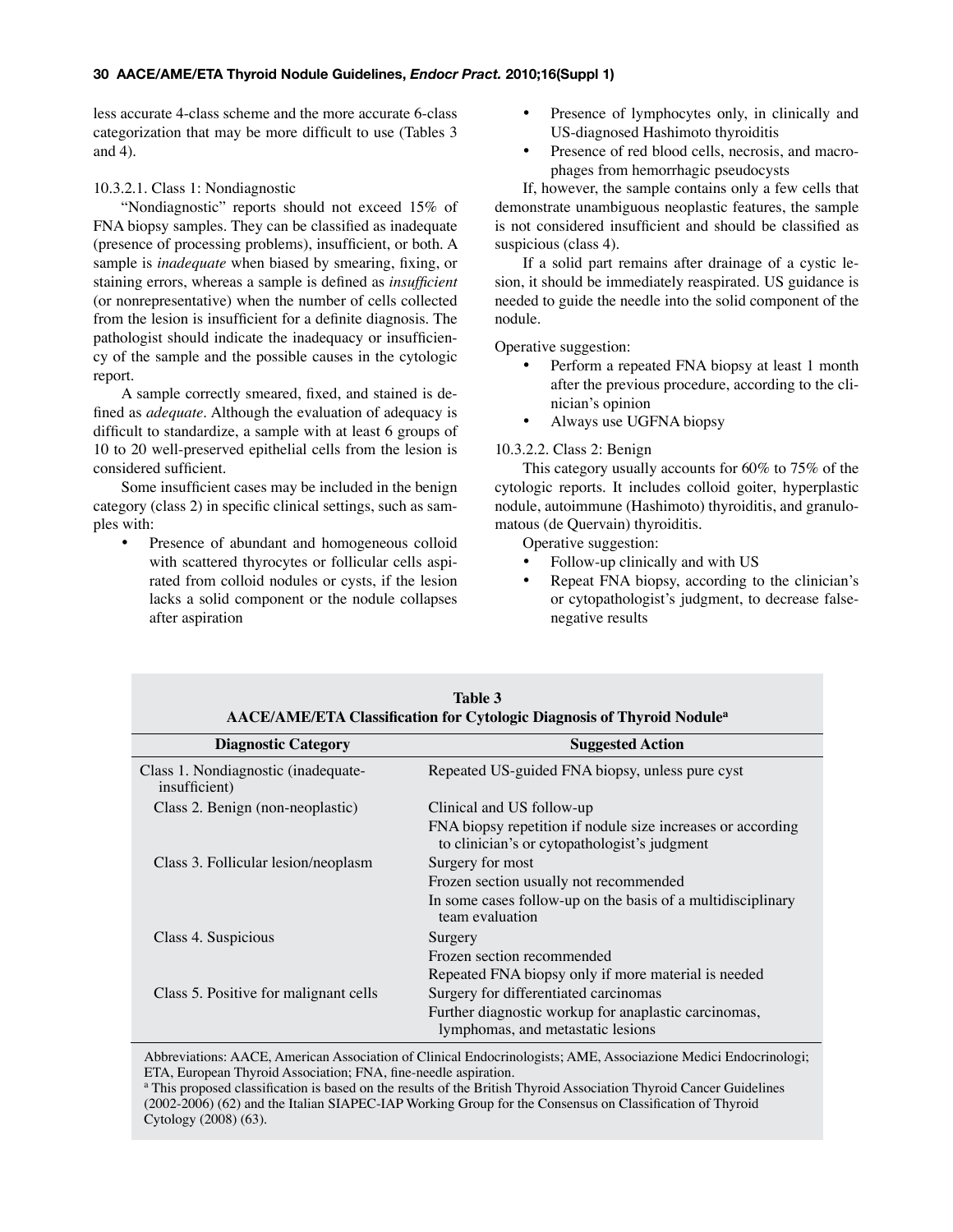less accurate 4-class scheme and the more accurate 6-class categorization that may be more difficult to use (Tables 3 and 4).

10.3.2.1. Class 1: Nondiagnostic

"Nondiagnostic" reports should not exceed 15% of FNA biopsy samples. They can be classified as inadequate (presence of processing problems), insufficient, or both. A sample is *inadequate* when biased by smearing, fixing, or staining errors, whereas a sample is defined as *insufficient* (or nonrepresentative) when the number of cells collected from the lesion is insufficient for a definite diagnosis. The pathologist should indicate the inadequacy or insufficiency of the sample and the possible causes in the cytologic report.

A sample correctly smeared, fixed, and stained is defined as *adequate*. Although the evaluation of adequacy is difficult to standardize, a sample with at least 6 groups of 10 to 20 well-preserved epithelial cells from the lesion is considered sufficient.

Some insufficient cases may be included in the benign category (class 2) in specific clinical settings, such as samples with:

- Presence of abundant and homogeneous colloid with scattered thyrocytes or follicular cells aspirated from colloid nodules or cysts, if the lesion lacks a solid component or the nodule collapses after aspiration
- Presence of lymphocytes only, in clinically and US-diagnosed Hashimoto thyroiditis
- Presence of red blood cells, necrosis, and macrophages from hemorrhagic pseudocysts

If, however, the sample contains only a few cells that demonstrate unambiguous neoplastic features, the sample is not considered insufficient and should be classified as suspicious (class 4).

If a solid part remains after drainage of a cystic lesion, it should be immediately reaspirated. US guidance is needed to guide the needle into the solid component of the nodule.

Operative suggestion:

- Perform a repeated FNA biopsy at least 1 month after the previous procedure, according to the clinician's opinion
- Always use UGFNA biopsy

10.3.2.2. Class 2: Benign

This category usually accounts for 60% to 75% of the cytologic reports. It includes colloid goiter, hyperplastic nodule, autoimmune (Hashimoto) thyroiditis, and granulomatous (de Quervain) thyroiditis.

Operative suggestion:

- Follow-up clinically and with US
- Repeat FNA biopsy, according to the clinician's or cytopathologist's judgment, to decrease false-negative results

**Table 3**
**AACE/AME/ETA Classification for Cytologic Diagnosis of Thyroid Nodule[a]**

| Diagnostic Category | Suggested Action |
|---|---|
| Class 1. Nondiagnostic (inadequate-insufficient) | Repeated US-guided FNA biopsy, unless pure cyst |
| Class 2. Benign (non-neoplastic) | Clinical and US follow-up |
| | FNA biopsy repetition if nodule size increases or according to clinician's or cytopathologist's judgment |
| Class 3. Follicular lesion/neoplasm | Surgery for most |
| | Frozen section usually not recommended |
| | In some cases follow-up on the basis of a multidisciplinary team evaluation |
| Class 4. Suspicious | Surgery |
| | Frozen section recommended |
| | Repeated FNA biopsy only if more material is needed |
| Class 5. Positive for malignant cells | Surgery for differentiated carcinomas |
| | Further diagnostic workup for anaplastic carcinomas, lymphomas, and metastatic lesions |

Abbreviations: AACE, American Association of Clinical Endocrinologists; AME, Associazione Medici Endocrinologi; ETA, European Thyroid Association; FNA, fine-needle aspiration.

[a] This proposed classification is based on the results of the British Thyroid Association Thyroid Cancer Guidelines (2002-2006) (62) and the Italian SIAPEC-IAP Working Group for the Consensus on Classification of Thyroid Cytology (2008) (63).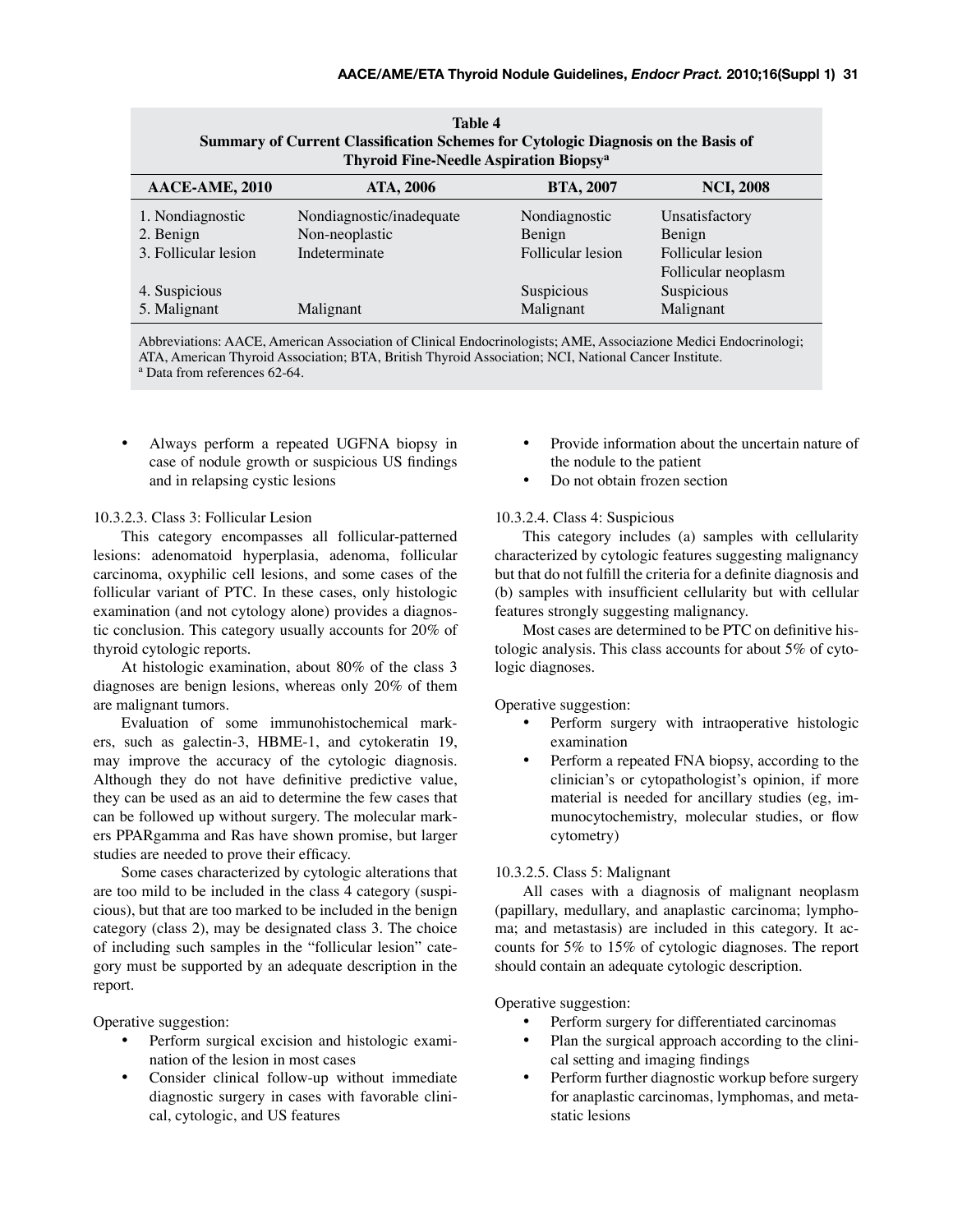**Table 4**
**Summary of Current Classification Schemes for Cytologic Diagnosis on the Basis of Thyroid Fine-Needle Aspiration Biopsy[a]**

| AACE-AME, 2010 | ATA, 2006 | BTA, 2007 | NCI, 2008 |
|---|---|---|---|
| 1. Nondiagnostic | Nondiagnostic/inadequate | Nondiagnostic | Unsatisfactory |
| 2. Benign | Non-neoplastic | Benign | Benign |
| 3. Follicular lesion | Indeterminate | Follicular lesion | Follicular lesion |
| | | | Follicular neoplasm |
| 4. Suspicious | | Suspicious | Suspicious |
| 5. Malignant | Malignant | Malignant | Malignant |

Abbreviations: AACE, American Association of Clinical Endocrinologists; AME, Associazione Medici Endocrinologi; ATA, American Thyroid Association; BTA, British Thyroid Association; NCI, National Cancer Institute.
[a] Data from references 62-64.

- Always perform a repeated UGFNA biopsy in case of nodule growth or suspicious US findings and in relapsing cystic lesions

10.3.2.3. Class 3: Follicular Lesion

This category encompasses all follicular-patterned lesions: adenomatoid hyperplasia, adenoma, follicular carcinoma, oxyphilic cell lesions, and some cases of the follicular variant of PTC. In these cases, only histologic examination (and not cytology alone) provides a diagnostic conclusion. This category usually accounts for 20% of thyroid cytologic reports.

At histologic examination, about 80% of the class 3 diagnoses are benign lesions, whereas only 20% of them are malignant tumors.

Evaluation of some immunohistochemical markers, such as galectin-3, HBME-1, and cytokeratin 19, may improve the accuracy of the cytologic diagnosis. Although they do not have definitive predictive value, they can be used as an aid to determine the few cases that can be followed up without surgery. The molecular markers PPARgamma and Ras have shown promise, but larger studies are needed to prove their efficacy.

Some cases characterized by cytologic alterations that are too mild to be included in the class 4 category (suspicious), but that are too marked to be included in the benign category (class 2), may be designated class 3. The choice of including such samples in the "follicular lesion" category must be supported by an adequate description in the report.

Operative suggestion:

- Perform surgical excision and histologic examination of the lesion in most cases
- Consider clinical follow-up without immediate diagnostic surgery in cases with favorable clinical, cytologic, and US features
- Provide information about the uncertain nature of the nodule to the patient
- Do not obtain frozen section

10.3.2.4. Class 4: Suspicious

This category includes (a) samples with cellularity characterized by cytologic features suggesting malignancy but that do not fulfill the criteria for a definite diagnosis and (b) samples with insufficient cellularity but with cellular features strongly suggesting malignancy.

Most cases are determined to be PTC on definitive histologic analysis. This class accounts for about 5% of cytologic diagnoses.

Operative suggestion:

- Perform surgery with intraoperative histologic examination
- Perform a repeated FNA biopsy, according to the clinician's or cytopathologist's opinion, if more material is needed for ancillary studies (eg, immunocytochemistry, molecular studies, or flow cytometry)

10.3.2.5. Class 5: Malignant

All cases with a diagnosis of malignant neoplasm (papillary, medullary, and anaplastic carcinoma; lymphoma; and metastasis) are included in this category. It accounts for 5% to 15% of cytologic diagnoses. The report should contain an adequate cytologic description.

Operative suggestion:

- Perform surgery for differentiated carcinomas
- Plan the surgical approach according to the clinical setting and imaging findings
- Perform further diagnostic workup before surgery for anaplastic carcinomas, lymphomas, and metastatic lesions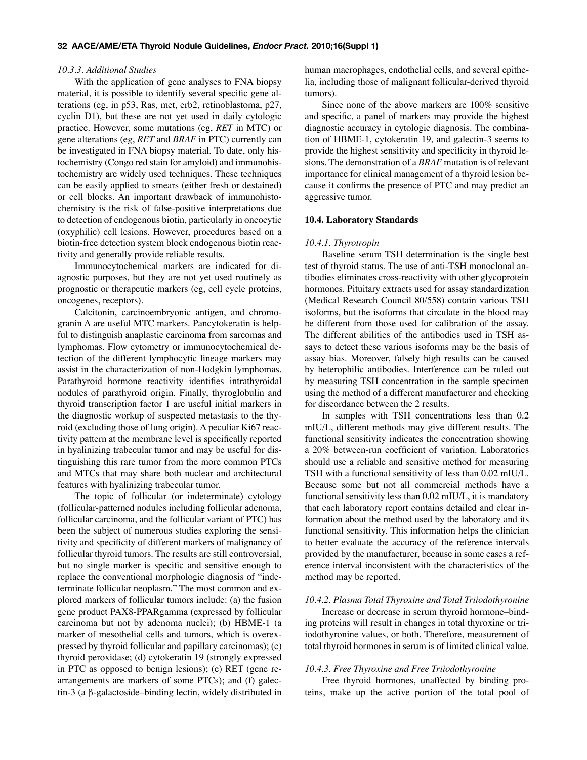#### *10.3.3. Additional Studies*

With the application of gene analyses to FNA biopsy material, it is possible to identify several specific gene alterations (eg, in p53, Ras, met, erb2, retinoblastoma, p27, cyclin D1), but these are not yet used in daily cytologic practice. However, some mutations (eg, *RET* in MTC) or gene alterations (eg, *RET* and *BRAF* in PTC) currently can be investigated in FNA biopsy material. To date, only histochemistry (Congo red stain for amyloid) and immunohistochemistry are widely used techniques. These techniques can be easily applied to smears (either fresh or destained) or cell blocks. An important drawback of immunohistochemistry is the risk of false-positive interpretations due to detection of endogenous biotin, particularly in oncocytic (oxyphilic) cell lesions. However, procedures based on a biotin-free detection system block endogenous biotin reactivity and generally provide reliable results.

Immunocytochemical markers are indicated for diagnostic purposes, but they are not yet used routinely as prognostic or therapeutic markers (eg, cell cycle proteins, oncogenes, receptors).

Calcitonin, carcinoembryonic antigen, and chromogranin A are useful MTC markers. Pancytokeratin is helpful to distinguish anaplastic carcinoma from sarcomas and lymphomas. Flow cytometry or immunocytochemical detection of the different lymphocytic lineage markers may assist in the characterization of non-Hodgkin lymphomas. Parathyroid hormone reactivity identifies intrathyroidal nodules of parathyroid origin. Finally, thyroglobulin and thyroid transcription factor 1 are useful initial markers in the diagnostic workup of suspected metastasis to the thyroid (excluding those of lung origin). A peculiar Ki67 reactivity pattern at the membrane level is specifically reported in hyalinizing trabecular tumor and may be useful for distinguishing this rare tumor from the more common PTCs and MTCs that may share both nuclear and architectural features with hyalinizing trabecular tumor.

The topic of follicular (or indeterminate) cytology (follicular-patterned nodules including follicular adenoma, follicular carcinoma, and the follicular variant of PTC) has been the subject of numerous studies exploring the sensitivity and specificity of different markers of malignancy of follicular thyroid tumors. The results are still controversial, but no single marker is specific and sensitive enough to replace the conventional morphologic diagnosis of "indeterminate follicular neoplasm." The most common and explored markers of follicular tumors include: (a) the fusion gene product PAX8-PPARgamma (expressed by follicular carcinoma but not by adenoma nuclei); (b) HBME-1 (a marker of mesothelial cells and tumors, which is overexpressed by thyroid follicular and papillary carcinomas); (c) thyroid peroxidase; (d) cytokeratin 19 (strongly expressed in PTC as opposed to benign lesions); (e) RET (gene rearrangements are markers of some PTCs); and (f) galectin-3 (a β-galactoside–binding lectin, widely distributed in human macrophages, endothelial cells, and several epithelia, including those of malignant follicular-derived thyroid tumors).

Since none of the above markers are 100% sensitive and specific, a panel of markers may provide the highest diagnostic accuracy in cytologic diagnosis. The combination of HBME-1, cytokeratin 19, and galectin-3 seems to provide the highest sensitivity and specificity in thyroid lesions. The demonstration of a *BRAF* mutation is of relevant importance for clinical management of a thyroid lesion because it confirms the presence of PTC and may predict an aggressive tumor.

### 10.4. Laboratory Standards

#### *10.4.1. Thyrotropin*

Baseline serum TSH determination is the single best test of thyroid status. The use of anti-TSH monoclonal antibodies eliminates cross-reactivity with other glycoprotein hormones. Pituitary extracts used for assay standardization (Medical Research Council 80/558) contain various TSH isoforms, but the isoforms that circulate in the blood may be different from those used for calibration of the assay. The different abilities of the antibodies used in TSH assays to detect these various isoforms may be the basis of assay bias. Moreover, falsely high results can be caused by heterophilic antibodies. Interference can be ruled out by measuring TSH concentration in the sample specimen using the method of a different manufacturer and checking for discordance between the 2 results.

In samples with TSH concentrations less than 0.2 mIU/L, different methods may give different results. The functional sensitivity indicates the concentration showing a 20% between-run coefficient of variation. Laboratories should use a reliable and sensitive method for measuring TSH with a functional sensitivity of less than 0.02 mIU/L. Because some but not all commercial methods have a functional sensitivity less than 0.02 mIU/L, it is mandatory that each laboratory report contains detailed and clear information about the method used by the laboratory and its functional sensitivity. This information helps the clinician to better evaluate the accuracy of the reference intervals provided by the manufacturer, because in some cases a reference interval inconsistent with the characteristics of the method may be reported.

#### *10.4.2. Plasma Total Thyroxine and Total Triiodothyronine*

Increase or decrease in serum thyroid hormone–binding proteins will result in changes in total thyroxine or triiodothyronine values, or both. Therefore, measurement of total thyroid hormones in serum is of limited clinical value.

#### *10.4.3. Free Thyroxine and Free Triiodothyronine*

Free thyroid hormones, unaffected by binding proteins, make up the active portion of the total pool of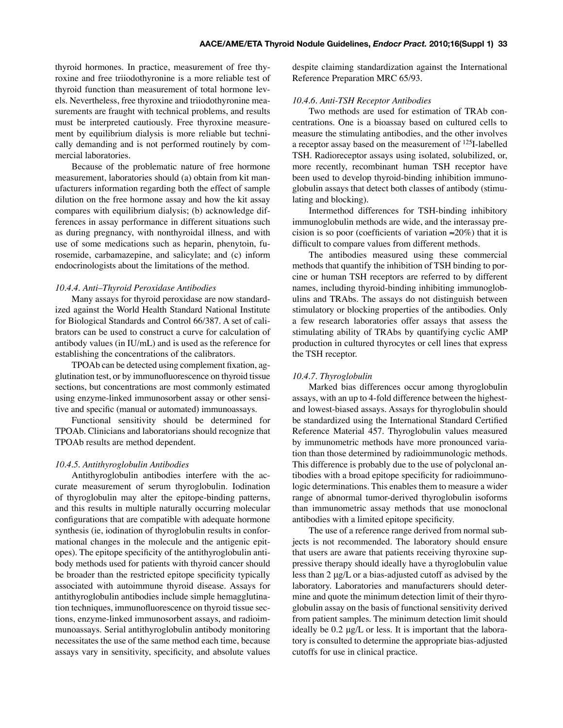thyroid hormones. In practice, measurement of free thyroxine and free triiodothyronine is a more reliable test of thyroid function than measurement of total hormone levels. Nevertheless, free thyroxine and triiodothyronine measurements are fraught with technical problems, and results must be interpreted cautiously. Free thyroxine measurement by equilibrium dialysis is more reliable but technically demanding and is not performed routinely by commercial laboratories.

Because of the problematic nature of free hormone measurement, laboratories should (a) obtain from kit manufacturers information regarding both the effect of sample dilution on the free hormone assay and how the kit assay compares with equilibrium dialysis; (b) acknowledge differences in assay performance in different situations such as during pregnancy, with nonthyroidal illness, and with use of some medications such as heparin, phenytoin, furosemide, carbamazepine, and salicylate; and (c) inform endocrinologists about the limitations of the method.

#### *10.4.4. Anti–Thyroid Peroxidase Antibodies*

Many assays for thyroid peroxidase are now standardized against the World Health Standard National Institute for Biological Standards and Control 66/387. A set of calibrators can be used to construct a curve for calculation of antibody values (in IU/mL) and is used as the reference for establishing the concentrations of the calibrators.

TPOAb can be detected using complement fixation, agglutination test, or by immunofluorescence on thyroid tissue sections, but concentrations are most commonly estimated using enzyme-linked immunosorbent assay or other sensitive and specific (manual or automated) immunoassays.

Functional sensitivity should be determined for TPOAb. Clinicians and laboratorians should recognize that TPOAb results are method dependent.

#### *10.4.5. Antithyroglobulin Antibodies*

Antithyroglobulin antibodies interfere with the accurate measurement of serum thyroglobulin. Iodination of thyroglobulin may alter the epitope-binding patterns, and this results in multiple naturally occurring molecular configurations that are compatible with adequate hormone synthesis (ie, iodination of thyroglobulin results in conformational changes in the molecule and the antigenic epitopes). The epitope specificity of the antithyroglobulin antibody methods used for patients with thyroid cancer should be broader than the restricted epitope specificity typically associated with autoimmune thyroid disease. Assays for antithyroglobulin antibodies include simple hemagglutination techniques, immunofluorescence on thyroid tissue sections, enzyme-linked immunosorbent assays, and radioimmunoassays. Serial antithyroglobulin antibody monitoring necessitates the use of the same method each time, because assays vary in sensitivity, specificity, and absolute values despite claiming standardization against the International Reference Preparation MRC 65/93.

#### *10.4.6. Anti-TSH Receptor Antibodies*

Two methods are used for estimation of TRAb concentrations. One is a bioassay based on cultured cells to measure the stimulating antibodies, and the other involves a receptor assay based on the measurement of $^{125}$I-labelled TSH. Radioreceptor assays using isolated, solubilized, or, more recently, recombinant human TSH receptor have been used to develop thyroid-binding inhibition immunoglobulin assays that detect both classes of antibody (stimulating and blocking).

Intermethod differences for TSH-binding inhibitory immunoglobulin methods are wide, and the interassay precision is so poor (coefficients of variation ≈20%) that it is difficult to compare values from different methods.

The antibodies measured using these commercial methods that quantify the inhibition of TSH binding to porcine or human TSH receptors are referred to by different names, including thyroid-binding inhibiting immunoglobulins and TRAbs. The assays do not distinguish between stimulatory or blocking properties of the antibodies. Only a few research laboratories offer assays that assess the stimulating ability of TRAbs by quantifying cyclic AMP production in cultured thyrocytes or cell lines that express the TSH receptor.

#### *10.4.7. Thyroglobulin*

Marked bias differences occur among thyroglobulin assays, with an up to 4-fold difference between the highest- and lowest-biased assays. Assays for thyroglobulin should be standardized using the International Standard Certified Reference Material 457. Thyroglobulin values measured by immunometric methods have more pronounced variation than those determined by radioimmunologic methods. This difference is probably due to the use of polyclonal antibodies with a broad epitope specificity for radioimmunologic determinations. This enables them to measure a wider range of abnormal tumor-derived thyroglobulin isoforms than immunometric assay methods that use monoclonal antibodies with a limited epitope specificity.

The use of a reference range derived from normal subjects is not recommended. The laboratory should ensure that users are aware that patients receiving thyroxine suppressive therapy should ideally have a thyroglobulin value less than 2 μg/L or a bias-adjusted cutoff as advised by the laboratory. Laboratories and manufacturers should determine and quote the minimum detection limit of their thyroglobulin assay on the basis of functional sensitivity derived from patient samples. The minimum detection limit should ideally be 0.2 μg/L or less. It is important that the laboratory is consulted to determine the appropriate bias-adjusted cutoffs for use in clinical practice.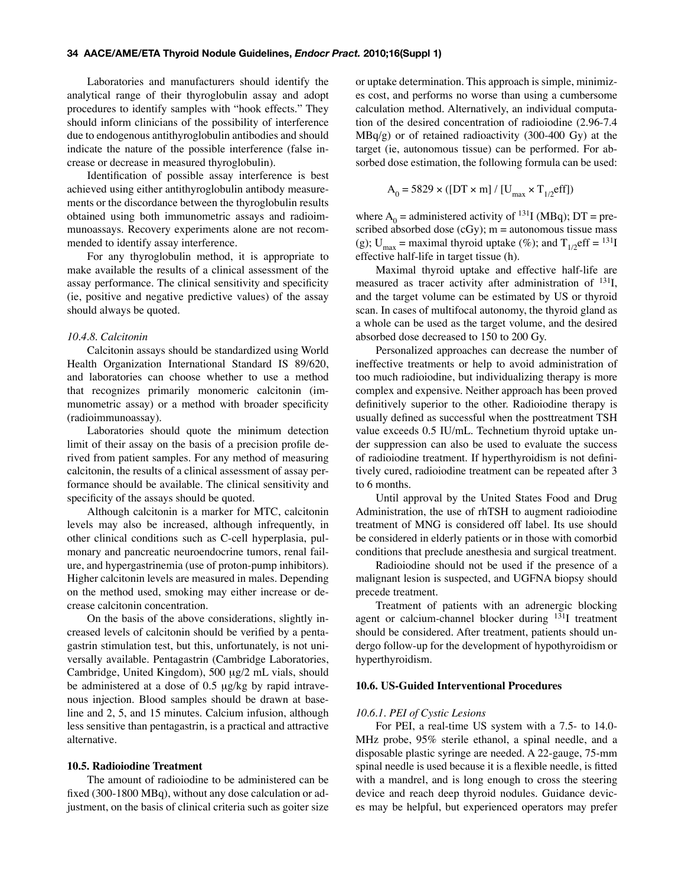Laboratories and manufacturers should identify the analytical range of their thyroglobulin assay and adopt procedures to identify samples with "hook effects." They should inform clinicians of the possibility of interference due to endogenous antithyroglobulin antibodies and should indicate the nature of the possible interference (false increase or decrease in measured thyroglobulin).

Identification of possible assay interference is best achieved using either antithyroglobulin antibody measurements or the discordance between the thyroglobulin results obtained using both immunometric assays and radioimmunoassays. Recovery experiments alone are not recommended to identify assay interference.

For any thyroglobulin method, it is appropriate to make available the results of a clinical assessment of the assay performance. The clinical sensitivity and specificity (ie, positive and negative predictive values) of the assay should always be quoted.

#### *10.4.8. Calcitonin*

Calcitonin assays should be standardized using World Health Organization International Standard IS 89/620, and laboratories can choose whether to use a method that recognizes primarily monomeric calcitonin (immunometric assay) or a method with broader specificity (radioimmunoassay).

Laboratories should quote the minimum detection limit of their assay on the basis of a precision profile derived from patient samples. For any method of measuring calcitonin, the results of a clinical assessment of assay performance should be available. The clinical sensitivity and specificity of the assays should be quoted.

Although calcitonin is a marker for MTC, calcitonin levels may also be increased, although infrequently, in other clinical conditions such as C-cell hyperplasia, pulmonary and pancreatic neuroendocrine tumors, renal failure, and hypergastrinemia (use of proton-pump inhibitors). Higher calcitonin levels are measured in males. Depending on the method used, smoking may either increase or decrease calcitonin concentration.

On the basis of the above considerations, slightly increased levels of calcitonin should be verified by a pentagastrin stimulation test, but this, unfortunately, is not universally available. Pentagastrin (Cambridge Laboratories, Cambridge, United Kingdom), 500 μg/2 mL vials, should be administered at a dose of 0.5 μg/kg by rapid intravenous injection. Blood samples should be drawn at baseline and 2, 5, and 15 minutes. Calcium infusion, although less sensitive than pentagastrin, is a practical and attractive alternative.

### 10.5. Radioiodine Treatment

The amount of radioiodine to be administered can be fixed (300-1800 MBq), without any dose calculation or adjustment, on the basis of clinical criteria such as goiter size or uptake determination. This approach is simple, minimizes cost, and performs no worse than using a cumbersome calculation method. Alternatively, an individual computation of the desired concentration of radioiodine (2.96-7.4 MBq/g) or of retained radioactivity (300-400 Gy) at the target (ie, autonomous tissue) can be performed. For absorbed dose estimation, the following formula can be used:

$$A_0 = 5829 \times ([DT \times m] / [U_{max} \times T_{1/2}eff])$$

where $A_0$ = administered activity of $^{131}$I (MBq); DT = prescribed absorbed dose (cGy); m = autonomous tissue mass (g); $U_{max}$ = maximal thyroid uptake (%); and $T_{1/2}eff$ = $^{131}$I effective half-life in target tissue (h).

Maximal thyroid uptake and effective half-life are measured as tracer activity after administration of $^{131}$I, and the target volume can be estimated by US or thyroid scan. In cases of multifocal autonomy, the thyroid gland as a whole can be used as the target volume, and the desired absorbed dose decreased to 150 to 200 Gy.

Personalized approaches can decrease the number of ineffective treatments or help to avoid administration of too much radioiodine, but individualizing therapy is more complex and expensive. Neither approach has been proved definitively superior to the other. Radioiodine therapy is usually defined as successful when the posttreatment TSH value exceeds 0.5 IU/mL. Technetium thyroid uptake under suppression can also be used to evaluate the success of radioiodine treatment. If hyperthyroidism is not definitively cured, radioiodine treatment can be repeated after 3 to 6 months.

Until approval by the United States Food and Drug Administration, the use of rhTSH to augment radioiodine treatment of MNG is considered off label. Its use should be considered in elderly patients or in those with comorbid conditions that preclude anesthesia and surgical treatment.

Radioiodine should not be used if the presence of a malignant lesion is suspected, and UGFNA biopsy should precede treatment.

Treatment of patients with an adrenergic blocking agent or calcium-channel blocker during $^{131}$I treatment should be considered. After treatment, patients should undergo follow-up for the development of hypothyroidism or hyperthyroidism.

### 10.6. US-Guided Interventional Procedures

#### *10.6.1. PEI of Cystic Lesions*

For PEI, a real-time US system with a 7.5- to 14.0-MHz probe, 95% sterile ethanol, a spinal needle, and a disposable plastic syringe are needed. A 22-gauge, 75-mm spinal needle is used because it is a flexible needle, is fitted with a mandrel, and is long enough to cross the steering device and reach deep thyroid nodules. Guidance devices may be helpful, but experienced operators may prefer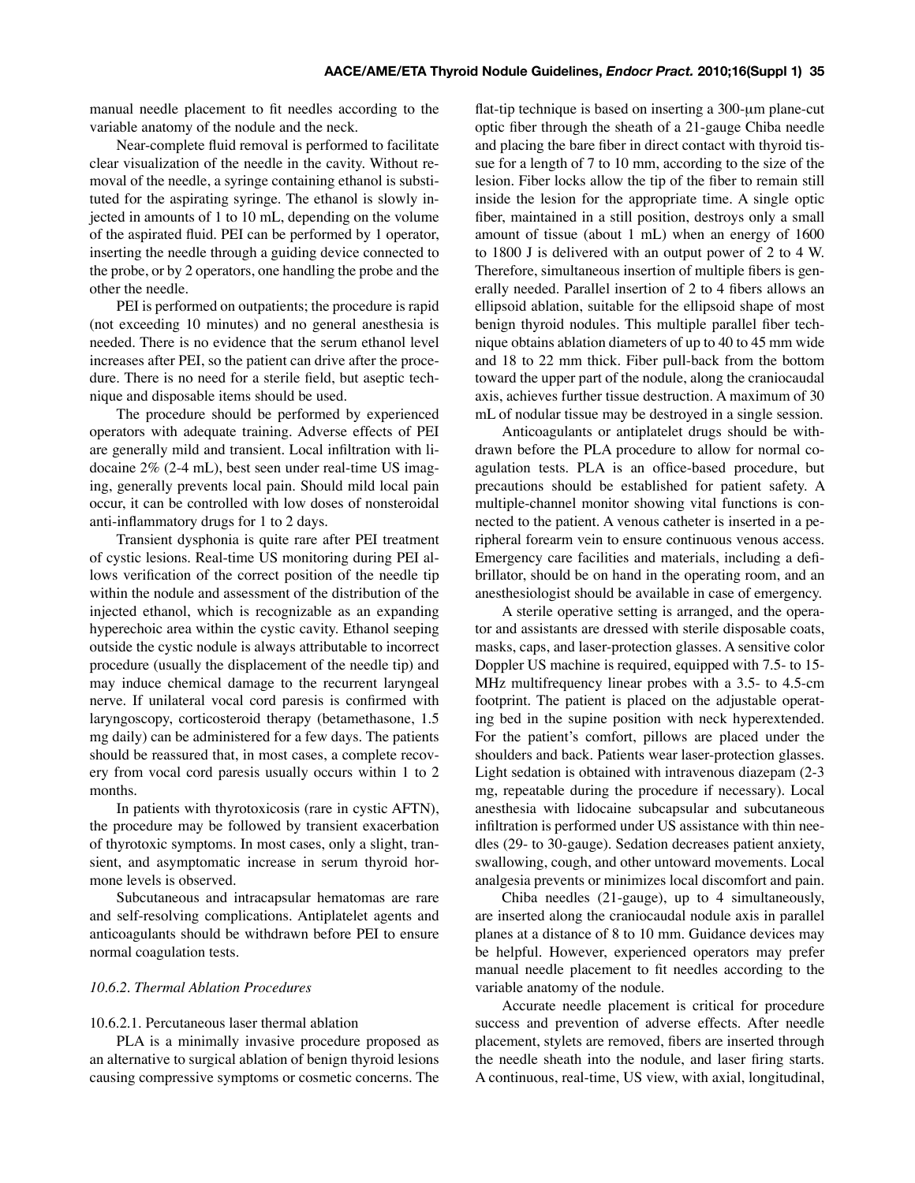manual needle placement to fit needles according to the variable anatomy of the nodule and the neck.

Near-complete fluid removal is performed to facilitate clear visualization of the needle in the cavity. Without removal of the needle, a syringe containing ethanol is substituted for the aspirating syringe. The ethanol is slowly injected in amounts of 1 to 10 mL, depending on the volume of the aspirated fluid. PEI can be performed by 1 operator, inserting the needle through a guiding device connected to the probe, or by 2 operators, one handling the probe and the other the needle.

PEI is performed on outpatients; the procedure is rapid (not exceeding 10 minutes) and no general anesthesia is needed. There is no evidence that the serum ethanol level increases after PEI, so the patient can drive after the procedure. There is no need for a sterile field, but aseptic technique and disposable items should be used.

The procedure should be performed by experienced operators with adequate training. Adverse effects of PEI are generally mild and transient. Local infiltration with lidocaine 2% (2-4 mL), best seen under real-time US imaging, generally prevents local pain. Should mild local pain occur, it can be controlled with low doses of nonsteroidal anti-inflammatory drugs for 1 to 2 days.

Transient dysphonia is quite rare after PEI treatment of cystic lesions. Real-time US monitoring during PEI allows verification of the correct position of the needle tip within the nodule and assessment of the distribution of the injected ethanol, which is recognizable as an expanding hyperechoic area within the cystic cavity. Ethanol seeping outside the cystic nodule is always attributable to incorrect procedure (usually the displacement of the needle tip) and may induce chemical damage to the recurrent laryngeal nerve. If unilateral vocal cord paresis is confirmed with laryngoscopy, corticosteroid therapy (betamethasone, 1.5 mg daily) can be administered for a few days. The patients should be reassured that, in most cases, a complete recovery from vocal cord paresis usually occurs within 1 to 2 months.

In patients with thyrotoxicosis (rare in cystic AFTN), the procedure may be followed by transient exacerbation of thyrotoxic symptoms. In most cases, only a slight, transient, and asymptomatic increase in serum thyroid hormone levels is observed.

Subcutaneous and intracapsular hematomas are rare and self-resolving complications. Antiplatelet agents and anticoagulants should be withdrawn before PEI to ensure normal coagulation tests.

#### *10.6.2. Thermal Ablation Procedures*

##### 10.6.2.1. Percutaneous laser thermal ablation

PLA is a minimally invasive procedure proposed as an alternative to surgical ablation of benign thyroid lesions causing compressive symptoms or cosmetic concerns. The flat-tip technique is based on inserting a 300-μm plane-cut optic fiber through the sheath of a 21-gauge Chiba needle and placing the bare fiber in direct contact with thyroid tissue for a length of 7 to 10 mm, according to the size of the lesion. Fiber locks allow the tip of the fiber to remain still inside the lesion for the appropriate time. A single optic fiber, maintained in a still position, destroys only a small amount of tissue (about 1 mL) when an energy of 1600 to 1800 J is delivered with an output power of 2 to 4 W. Therefore, simultaneous insertion of multiple fibers is generally needed. Parallel insertion of 2 to 4 fibers allows an ellipsoid ablation, suitable for the ellipsoid shape of most benign thyroid nodules. This multiple parallel fiber technique obtains ablation diameters of up to 40 to 45 mm wide and 18 to 22 mm thick. Fiber pull-back from the bottom toward the upper part of the nodule, along the craniocaudal axis, achieves further tissue destruction. A maximum of 30 mL of nodular tissue may be destroyed in a single session.

Anticoagulants or antiplatelet drugs should be withdrawn before the PLA procedure to allow for normal coagulation tests. PLA is an office-based procedure, but precautions should be established for patient safety. A multiple-channel monitor showing vital functions is connected to the patient. A venous catheter is inserted in a peripheral forearm vein to ensure continuous venous access. Emergency care facilities and materials, including a defibrillator, should be on hand in the operating room, and an anesthesiologist should be available in case of emergency.

A sterile operative setting is arranged, and the operator and assistants are dressed with sterile disposable coats, masks, caps, and laser-protection glasses. A sensitive color Doppler US machine is required, equipped with 7.5- to 15-MHz multifrequency linear probes with a 3.5- to 4.5-cm footprint. The patient is placed on the adjustable operating bed in the supine position with neck hyperextended. For the patient's comfort, pillows are placed under the shoulders and back. Patients wear laser-protection glasses. Light sedation is obtained with intravenous diazepam (2-3 mg, repeatable during the procedure if necessary). Local anesthesia with lidocaine subcapsular and subcutaneous infiltration is performed under US assistance with thin needles (29- to 30-gauge). Sedation decreases patient anxiety, swallowing, cough, and other untoward movements. Local analgesia prevents or minimizes local discomfort and pain.

Chiba needles (21-gauge), up to 4 simultaneously, are inserted along the craniocaudal nodule axis in parallel planes at a distance of 8 to 10 mm. Guidance devices may be helpful. However, experienced operators may prefer manual needle placement to fit needles according to the variable anatomy of the nodule.

Accurate needle placement is critical for procedure success and prevention of adverse effects. After needle placement, stylets are removed, fibers are inserted through the needle sheath into the nodule, and laser firing starts. A continuous, real-time, US view, with axial, longitudinal,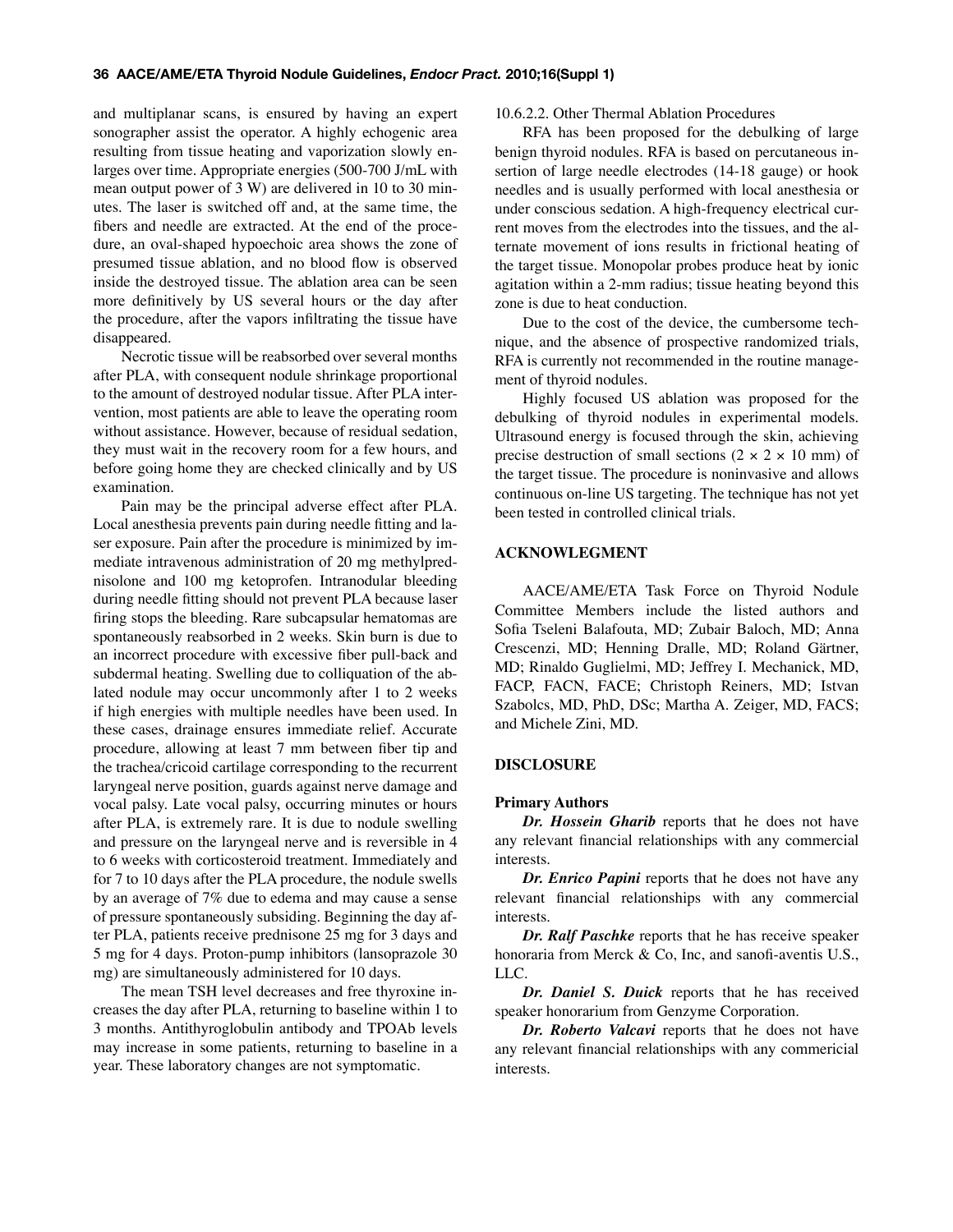and multiplanar scans, is ensured by having an expert sonographer assist the operator. A highly echogenic area resulting from tissue heating and vaporization slowly enlarges over time. Appropriate energies (500-700 J/mL with mean output power of 3 W) are delivered in 10 to 30 minutes. The laser is switched off and, at the same time, the fibers and needle are extracted. At the end of the procedure, an oval-shaped hypoechoic area shows the zone of presumed tissue ablation, and no blood flow is observed inside the destroyed tissue. The ablation area can be seen more definitively by US several hours or the day after the procedure, after the vapors infiltrating the tissue have disappeared.

Necrotic tissue will be reabsorbed over several months after PLA, with consequent nodule shrinkage proportional to the amount of destroyed nodular tissue. After PLA intervention, most patients are able to leave the operating room without assistance. However, because of residual sedation, they must wait in the recovery room for a few hours, and before going home they are checked clinically and by US examination.

Pain may be the principal adverse effect after PLA. Local anesthesia prevents pain during needle fitting and laser exposure. Pain after the procedure is minimized by immediate intravenous administration of 20 mg methylprednisolone and 100 mg ketoprofen. Intranodular bleeding during needle fitting should not prevent PLA because laser firing stops the bleeding. Rare subcapsular hematomas are spontaneously reabsorbed in 2 weeks. Skin burn is due to an incorrect procedure with excessive fiber pull-back and subdermal heating. Swelling due to colliquation of the ablated nodule may occur uncommonly after 1 to 2 weeks if high energies with multiple needles have been used. In these cases, drainage ensures immediate relief. Accurate procedure, allowing at least 7 mm between fiber tip and the trachea/cricoid cartilage corresponding to the recurrent laryngeal nerve position, guards against nerve damage and vocal palsy. Late vocal palsy, occurring minutes or hours after PLA, is extremely rare. It is due to nodule swelling and pressure on the laryngeal nerve and is reversible in 4 to 6 weeks with corticosteroid treatment. Immediately and for 7 to 10 days after the PLA procedure, the nodule swells by an average of 7% due to edema and may cause a sense of pressure spontaneously subsiding. Beginning the day after PLA, patients receive prednisone 25 mg for 3 days and 5 mg for 4 days. Proton-pump inhibitors (lansoprazole 30 mg) are simultaneously administered for 10 days.

The mean TSH level decreases and free thyroxine increases the day after PLA, returning to baseline within 1 to 3 months. Antithyroglobulin antibody and TPOAb levels may increase in some patients, returning to baseline in a year. These laboratory changes are not symptomatic.

10.6.2.2. Other Thermal Ablation Procedures

RFA has been proposed for the debulking of large benign thyroid nodules. RFA is based on percutaneous insertion of large needle electrodes (14-18 gauge) or hook needles and is usually performed with local anesthesia or under conscious sedation. A high-frequency electrical current moves from the electrodes into the tissues, and the alternate movement of ions results in frictional heating of the target tissue. Monopolar probes produce heat by ionic agitation within a 2-mm radius; tissue heating beyond this zone is due to heat conduction.

Due to the cost of the device, the cumbersome technique, and the absence of prospective randomized trials, RFA is currently not recommended in the routine management of thyroid nodules.

Highly focused US ablation was proposed for the debulking of thyroid nodules in experimental models. Ultrasound energy is focused through the skin, achieving precise destruction of small sections (2 × 2 × 10 mm) of the target tissue. The procedure is noninvasive and allows continuous on-line US targeting. The technique has not yet been tested in controlled clinical trials.

## ACKNOWLEGMENT

AACE/AME/ETA Task Force on Thyroid Nodule Committee Members include the listed authors and Sofia Tseleni Balafouta, MD; Zubair Baloch, MD; Anna Crescenzi, MD; Henning Dralle, MD; Roland Gärtner, MD; Rinaldo Guglielmi, MD; Jeffrey I. Mechanick, MD, FACP, FACN, FACE; Christoph Reiners, MD; Istvan Szabolcs, MD, PhD, DSc; Martha A. Zeiger, MD, FACS; and Michele Zini, MD.

## DISCLOSURE

### Primary Authors

***Dr. Hossein Gharib*** reports that he does not have any relevant financial relationships with any commercial interests.

***Dr. Enrico Papini*** reports that he does not have any relevant financial relationships with any commercial interests.

***Dr. Ralf Paschke*** reports that he has receive speaker honoraria from Merck & Co, Inc, and sanofi-aventis U.S., LLC.

***Dr. Daniel S. Duick*** reports that he has received speaker honorarium from Genzyme Corporation.

***Dr. Roberto Valcavi*** reports that he does not have any relevant financial relationships with any commericial interests.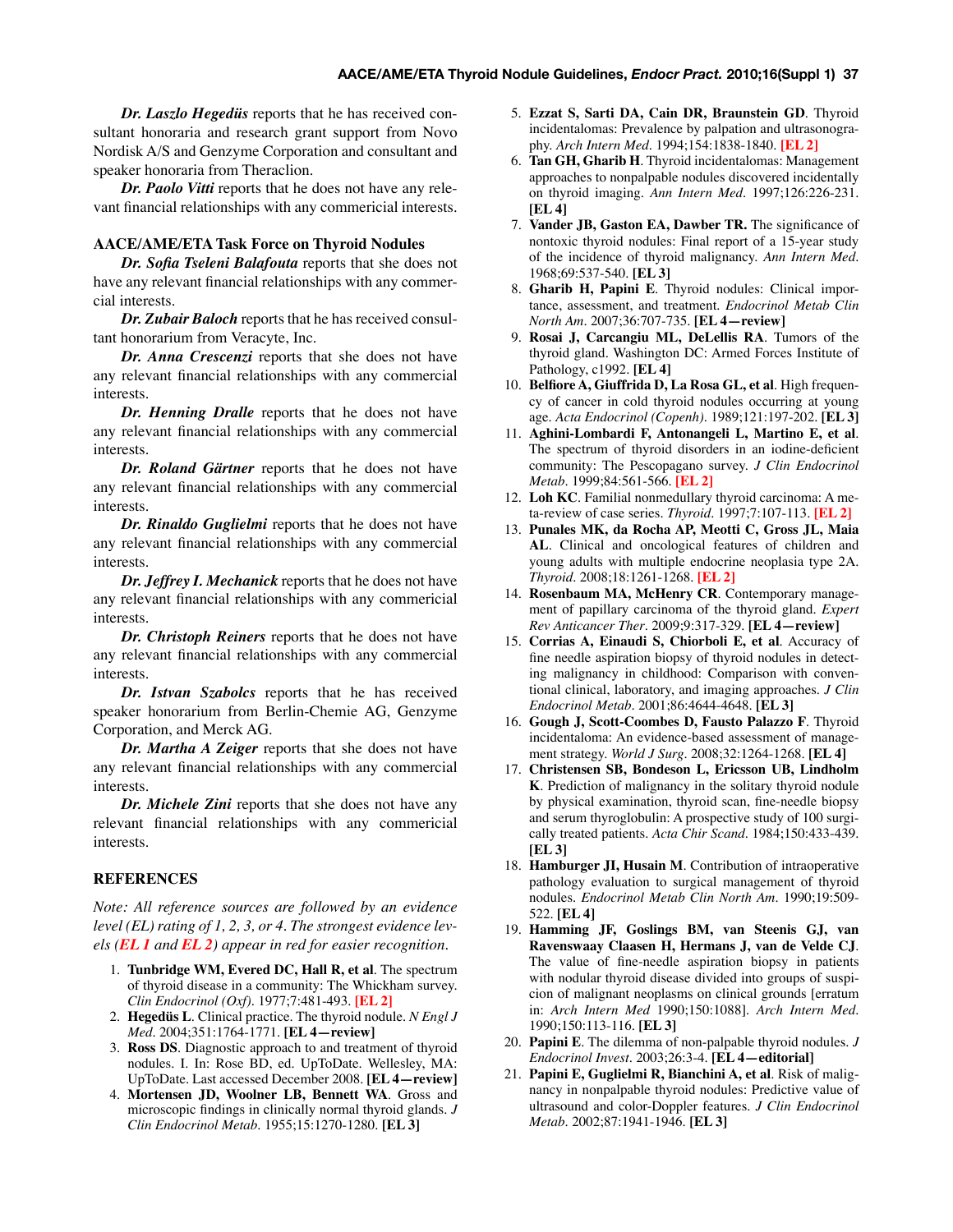***Dr. Laszlo Hegedüs*** reports that he has received consultant honoraria and research grant support from Novo Nordisk A/S and Genzyme Corporation and consultant and speaker honoraria from Theraclion.

***Dr. Paolo Vitti*** reports that he does not have any relevant financial relationships with any commercial interests.

**AACE/AME/ETA Task Force on Thyroid Nodules**

***Dr. Sofia Tseleni Balafouta*** reports that she does not have any relevant financial relationships with any commercial interests.

***Dr. Zubair Baloch*** reports that he has received consultant honorarium from Veracyte, Inc.

***Dr. Anna Crescenzi*** reports that she does not have any relevant financial relationships with any commercial interests.

***Dr. Henning Dralle*** reports that he does not have any relevant financial relationships with any commercial interests.

***Dr. Roland Gärtner*** reports that he does not have any relevant financial relationships with any commercial interests.

***Dr. Rinaldo Guglielmi*** reports that he does not have any relevant financial relationships with any commercial interests.

***Dr. Jeffrey I. Mechanick*** reports that he does not have any relevant financial relationships with any commercial interests.

***Dr. Christoph Reiners*** reports that he does not have any relevant financial relationships with any commercial interests.

***Dr. Istvan Szabolcs*** reports that he has received speaker honorarium from Berlin-Chemie AG, Genzyme Corporation, and Merck AG.

***Dr. Martha A Zeiger*** reports that she does not have any relevant financial relationships with any commercial interests.

***Dr. Michele Zini*** reports that she does not have any relevant financial relationships with any commercial interests.

## REFERENCES

*Note: All reference sources are followed by an evidence level (EL) rating of 1, 2, 3, or 4. The strongest evidence levels (**EL 1** and **EL 2**) appear in red for easier recognition.*

1. **Tunbridge WM, Evered DC, Hall R, et al**. The spectrum of thyroid disease in a community: The Whickham survey. *Clin Endocrinol (Oxf)*. 1977;7:481-493. **[EL 2]**
2. **Hegedüs L**. Clinical practice. The thyroid nodule. *N Engl J Med*. 2004;351:1764-1771. **[EL 4—review]**
3. **Ross DS**. Diagnostic approach to and treatment of thyroid nodules. I. In: Rose BD, ed. UpToDate. Wellesley, MA: UpToDate. Last accessed December 2008. **[EL 4—review]**
4. **Mortensen JD, Woolner LB, Bennett WA**. Gross and microscopic findings in clinically normal thyroid glands. *J Clin Endocrinol Metab*. 1955;15:1270-1280. **[EL 3]**
5. **Ezzat S, Sarti DA, Cain DR, Braunstein GD**. Thyroid incidentalomas: Prevalence by palpation and ultrasonography. *Arch Intern Med*. 1994;154:1838-1840. **[EL 2]**
6. **Tan GH, Gharib H**. Thyroid incidentalomas: Management approaches to nonpalpable nodules discovered incidentally on thyroid imaging. *Ann Intern Med*. 1997;126:226-231. **[EL 4]**
7. **Vander JB, Gaston EA, Dawber TR.** The significance of nontoxic thyroid nodules: Final report of a 15-year study of the incidence of thyroid malignancy. *Ann Intern Med*. 1968;69:537-540. **[EL 3]**
8. **Gharib H, Papini E**. Thyroid nodules: Clinical importance, assessment, and treatment. *Endocrinol Metab Clin North Am*. 2007;36:707-735. **[EL 4—review]**
9. **Rosai J, Carcangiu ML, DeLellis RA**. Tumors of the thyroid gland. Washington DC: Armed Forces Institute of Pathology, c1992. **[EL 4]**
10. **Belfiore A, Giuffrida D, La Rosa GL, et al**. High frequency of cancer in cold thyroid nodules occurring at young age. *Acta Endocrinol (Copenh)*. 1989;121:197-202. **[EL 3]**
11. **Aghini-Lombardi F, Antonangeli L, Martino E, et al**. The spectrum of thyroid disorders in an iodine-deficient community: The Pescopagano survey. *J Clin Endocrinol Metab*. 1999;84:561-566. **[EL 2]**
12. **Loh KC**. Familial nonmedullary thyroid carcinoma: A meta-review of case series. *Thyroid*. 1997;7:107-113. **[EL 2]**
13. **Punales MK, da Rocha AP, Meotti C, Gross JL, Maia AL**. Clinical and oncological features of children and young adults with multiple endocrine neoplasia type 2A. *Thyroid*. 2008;18:1261-1268. **[EL 2]**
14. **Rosenbaum MA, McHenry CR**. Contemporary management of papillary carcinoma of the thyroid gland. *Expert Rev Anticancer Ther*. 2009;9:317-329. **[EL 4—review]**
15. **Corrias A, Einaudi S, Chiorboli E, et al**. Accuracy of fine needle aspiration biopsy of thyroid nodules in detecting malignancy in childhood: Comparison with conventional clinical, laboratory, and imaging approaches. *J Clin Endocrinol Metab*. 2001;86:4644-4648. **[EL 3]**
16. **Gough J, Scott-Coombes D, Fausto Palazzo F**. Thyroid incidentaloma: An evidence-based assessment of management strategy. *World J Surg*. 2008;32:1264-1268. **[EL 4]**
17. **Christensen SB, Bondeson L, Ericsson UB, Lindholm K**. Prediction of malignancy in the solitary thyroid nodule by physical examination, thyroid scan, fine-needle biopsy and serum thyroglobulin: A prospective study of 100 surgically treated patients. *Acta Chir Scand*. 1984;150:433-439. **[EL 3]**
18. **Hamburger JI, Husain M**. Contribution of intraoperative pathology evaluation to surgical management of thyroid nodules. *Endocrinol Metab Clin North Am*. 1990;19:509-522. **[EL 4]**
19. **Hamming JF, Goslings BM, van Steenis GJ, van Ravenswaay Claasen H, Hermans J, van de Velde CJ**. The value of fine-needle aspiration biopsy in patients with nodular thyroid disease divided into groups of suspicion of malignant neoplasms on clinical grounds [erratum in: *Arch Intern Med* 1990;150:1088]. *Arch Intern Med*. 1990;150:113-116. **[EL 3]**
20. **Papini E**. The dilemma of non-palpable thyroid nodules. *J Endocrinol Invest*. 2003;26:3-4. **[EL 4—editorial]**
21. **Papini E, Guglielmi R, Bianchini A, et al**. Risk of malignancy in nonpalpable thyroid nodules: Predictive value of ultrasound and color-Doppler features. *J Clin Endocrinol Metab*. 2002;87:1941-1946. **[EL 3]**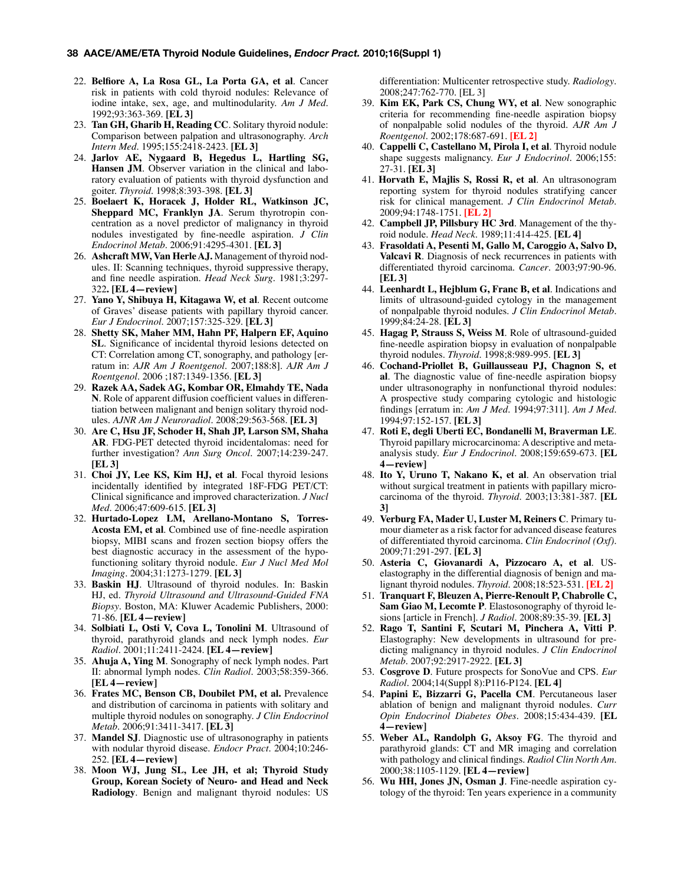22. **Belfiore A, La Rosa GL, La Porta GA, et al**. Cancer risk in patients with cold thyroid nodules: Relevance of iodine intake, sex, age, and multinodularity. *Am J Med*. 1992;93:363-369. **[EL 3]**
23. **Tan GH, Gharib H, Reading CC**. Solitary thyroid nodule: Comparison between palpation and ultrasonography. *Arch Intern Med*. 1995;155:2418-2423. **[EL 3]**
24. **Jarlov AE, Nygaard B, Hegedus L, Hartling SG, Hansen JM**. Observer variation in the clinical and laboratory evaluation of patients with thyroid dysfunction and goiter. *Thyroid*. 1998;8:393-398. **[EL 3]**
25. **Boelaert K, Horacek J, Holder RL, Watkinson JC, Sheppard MC, Franklyn JA**. Serum thyrotropin concentration as a novel predictor of malignancy in thyroid nodules investigated by fine-needle aspiration. *J Clin Endocrinol Metab*. 2006;91:4295-4301. **[EL 3]**
26. **Ashcraft MW, Van Herle AJ.** Management of thyroid nodules. II: Scanning techniques, thyroid suppressive therapy, and fine needle aspiration. *Head Neck Surg*. 1981;3:297-322**. [EL 4—review]**
27. **Yano Y, Shibuya H, Kitagawa W, et al**. Recent outcome of Graves' disease patients with papillary thyroid cancer. *Eur J Endocrinol*. 2007;157:325-329. **[EL 3]**
28. **Shetty SK, Maher MM, Hahn PF, Halpern EF, Aquino SL**. Significance of incidental thyroid lesions detected on CT: Correlation among CT, sonography, and pathology [erratum in: *AJR Am J Roentgenol*. 2007;188:8]. *AJR Am J Roentgenol*. 2006 ;187:1349-1356. **[EL 3]**
29. **Razek AA, Sadek AG, Kombar OR, Elmahdy TE, Nada N**. Role of apparent diffusion coefficient values in differentiation between malignant and benign solitary thyroid nodules. *AJNR Am J Neuroradiol*. 2008;29:563-568. **[EL 3]**
30. **Are C, Hsu JF, Schoder H, Shah JP, Larson SM, Shaha AR**. FDG-PET detected thyroid incidentalomas: need for further investigation? *Ann Surg Oncol*. 2007;14:239-247. **[EL 3]**
31. **Choi JY, Lee KS, Kim HJ, et al**. Focal thyroid lesions incidentally identified by integrated 18F-FDG PET/CT: Clinical significance and improved characterization. *J Nucl Med*. 2006;47:609-615. **[EL 3]**
32. **Hurtado-Lopez LM, Arellano-Montano S, Torres-Acosta EM, et al**. Combined use of fine-needle aspiration biopsy, MIBI scans and frozen section biopsy offers the best diagnostic accuracy in the assessment of the hypofunctioning solitary thyroid nodule. *Eur J Nucl Med Mol Imaging*. 2004;31:1273-1279. **[EL 3]**
33. **Baskin HJ**. Ultrasound of thyroid nodules. In: Baskin HJ, ed. *Thyroid Ultrasound and Ultrasound-Guided FNA Biopsy*. Boston, MA: Kluwer Academic Publishers, 2000: 71-86. **[EL 4—review]**
34. **Solbiati L, Osti V, Cova L, Tonolini M**. Ultrasound of thyroid, parathyroid glands and neck lymph nodes. *Eur Radiol*. 2001;11:2411-2424. **[EL 4—review]**
35. **Ahuja A, Ying M**. Sonography of neck lymph nodes. Part II: abnormal lymph nodes. *Clin Radiol*. 2003;58:359-366. **[EL 4—review]**
36. **Frates MC, Benson CB, Doubilet PM, et al.** Prevalence and distribution of carcinoma in patients with solitary and multiple thyroid nodules on sonography. *J Clin Endocrinol Metab*. 2006;91:3411-3417. **[EL 3]**
37. **Mandel SJ**. Diagnostic use of ultrasonography in patients with nodular thyroid disease. *Endocr Pract*. 2004;10:246-252. **[EL 4—review]**
38. **Moon WJ, Jung SL, Lee JH, et al; Thyroid Study Group, Korean Society of Neuro- and Head and Neck Radiology**. Benign and malignant thyroid nodules: US differentiation: Multicenter retrospective study. *Radiology*. 2008;247:762-770. [EL 3]
39. **Kim EK, Park CS, Chung WY, et al**. New sonographic criteria for recommending fine-needle aspiration biopsy of nonpalpable solid nodules of the thyroid. *AJR Am J Roentgenol*. 2002;178:687-691. **[EL 2]**
40. **Cappelli C, Castellano M, Pirola I, et al**. Thyroid nodule shape suggests malignancy. *Eur J Endocrinol*. 2006;155: 27-31. **[EL 3]**
41. **Horvath E, Majlis S, Rossi R, et al**. An ultrasonogram reporting system for thyroid nodules stratifying cancer risk for clinical management. *J Clin Endocrinol Metab*. 2009;94:1748-1751. **[EL 2]**
42. **Campbell JP, Pillsbury HC 3rd**. Management of the thyroid nodule. *Head Neck*. 1989;11:414-425. **[EL 4]**
43. **Frasoldati A, Pesenti M, Gallo M, Caroggio A, Salvo D, Valcavi R**. Diagnosis of neck recurrences in patients with differentiated thyroid carcinoma. *Cancer*. 2003;97:90-96. **[EL 3]**
44. **Leenhardt L, Hejblum G, Franc B, et al**. Indications and limits of ultrasound-guided cytology in the management of nonpalpable thyroid nodules. *J Clin Endocrinol Metab*. 1999;84:24-28. **[EL 3]**
45. **Hagag P, Strauss S, Weiss M**. Role of ultrasound-guided fine-needle aspiration biopsy in evaluation of nonpalpable thyroid nodules. *Thyroid*. 1998;8:989-995. **[EL 3]**
46. **Cochand-Priollet B, Guillausseau PJ, Chagnon S, et al**. The diagnostic value of fine-needle aspiration biopsy under ultrasonography in nonfunctional thyroid nodules: A prospective study comparing cytologic and histologic findings [erratum in: *Am J Med*. 1994;97:311]. *Am J Med*. 1994;97:152-157. **[EL 3]**
47. **Roti E, degli Uberti EC, Bondanelli M, Braverman LE**. Thyroid papillary microcarcinoma: A descriptive and meta-analysis study. *Eur J Endocrinol*. 2008;159:659-673. **[EL 4—review]**
48. **Ito Y, Uruno T, Nakano K, et al**. An observation trial without surgical treatment in patients with papillary microcarcinoma of the thyroid. *Thyroid*. 2003;13:381-387. **[EL 3]**
49. **Verburg FA, Mader U, Luster M, Reiners C**. Primary tumour diameter as a risk factor for advanced disease features of differentiated thyroid carcinoma. *Clin Endocrinol (Oxf)*. 2009;71:291-297. **[EL 3]**
50. **Asteria C, Giovanardi A, Pizzocaro A, et al**. US-elastography in the differential diagnosis of benign and malignant thyroid nodules. *Thyroid*. 2008;18:523-531. **[EL 2]**
51. **Tranquart F, Bleuzen A, Pierre-Renoult P, Chabrolle C, Sam Giao M, Lecomte P**. Elastosonography of thyroid lesions [article in French]. *J Radiol*. 2008;89:35-39. **[EL 3]**
52. **Rago T, Santini F, Scutari M, Pinchera A, Vitti P**. Elastography: New developments in ultrasound for predicting malignancy in thyroid nodules. *J Clin Endocrinol Metab*. 2007;92:2917-2922. **[EL 3]**
53. **Cosgrove D**. Future prospects for SonoVue and CPS. *Eur Radiol*. 2004;14(Suppl 8):P116-P124. **[EL 4]**
54. **Papini E, Bizzarri G, Pacella CM**. Percutaneous laser ablation of benign and malignant thyroid nodules. *Curr Opin Endocrinol Diabetes Obes*. 2008;15:434-439. **[EL 4—review]**
55. **Weber AL, Randolph G, Aksoy FG**. The thyroid and parathyroid glands: CT and MR imaging and correlation with pathology and clinical findings. *Radiol Clin North Am*. 2000;38:1105-1129. **[EL 4—review]**
56. **Wu HH, Jones JN, Osman J**. Fine-needle aspiration cytology of the thyroid: Ten years experience in a community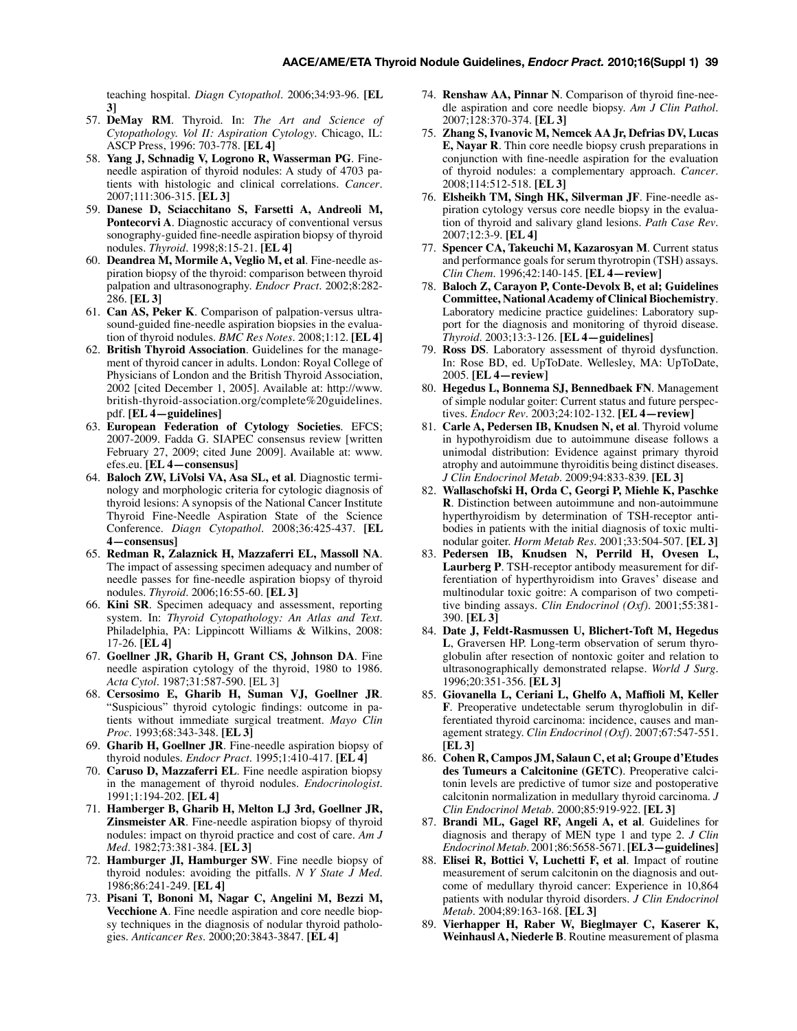teaching hospital. *Diagn Cytopathol*. 2006;34:93-96. **[EL 3]**

57. **DeMay RM**. Thyroid. In: *The Art and Science of Cytopathology. Vol II: Aspiration Cytology*. Chicago, IL: ASCP Press, 1996: 703-778. **[EL 4]**
58. **Yang J, Schnadig V, Logrono R, Wasserman PG**. Fine-needle aspiration of thyroid nodules: A study of 4703 patients with histologic and clinical correlations. *Cancer*. 2007;111:306-315. **[EL 3]**
59. **Danese D, Sciacchitano S, Farsetti A, Andreoli M, Pontecorvi A**. Diagnostic accuracy of conventional versus sonography-guided fine-needle aspiration biopsy of thyroid nodules. *Thyroid*. 1998;8:15-21. **[EL 4]**
60. **Deandrea M, Mormile A, Veglio M, et al**. Fine-needle aspiration biopsy of the thyroid: comparison between thyroid palpation and ultrasonography. *Endocr Pract*. 2002;8:282-286. **[EL 3]**
61. **Can AS, Peker K**. Comparison of palpation-versus ultrasound-guided fine-needle aspiration biopsies in the evaluation of thyroid nodules. *BMC Res Notes*. 2008;1:12. **[EL 4]**
62. **British Thyroid Association**. Guidelines for the management of thyroid cancer in adults. London: Royal College of Physicians of London and the British Thyroid Association, 2002 [cited December 1, 2005]. Available at: http://www.british-thyroid-association.org/complete%20guidelines.pdf. **[EL 4—guidelines]**
63. **European Federation of Cytology Societies**. EFCS; 2007-2009. Fadda G. SIAPEC consensus review [written February 27, 2009; cited June 2009]. Available at: www.efes.eu. **[EL 4—consensus]**
64. **Baloch ZW, LiVolsi VA, Asa SL, et al**. Diagnostic terminology and morphologic criteria for cytologic diagnosis of thyroid lesions: A synopsis of the National Cancer Institute Thyroid Fine-Needle Aspiration State of the Science Conference. *Diagn Cytopathol*. 2008;36:425-437. **[EL 4—consensus]**
65. **Redman R, Zalaznick H, Mazzaferri EL, Massoll NA**. The impact of assessing specimen adequacy and number of needle passes for fine-needle aspiration biopsy of thyroid nodules. *Thyroid*. 2006;16:55-60. **[EL 3]**
66. **Kini SR**. Specimen adequacy and assessment, reporting system. In: *Thyroid Cytopathology: An Atlas and Text*. Philadelphia, PA: Lippincott Williams & Wilkins, 2008: 17-26. **[EL 4]**
67. **Goellner JR, Gharib H, Grant CS, Johnson DA**. Fine needle aspiration cytology of the thyroid, 1980 to 1986. *Acta Cytol*. 1987;31:587-590. [EL 3]
68. **Cersosimo E, Gharib H, Suman VJ, Goellner JR**. "Suspicious" thyroid cytologic findings: outcome in patients without immediate surgical treatment. *Mayo Clin Proc*. 1993;68:343-348. **[EL 3]**
69. **Gharib H, Goellner JR**. Fine-needle aspiration biopsy of thyroid nodules. *Endocr Pract*. 1995;1:410-417. **[EL 4]**
70. **Caruso D, Mazzaferri EL**. Fine needle aspiration biopsy in the management of thyroid nodules. *Endocrinologist*. 1991;1:194-202. **[EL 4]**
71. **Hamberger B, Gharib H, Melton LJ 3rd, Goellner JR, Zinsmeister AR**. Fine-needle aspiration biopsy of thyroid nodules: impact on thyroid practice and cost of care. *Am J Med*. 1982;73:381-384. **[EL 3]**
72. **Hamburger JI, Hamburger SW**. Fine needle biopsy of thyroid nodules: avoiding the pitfalls. *N Y State J Med*. 1986;86:241-249. **[EL 4]**
73. **Pisani T, Bononi M, Nagar C, Angelini M, Bezzi M, Vecchione A**. Fine needle aspiration and core needle biopsy techniques in the diagnosis of nodular thyroid pathologies. *Anticancer Res*. 2000;20:3843-3847. **[EL 4]**
74. **Renshaw AA, Pinnar N**. Comparison of thyroid fine-needle aspiration and core needle biopsy. *Am J Clin Pathol*. 2007;128:370-374. **[EL 3]**
75. **Zhang S, Ivanovic M, Nemcek AA Jr, Defrias DV, Lucas E, Nayar R**. Thin core needle biopsy crush preparations in conjunction with fine-needle aspiration for the evaluation of thyroid nodules: a complementary approach. *Cancer*. 2008;114:512-518. **[EL 3]**
76. **Elsheikh TM, Singh HK, Silverman JF**. Fine-needle aspiration cytology versus core needle biopsy in the evaluation of thyroid and salivary gland lesions. *Path Case Rev*. 2007;12:3-9. **[EL 4]**
77. **Spencer CA, Takeuchi M, Kazarosyan M**. Current status and performance goals for serum thyrotropin (TSH) assays. *Clin Chem*. 1996;42:140-145. **[EL 4—review]**
78. **Baloch Z, Carayon P, Conte-Devolx B, et al; Guidelines Committee, National Academy of Clinical Biochemistry**. Laboratory medicine practice guidelines: Laboratory support for the diagnosis and monitoring of thyroid disease. *Thyroid*. 2003;13:3-126. **[EL 4—guidelines]**
79. **Ross DS**. Laboratory assessment of thyroid dysfunction. In: Rose BD, ed. UpToDate. Wellesley, MA: UpToDate, 2005. **[EL 4—review]**
80. **Hegedus L, Bonnema SJ, Bennedbaek FN**. Management of simple nodular goiter: Current status and future perspectives. *Endocr Rev*. 2003;24:102-132. **[EL 4—review]**
81. **Carle A, Pedersen IB, Knudsen N, et al**. Thyroid volume in hypothyroidism due to autoimmune disease follows a unimodal distribution: Evidence against primary thyroid atrophy and autoimmune thyroiditis being distinct diseases. *J Clin Endocrinol Metab*. 2009;94:833-839. **[EL 3]**
82. **Wallaschofski H, Orda C, Georgi P, Miehle K, Paschke R**. Distinction between autoimmune and non-autoimmune hyperthyroidism by determination of TSH-receptor antibodies in patients with the initial diagnosis of toxic multinodular goiter. *Horm Metab Res*. 2001;33:504-507. **[EL 3]**
83. **Pedersen IB, Knudsen N, Perrild H, Ovesen L, Laurberg P**. TSH-receptor antibody measurement for differentiation of hyperthyroidism into Graves' disease and multinodular toxic goitre: A comparison of two competitive binding assays. *Clin Endocrinol (Oxf)*. 2001;55:381-390. **[EL 3]**
84. **Date J, Feldt-Rasmussen U, Blichert-Toft M, Hegedus L**, Graversen HP. Long-term observation of serum thyroglobulin after resection of nontoxic goiter and relation to ultrasonographically demonstrated relapse. *World J Surg*. 1996;20:351-356. **[EL 3]**
85. **Giovanella L, Ceriani L, Ghelfo A, Maffioli M, Keller F**. Preoperative undetectable serum thyroglobulin in differentiated thyroid carcinoma: incidence, causes and management strategy. *Clin Endocrinol (Oxf)*. 2007;67:547-551. **[EL 3]**
86. **Cohen R, Campos JM, Salaun C, et al; Groupe d'Etudes des Tumeurs a Calcitonine (GETC)**. Preoperative calcitonin levels are predictive of tumor size and postoperative calcitonin normalization in medullary thyroid carcinoma. *J Clin Endocrinol Metab*. 2000;85:919-922. **[EL 3]**
87. **Brandi ML, Gagel RF, Angeli A, et al**. Guidelines for diagnosis and therapy of MEN type 1 and type 2. *J Clin Endocrinol Metab*. 2001;86:5658-5671. **[EL 3—guidelines]**
88. **Elisei R, Bottici V, Luchetti F, et al**. Impact of routine measurement of serum calcitonin on the diagnosis and outcome of medullary thyroid cancer: Experience in 10,864 patients with nodular thyroid disorders. *J Clin Endocrinol Metab*. 2004;89:163-168. **[EL 3]**
89. **Vierhapper H, Raber W, Bieglmayer C, Kaserer K, Weinhausl A, Niederle B**. Routine measurement of plasma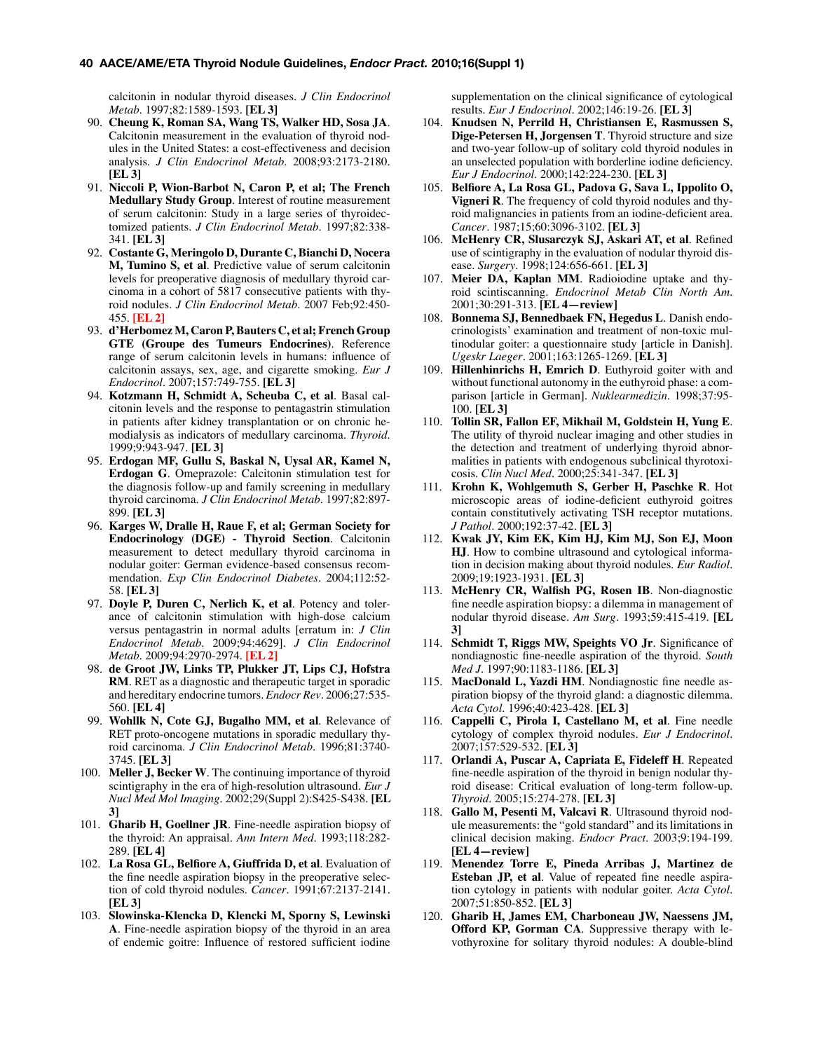calcitonin in nodular thyroid diseases. *J Clin Endocrinol Metab*. 1997;82:1589-1593. **[EL 3]**

90. **Cheung K, Roman SA, Wang TS, Walker HD, Sosa JA**. Calcitonin measurement in the evaluation of thyroid nodules in the United States: a cost-effectiveness and decision analysis. *J Clin Endocrinol Metab*. 2008;93:2173-2180. **[EL 3]**
91. **Niccoli P, Wion-Barbot N, Caron P, et al; The French Medullary Study Group**. Interest of routine measurement of serum calcitonin: Study in a large series of thyroidectomized patients. *J Clin Endocrinol Metab*. 1997;82:338-341. **[EL 3]**
92. **Costante G, Meringolo D, Durante C, Bianchi D, Nocera M, Tumino S, et al**. Predictive value of serum calcitonin levels for preoperative diagnosis of medullary thyroid carcinoma in a cohort of 5817 consecutive patients with thyroid nodules. *J Clin Endocrinol Metab*. 2007 Feb;92:450-455. **[EL 2]**
93. **d'Herbomez M, Caron P, Bauters C, et al; French Group GTE (Groupe des Tumeurs Endocrines)**. Reference range of serum calcitonin levels in humans: influence of calcitonin assays, sex, age, and cigarette smoking. *Eur J Endocrinol*. 2007;157:749-755. **[EL 3]**
94. **Kotzmann H, Schmidt A, Scheuba C, et al**. Basal calcitonin levels and the response to pentagastrin stimulation in patients after kidney transplantation or on chronic hemodialysis as indicators of medullary carcinoma. *Thyroid*. 1999;9:943-947. **[EL 3]**
95. **Erdogan MF, Gullu S, Baskal N, Uysal AR, Kamel N, Erdogan G**. Omeprazole: Calcitonin stimulation test for the diagnosis follow-up and family screening in medullary thyroid carcinoma. *J Clin Endocrinol Metab*. 1997;82:897-899. **[EL 3]**
96. **Karges W, Dralle H, Raue F, et al; German Society for Endocrinology (DGE) - Thyroid Section**. Calcitonin measurement to detect medullary thyroid carcinoma in nodular goiter: German evidence-based consensus recommendation. *Exp Clin Endocrinol Diabetes*. 2004;112:52-58. **[EL 3]**
97. **Doyle P, Duren C, Nerlich K, et al**. Potency and tolerance of calcitonin stimulation with high-dose calcium versus pentagastrin in normal adults [erratum in: *J Clin Endocrinol Metab*. 2009;94:4629]. *J Clin Endocrinol Metab*. 2009;94:2970-2974. **[EL 2]**
98. **de Groot JW, Links TP, Plukker JT, Lips CJ, Hofstra RM**. RET as a diagnostic and therapeutic target in sporadic and hereditary endocrine tumors. *Endocr Rev*. 2006;27:535-560. **[EL 4]**
99. **Wohllk N, Cote GJ, Bugalho MM, et al**. Relevance of RET proto-oncogene mutations in sporadic medullary thyroid carcinoma. *J Clin Endocrinol Metab*. 1996;81:3740-3745. **[EL 3]**
100. **Meller J, Becker W**. The continuing importance of thyroid scintigraphy in the era of high-resolution ultrasound. *Eur J Nucl Med Mol Imaging*. 2002;29(Suppl 2):S425-S438. **[EL 3]**
101. **Gharib H, Goellner JR**. Fine-needle aspiration biopsy of the thyroid: An appraisal. *Ann Intern Med*. 1993;118:282-289. **[EL 4]**
102. **La Rosa GL, Belfiore A, Giuffrida D, et al**. Evaluation of the fine needle aspiration biopsy in the preoperative selection of cold thyroid nodules. *Cancer*. 1991;67:2137-2141. **[EL 3]**
103. **Slowinska-Klencka D, Klencki M, Sporny S, Lewinski A**. Fine-needle aspiration biopsy of the thyroid in an area of endemic goitre: Influence of restored sufficient iodine supplementation on the clinical significance of cytological results. *Eur J Endocrinol*. 2002;146:19-26. **[EL 3]**
104. **Knudsen N, Perrild H, Christiansen E, Rasmussen S, Dige-Petersen H, Jorgensen T**. Thyroid structure and size and two-year follow-up of solitary cold thyroid nodules in an unselected population with borderline iodine deficiency. *Eur J Endocrinol*. 2000;142:224-230. **[EL 3]**
105. **Belfiore A, La Rosa GL, Padova G, Sava L, Ippolito O, Vigneri R**. The frequency of cold thyroid nodules and thyroid malignancies in patients from an iodine-deficient area. *Cancer*. 1987;15;60:3096-3102. **[EL 3]**
106. **McHenry CR, Slusarczyk SJ, Askari AT, et al**. Refined use of scintigraphy in the evaluation of nodular thyroid disease. *Surgery*. 1998;124:656-661. **[EL 3]**
107. **Meier DA, Kaplan MM**. Radioiodine uptake and thyroid scintiscanning. *Endocrinol Metab Clin North Am*. 2001;30:291-313. **[EL 4—review]**
108. **Bonnema SJ, Bennedbaek FN, Hegedus L**. Danish endocrinologists' examination and treatment of non-toxic multinodular goiter: a questionnaire study [article in Danish]. *Ugeskr Laeger*. 2001;163:1265-1269. **[EL 3]**
109. **Hillenhinrichs H, Emrich D**. Euthyroid goiter with and without functional autonomy in the euthyroid phase: a comparison [article in German]. *Nuklearmedizin*. 1998;37:95-100. **[EL 3]**
110. **Tollin SR, Fallon EF, Mikhail M, Goldstein H, Yung E**. The utility of thyroid nuclear imaging and other studies in the detection and treatment of underlying thyroid abnormalities in patients with endogenous subclinical thyrotoxicosis. *Clin Nucl Med*. 2000;25:341-347. **[EL 3]**
111. **Krohn K, Wohlgemuth S, Gerber H, Paschke R**. Hot microscopic areas of iodine-deficient euthyroid goitres contain constitutively activating TSH receptor mutations. *J Pathol*. 2000;192:37-42. **[EL 3]**
112. **Kwak JY, Kim EK, Kim HJ, Kim MJ, Son EJ, Moon HJ**. How to combine ultrasound and cytological information in decision making about thyroid nodules. *Eur Radiol*. 2009;19:1923-1931. **[EL 3]**
113. **McHenry CR, Walfish PG, Rosen IB**. Non-diagnostic fine needle aspiration biopsy: a dilemma in management of nodular thyroid disease. *Am Surg*. 1993;59:415-419. **[EL 3]**
114. **Schmidt T, Riggs MW, Speights VO Jr**. Significance of nondiagnostic fine-needle aspiration of the thyroid. *South Med J*. 1997;90:1183-1186. **[EL 3]**
115. **MacDonald L, Yazdi HM**. Nondiagnostic fine needle aspiration biopsy of the thyroid gland: a diagnostic dilemma. *Acta Cytol*. 1996;40:423-428. **[EL 3]**
116. **Cappelli C, Pirola I, Castellano M, et al**. Fine needle cytology of complex thyroid nodules. *Eur J Endocrinol*. 2007;157:529-532. **[EL 3]**
117. **Orlandi A, Puscar A, Capriata E, Fideleff H**. Repeated fine-needle aspiration of the thyroid in benign nodular thyroid disease: Critical evaluation of long-term follow-up. *Thyroid*. 2005;15:274-278. **[EL 3]**
118. **Gallo M, Pesenti M, Valcavi R**. Ultrasound thyroid nodule measurements: the "gold standard" and its limitations in clinical decision making. *Endocr Pract*. 2003;9:194-199. **[EL 4—review]**
119. **Menendez Torre E, Pineda Arribas J, Martinez de Esteban JP, et al**. Value of repeated fine needle aspiration cytology in patients with nodular goiter. *Acta Cytol*. 2007;51:850-852. **[EL 3]**
120. **Gharib H, James EM, Charboneau JW, Naessens JM, Offord KP, Gorman CA**. Suppressive therapy with levothyroxine for solitary thyroid nodules: A double-blind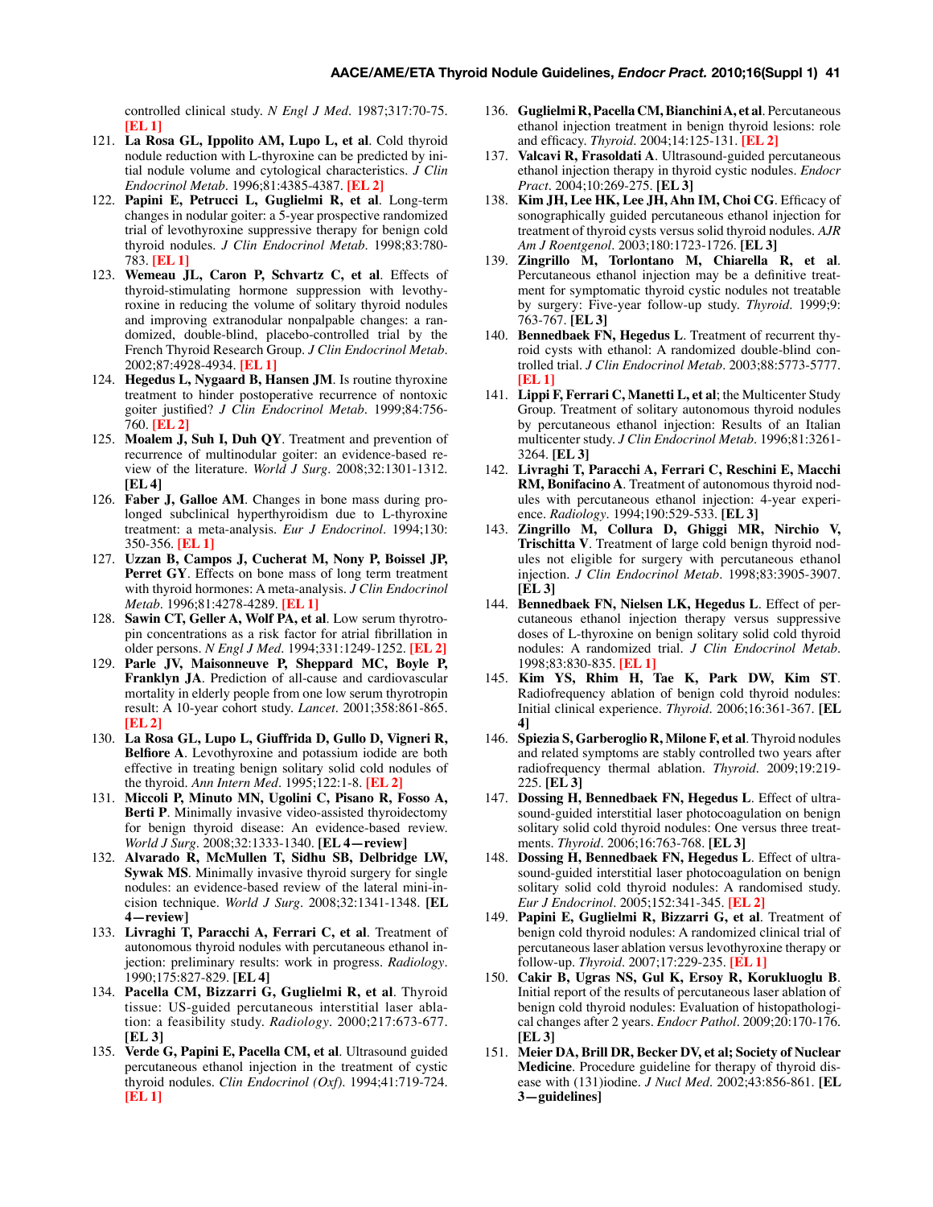controlled clinical study. *N Engl J Med*. 1987;317:70-75. **[EL 1]**

121. **La Rosa GL, Ippolito AM, Lupo L, et al**. Cold thyroid nodule reduction with L-thyroxine can be predicted by initial nodule volume and cytological characteristics. *J Clin Endocrinol Metab*. 1996;81:4385-4387. **[EL 2]**
122. **Papini E, Petrucci L, Guglielmi R, et al**. Long-term changes in nodular goiter: a 5-year prospective randomized trial of levothyroxine suppressive therapy for benign cold thyroid nodules. *J Clin Endocrinol Metab*. 1998;83:780-783. **[EL 1]**
123. **Wemeau JL, Caron P, Schvartz C, et al**. Effects of thyroid-stimulating hormone suppression with levothyroxine in reducing the volume of solitary thyroid nodules and improving extranodular nonpalpable changes: a randomized, double-blind, placebo-controlled trial by the French Thyroid Research Group. *J Clin Endocrinol Metab*. 2002;87:4928-4934. **[EL 1]**
124. **Hegedus L, Nygaard B, Hansen JM**. Is routine thyroxine treatment to hinder postoperative recurrence of nontoxic goiter justified? *J Clin Endocrinol Metab*. 1999;84:756-760. **[EL 2]**
125. **Moalem J, Suh I, Duh QY**. Treatment and prevention of recurrence of multinodular goiter: an evidence-based review of the literature. *World J Surg*. 2008;32:1301-1312. **[EL 4]**
126. **Faber J, Galloe AM**. Changes in bone mass during prolonged subclinical hyperthyroidism due to L-thyroxine treatment: a meta-analysis. *Eur J Endocrinol*. 1994;130:350-356. **[EL 1]**
127. **Uzzan B, Campos J, Cucherat M, Nony P, Boissel JP, Perret GY**. Effects on bone mass of long term treatment with thyroid hormones: A meta-analysis. *J Clin Endocrinol Metab*. 1996;81:4278-4289. **[EL 1]**
128. **Sawin CT, Geller A, Wolf PA, et al**. Low serum thyrotropin concentrations as a risk factor for atrial fibrillation in older persons. *N Engl J Med*. 1994;331:1249-1252. **[EL 2]**
129. **Parle JV, Maisonneuve P, Sheppard MC, Boyle P, Franklyn JA**. Prediction of all-cause and cardiovascular mortality in elderly people from one low serum thyrotropin result: A 10-year cohort study. *Lancet*. 2001;358:861-865. **[EL 2]**
130. **La Rosa GL, Lupo L, Giuffrida D, Gullo D, Vigneri R, Belfiore A**. Levothyroxine and potassium iodide are both effective in treating benign solitary solid cold nodules of the thyroid. *Ann Intern Med*. 1995;122:1-8. **[EL 2]**
131. **Miccoli P, Minuto MN, Ugolini C, Pisano R, Fosso A, Berti P**. Minimally invasive video-assisted thyroidectomy for benign thyroid disease: An evidence-based review. *World J Surg*. 2008;32:1333-1340. **[EL 4—review]**
132. **Alvarado R, McMullen T, Sidhu SB, Delbridge LW, Sywak MS**. Minimally invasive thyroid surgery for single nodules: an evidence-based review of the lateral mini-incision technique. *World J Surg*. 2008;32:1341-1348. **[EL 4—review]**
133. **Livraghi T, Paracchi A, Ferrari C, et al**. Treatment of autonomous thyroid nodules with percutaneous ethanol injection: preliminary results: work in progress. *Radiology*. 1990;175:827-829. **[EL 4]**
134. **Pacella CM, Bizzarri G, Guglielmi R, et al**. Thyroid tissue: US-guided percutaneous interstitial laser ablation: a feasibility study. *Radiology*. 2000;217:673-677. **[EL 3]**
135. **Verde G, Papini E, Pacella CM, et al**. Ultrasound guided percutaneous ethanol injection in the treatment of cystic thyroid nodules. *Clin Endocrinol (Oxf)*. 1994;41:719-724. **[EL 1]**
136. **Guglielmi R, Pacella CM, Bianchini A, et al**. Percutaneous ethanol injection treatment in benign thyroid lesions: role and efficacy. *Thyroid*. 2004;14:125-131. **[EL 2]**
137. **Valcavi R, Frasoldati A**. Ultrasound-guided percutaneous ethanol injection therapy in thyroid cystic nodules. *Endocr Pract*. 2004;10:269-275. **[EL 3]**
138. **Kim JH, Lee HK, Lee JH, Ahn IM, Choi CG**. Efficacy of sonographically guided percutaneous ethanol injection for treatment of thyroid cysts versus solid thyroid nodules. *AJR Am J Roentgenol*. 2003;180:1723-1726. **[EL 3]**
139. **Zingrillo M, Torlontano M, Chiarella R, et al**. Percutaneous ethanol injection may be a definitive treatment for symptomatic thyroid cystic nodules not treatable by surgery: Five-year follow-up study. *Thyroid*. 1999;9:763-767. **[EL 3]**
140. **Bennedbaek FN, Hegedus L**. Treatment of recurrent thyroid cysts with ethanol: A randomized double-blind controlled trial. *J Clin Endocrinol Metab*. 2003;88:5773-5777. **[EL 1]**
141. **Lippi F, Ferrari C, Manetti L, et al**; the Multicenter Study Group. Treatment of solitary autonomous thyroid nodules by percutaneous ethanol injection: Results of an Italian multicenter study. *J Clin Endocrinol Metab*. 1996;81:3261-3264. **[EL 3]**
142. **Livraghi T, Paracchi A, Ferrari C, Reschini E, Macchi RM, Bonifacino A**. Treatment of autonomous thyroid nodules with percutaneous ethanol injection: 4-year experience. *Radiology*. 1994;190:529-533. **[EL 3]**
143. **Zingrillo M, Collura D, Ghiggi MR, Nirchio V, Trischitta V**. Treatment of large cold benign thyroid nodules not eligible for surgery with percutaneous ethanol injection. *J Clin Endocrinol Metab*. 1998;83:3905-3907. **[EL 3]**
144. **Bennedbaek FN, Nielsen LK, Hegedus L**. Effect of percutaneous ethanol injection therapy versus suppressive doses of L-thyroxine on benign solitary solid cold thyroid nodules: A randomized trial. *J Clin Endocrinol Metab*. 1998;83:830-835. **[EL 1]**
145. **Kim YS, Rhim H, Tae K, Park DW, Kim ST**. Radiofrequency ablation of benign cold thyroid nodules: Initial clinical experience. *Thyroid*. 2006;16:361-367. **[EL 4]**
146. **Spiezia S, Garberoglio R, Milone F, et al**. Thyroid nodules and related symptoms are stably controlled two years after radiofrequency thermal ablation. *Thyroid*. 2009;19:219-225. **[EL 3]**
147. **Dossing H, Bennedbaek FN, Hegedus L**. Effect of ultrasound-guided interstitial laser photocoagulation on benign solitary solid cold thyroid nodules: One versus three treatments. *Thyroid*. 2006;16:763-768. **[EL 3]**
148. **Dossing H, Bennedbaek FN, Hegedus L**. Effect of ultrasound-guided interstitial laser photocoagulation on benign solitary solid cold thyroid nodules: A randomised study. *Eur J Endocrinol*. 2005;152:341-345. **[EL 2]**
149. **Papini E, Guglielmi R, Bizzarri G, et al**. Treatment of benign cold thyroid nodules: A randomized clinical trial of percutaneous laser ablation versus levothyroxine therapy or follow-up. *Thyroid*. 2007;17:229-235. **[EL 1]**
150. **Cakir B, Ugras NS, Gul K, Ersoy R, Korukluoglu B**. Initial report of the results of percutaneous laser ablation of benign cold thyroid nodules: Evaluation of histopathological changes after 2 years. *Endocr Pathol*. 2009;20:170-176. **[EL 3]**
151. **Meier DA, Brill DR, Becker DV, et al; Society of Nuclear Medicine**. Procedure guideline for therapy of thyroid disease with (131)iodine. *J Nucl Med*. 2002;43:856-861. **[EL 3—guidelines]**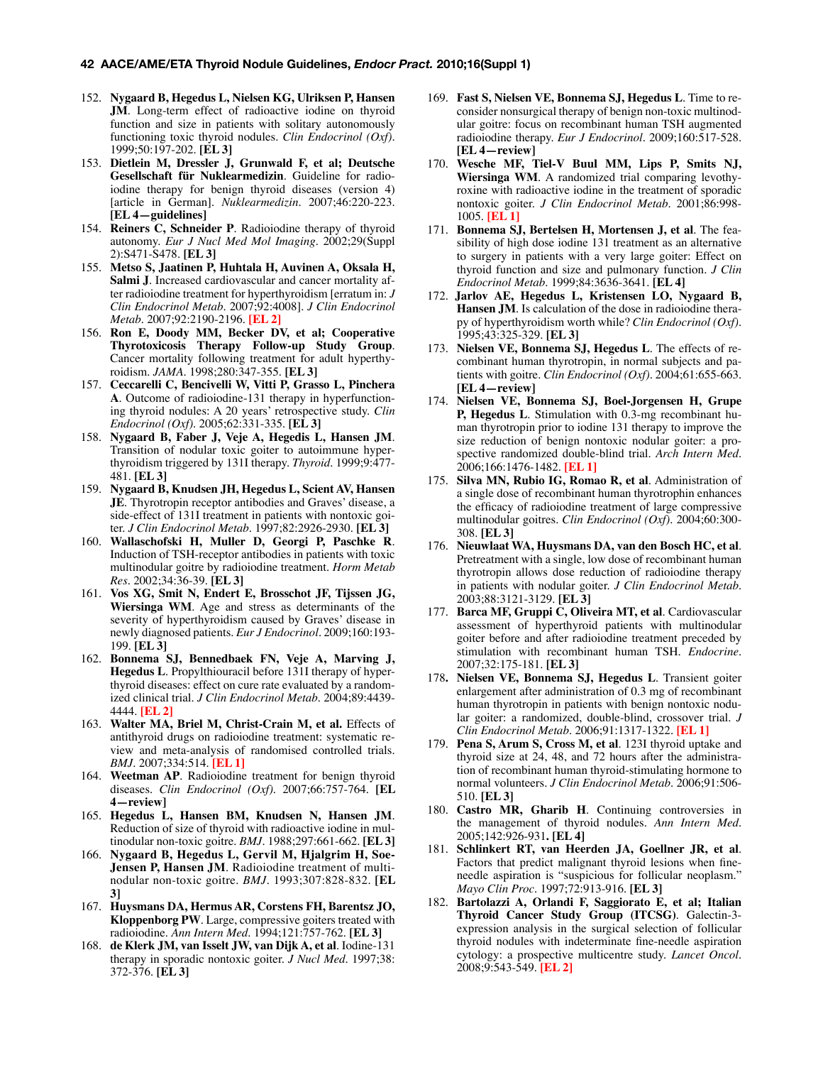152. **Nygaard B, Hegedus L, Nielsen KG, Ulriksen P, Hansen JM**. Long-term effect of radioactive iodine on thyroid function and size in patients with solitary autonomously functioning toxic thyroid nodules. *Clin Endocrinol (Oxf)*. 1999;50:197-202. **[EL 3]**
153. **Dietlein M, Dressler J, Grunwald F, et al; Deutsche Gesellschaft für Nuklearmedizin**. Guideline for radioiodine therapy for benign thyroid diseases (version 4) [article in German]. *Nuklearmedizin*. 2007;46:220-223. **[EL 4—guidelines]**
154. **Reiners C, Schneider P**. Radioiodine therapy of thyroid autonomy. *Eur J Nucl Med Mol Imaging*. 2002;29(Suppl 2):S471-S478. **[EL 3]**
155. **Metso S, Jaatinen P, Huhtala H, Auvinen A, Oksala H, Salmi J**. Increased cardiovascular and cancer mortality after radioiodine treatment for hyperthyroidism [erratum in: *J Clin Endocrinol Metab*. 2007;92:4008]. *J Clin Endocrinol Metab*. 2007;92:2190-2196. **[EL 2]**
156. **Ron E, Doody MM, Becker DV, et al; Cooperative Thyrotoxicosis Therapy Follow-up Study Group**. Cancer mortality following treatment for adult hyperthyroidism. *JAMA*. 1998;280:347-355. **[EL 3]**
157. **Ceccarelli C, Bencivelli W, Vitti P, Grasso L, Pinchera A**. Outcome of radioiodine-131 therapy in hyperfunctioning thyroid nodules: A 20 years' retrospective study. *Clin Endocrinol (Oxf)*. 2005;62:331-335. **[EL 3]**
158. **Nygaard B, Faber J, Veje A, Hegedis L, Hansen JM**. Transition of nodular toxic goiter to autoimmune hyperthyroidism triggered by 131I therapy. *Thyroid*. 1999;9:477-481. **[EL 3]**
159. **Nygaard B, Knudsen JH, Hegedus L, Scient AV, Hansen JE**. Thyrotropin receptor antibodies and Graves' disease, a side-effect of 131I treatment in patients with nontoxic goiter. *J Clin Endocrinol Metab*. 1997;82:2926-2930. **[EL 3]**
160. **Wallaschofski H, Muller D, Georgi P, Paschke R**. Induction of TSH-receptor antibodies in patients with toxic multinodular goitre by radioiodine treatment. *Horm Metab Res*. 2002;34:36-39. **[EL 3]**
161. **Vos XG, Smit N, Endert E, Brosschot JF, Tijssen JG, Wiersinga WM**. Age and stress as determinants of the severity of hyperthyroidism caused by Graves' disease in newly diagnosed patients. *Eur J Endocrinol*. 2009;160:193-199. **[EL 3]**
162. **Bonnema SJ, Bennedbaek FN, Veje A, Marving J, Hegedus L**. Propylthiouracil before 131I therapy of hyperthyroid diseases: effect on cure rate evaluated by a randomized clinical trial. *J Clin Endocrinol Metab*. 2004;89:4439-4444. **[EL 2]**
163. **Walter MA, Briel M, Christ-Crain M, et al.** Effects of antithyroid drugs on radioiodine treatment: systematic review and meta-analysis of randomised controlled trials. *BMJ*. 2007;334:514. **[EL 1]**
164. **Weetman AP**. Radioiodine treatment for benign thyroid diseases. *Clin Endocrinol (Oxf)*. 2007;66:757-764. **[EL 4—review]**
165. **Hegedus L, Hansen BM, Knudsen N, Hansen JM**. Reduction of size of thyroid with radioactive iodine in multinodular non-toxic goitre. *BMJ*. 1988;297:661-662. **[EL 3]**
166. **Nygaard B, Hegedus L, Gervil M, Hjalgrim H, Soe-Jensen P, Hansen JM**. Radioiodine treatment of multinodular non-toxic goitre. *BMJ*. 1993;307:828-832. **[EL 3]**
167. **Huysmans DA, Hermus AR, Corstens FH, Barentsz JO, Kloppenborg PW**. Large, compressive goiters treated with radioiodine. *Ann Intern Med*. 1994;121:757-762. **[EL 3]**
168. **de Klerk JM, van Isselt JW, van Dijk A, et al**. Iodine-131 therapy in sporadic nontoxic goiter. *J Nucl Med*. 1997;38:372-376. **[EL 3]**
169. **Fast S, Nielsen VE, Bonnema SJ, Hegedus L**. Time to reconsider nonsurgical therapy of benign non-toxic multinodular goitre: focus on recombinant human TSH augmented radioiodine therapy. *Eur J Endocrinol*. 2009;160:517-528. **[EL 4—review]**
170. **Wesche MF, Tiel-V Buul MM, Lips P, Smits NJ, Wiersinga WM**. A randomized trial comparing levothyroxine with radioactive iodine in the treatment of sporadic nontoxic goiter. *J Clin Endocrinol Metab*. 2001;86:998-1005. **[EL 1]**
171. **Bonnema SJ, Bertelsen H, Mortensen J, et al**. The feasibility of high dose iodine 131 treatment as an alternative to surgery in patients with a very large goiter: Effect on thyroid function and size and pulmonary function. *J Clin Endocrinol Metab*. 1999;84:3636-3641. **[EL 4]**
172. **Jarlov AE, Hegedus L, Kristensen LO, Nygaard B, Hansen JM**. Is calculation of the dose in radioiodine therapy of hyperthyroidism worth while? *Clin Endocrinol (Oxf)*. 1995;43:325-329. **[EL 3]**
173. **Nielsen VE, Bonnema SJ, Hegedus L**. The effects of recombinant human thyrotropin, in normal subjects and patients with goitre. *Clin Endocrinol (Oxf)*. 2004;61:655-663. **[EL 4—review]**
174. **Nielsen VE, Bonnema SJ, Boel-Jorgensen H, Grupe P, Hegedus L**. Stimulation with 0.3-mg recombinant human thyrotropin prior to iodine 131 therapy to improve the size reduction of benign nontoxic nodular goiter: a prospective randomized double-blind trial. *Arch Intern Med*. 2006;166:1476-1482. **[EL 1]**
175. **Silva MN, Rubio IG, Romao R, et al**. Administration of a single dose of recombinant human thyrotrophin enhances the efficacy of radioiodine treatment of large compressive multinodular goitres. *Clin Endocrinol (Oxf)*. 2004;60:300-308. **[EL 3]**
176. **Nieuwlaat WA, Huysmans DA, van den Bosch HC, et al**. Pretreatment with a single, low dose of recombinant human thyrotropin allows dose reduction of radioiodine therapy in patients with nodular goiter. *J Clin Endocrinol Metab*. 2003;88:3121-3129. **[EL 3]**
177. **Barca MF, Gruppi C, Oliveira MT, et al**. Cardiovascular assessment of hyperthyroid patients with multinodular goiter before and after radioiodine treatment preceded by stimulation with recombinant human TSH. *Endocrine*. 2007;32:175-181. **[EL 3]**
178. **Nielsen VE, Bonnema SJ, Hegedus L**. Transient goiter enlargement after administration of 0.3 mg of recombinant human thyrotropin in patients with benign nontoxic nodular goiter: a randomized, double-blind, crossover trial. *J Clin Endocrinol Metab*. 2006;91:1317-1322. **[EL 1]**
179. **Pena S, Arum S, Cross M, et al**. 123I thyroid uptake and thyroid size at 24, 48, and 72 hours after the administration of recombinant human thyroid-stimulating hormone to normal volunteers. *J Clin Endocrinol Metab*. 2006;91:506-510. **[EL 3]**
180. **Castro MR, Gharib H**. Continuing controversies in the management of thyroid nodules. *Ann Intern Med*. 2005;142:926-931**.** **[EL 4]**
181. **Schlinkert RT, van Heerden JA, Goellner JR, et al**. Factors that predict malignant thyroid lesions when fine-needle aspiration is "suspicious for follicular neoplasm." *Mayo Clin Proc*. 1997;72:913-916. **[EL 3]**
182. **Bartolazzi A, Orlandi F, Saggiorato E, et al; Italian Thyroid Cancer Study Group (ITCSG)**. Galectin-3-expression analysis in the surgical selection of follicular thyroid nodules with indeterminate fine-needle aspiration cytology: a prospective multicentre study. *Lancet Oncol*. 2008;9:543-549. **[EL 2]**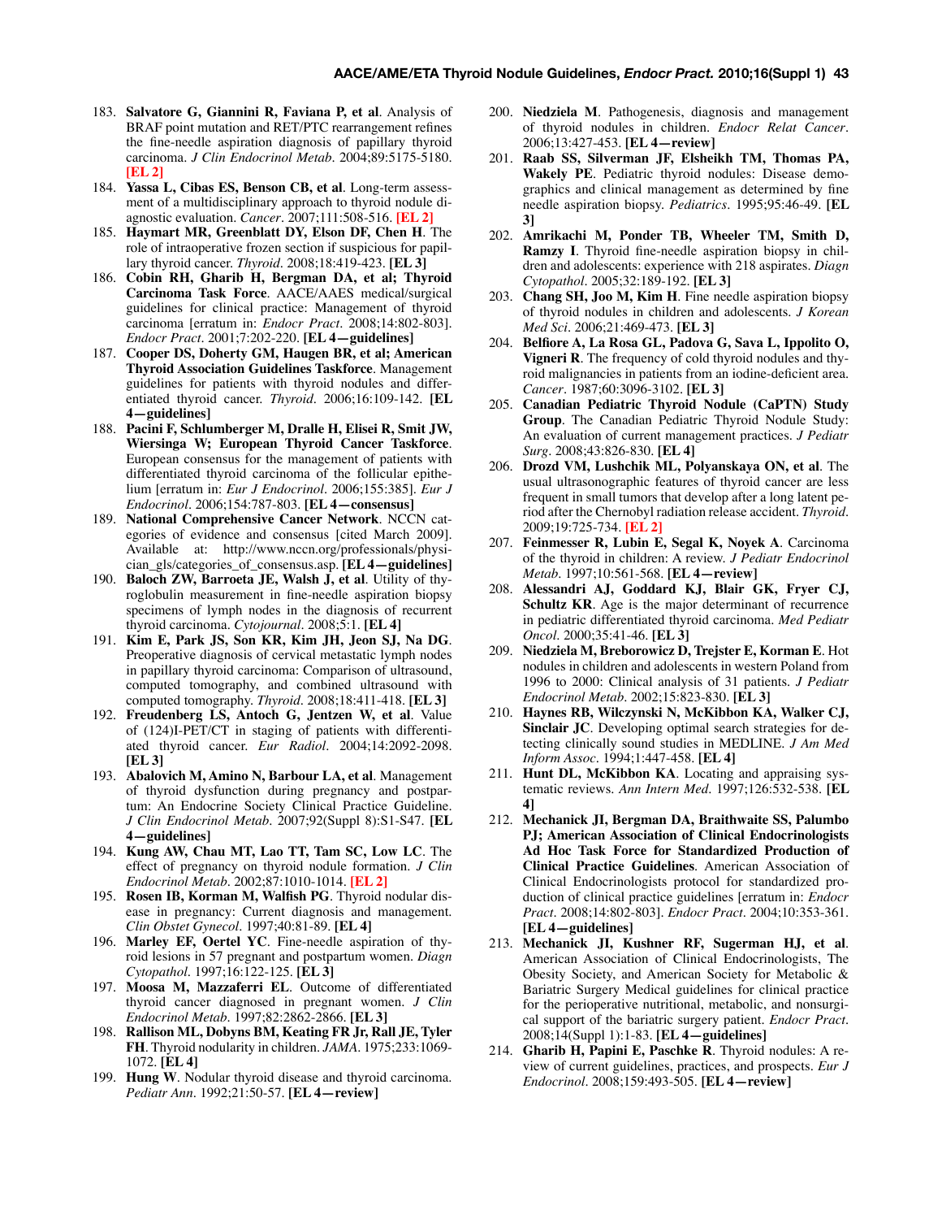183. **Salvatore G, Giannini R, Faviana P, et al**. Analysis of BRAF point mutation and RET/PTC rearrangement refines the fine-needle aspiration diagnosis of papillary thyroid carcinoma. *J Clin Endocrinol Metab*. 2004;89:5175-5180. **[EL 2]**
184. **Yassa L, Cibas ES, Benson CB, et al**. Long-term assessment of a multidisciplinary approach to thyroid nodule diagnostic evaluation. *Cancer*. 2007;111:508-516. **[EL 2]**
185. **Haymart MR, Greenblatt DY, Elson DF, Chen H**. The role of intraoperative frozen section if suspicious for papillary thyroid cancer. *Thyroid*. 2008;18:419-423. **[EL 3]**
186. **Cobin RH, Gharib H, Bergman DA, et al; Thyroid Carcinoma Task Force**. AACE/AAES medical/surgical guidelines for clinical practice: Management of thyroid carcinoma [erratum in: *Endocr Pract*. 2008;14:802-803]. *Endocr Pract*. 2001;7:202-220. **[EL 4—guidelines]**
187. **Cooper DS, Doherty GM, Haugen BR, et al; American Thyroid Association Guidelines Taskforce**. Management guidelines for patients with thyroid nodules and differentiated thyroid cancer. *Thyroid*. 2006;16:109-142. **[EL 4—guidelines]**
188. **Pacini F, Schlumberger M, Dralle H, Elisei R, Smit JW, Wiersinga W; European Thyroid Cancer Taskforce**. European consensus for the management of patients with differentiated thyroid carcinoma of the follicular epithelium [erratum in: *Eur J Endocrinol*. 2006;155:385]. *Eur J Endocrinol*. 2006;154:787-803. **[EL 4—consensus]**
189. **National Comprehensive Cancer Network**. NCCN categories of evidence and consensus [cited March 2009]. Available at: http://www.nccn.org/professionals/physician_gls/categories_of_consensus.asp. **[EL 4—guidelines]**
190. **Baloch ZW, Barroeta JE, Walsh J, et al**. Utility of thyroglobulin measurement in fine-needle aspiration biopsy specimens of lymph nodes in the diagnosis of recurrent thyroid carcinoma. *Cytojournal*. 2008;5:1. **[EL 4]**
191. **Kim E, Park JS, Son KR, Kim JH, Jeon SJ, Na DG**. Preoperative diagnosis of cervical metastatic lymph nodes in papillary thyroid carcinoma: Comparison of ultrasound, computed tomography, and combined ultrasound with computed tomography. *Thyroid*. 2008;18:411-418. **[EL 3]**
192. **Freudenberg LS, Antoch G, Jentzen W, et al**. Value of (124)I-PET/CT in staging of patients with differentiated thyroid cancer. *Eur Radiol*. 2004;14:2092-2098. **[EL 3]**
193. **Abalovich M, Amino N, Barbour LA, et al**. Management of thyroid dysfunction during pregnancy and postpartum: An Endocrine Society Clinical Practice Guideline. *J Clin Endocrinol Metab*. 2007;92(Suppl 8):S1-S47. **[EL 4—guidelines]**
194. **Kung AW, Chau MT, Lao TT, Tam SC, Low LC**. The effect of pregnancy on thyroid nodule formation. *J Clin Endocrinol Metab*. 2002;87:1010-1014. **[EL 2]**
195. **Rosen IB, Korman M, Walfish PG**. Thyroid nodular disease in pregnancy: Current diagnosis and management. *Clin Obstet Gynecol*. 1997;40:81-89. **[EL 4]**
196. **Marley EF, Oertel YC**. Fine-needle aspiration of thyroid lesions in 57 pregnant and postpartum women. *Diagn Cytopathol*. 1997;16:122-125. **[EL 3]**
197. **Moosa M, Mazzaferri EL**. Outcome of differentiated thyroid cancer diagnosed in pregnant women. *J Clin Endocrinol Metab*. 1997;82:2862-2866. **[EL 3]**
198. **Rallison ML, Dobyns BM, Keating FR Jr, Rall JE, Tyler FH**. Thyroid nodularity in children. *JAMA*. 1975;233:1069-1072. **[EL 4]**
199. **Hung W**. Nodular thyroid disease and thyroid carcinoma. *Pediatr Ann*. 1992;21:50-57. **[EL 4—review]**
200. **Niedziela M**. Pathogenesis, diagnosis and management of thyroid nodules in children. *Endocr Relat Cancer*. 2006;13:427-453. **[EL 4—review]**
201. **Raab SS, Silverman JF, Elsheikh TM, Thomas PA, Wakely PE**. Pediatric thyroid nodules: Disease demographics and clinical management as determined by fine needle aspiration biopsy. *Pediatrics*. 1995;95:46-49. **[EL 3]**
202. **Amrikachi M, Ponder TB, Wheeler TM, Smith D, Ramzy I**. Thyroid fine-needle aspiration biopsy in children and adolescents: experience with 218 aspirates. *Diagn Cytopathol*. 2005;32:189-192. **[EL 3]**
203. **Chang SH, Joo M, Kim H**. Fine needle aspiration biopsy of thyroid nodules in children and adolescents. *J Korean Med Sci*. 2006;21:469-473. **[EL 3]**
204. **Belfiore A, La Rosa GL, Padova G, Sava L, Ippolito O, Vigneri R**. The frequency of cold thyroid nodules and thyroid malignancies in patients from an iodine-deficient area. *Cancer*. 1987;60:3096-3102. **[EL 3]**
205. **Canadian Pediatric Thyroid Nodule (CaPTN) Study Group**. The Canadian Pediatric Thyroid Nodule Study: An evaluation of current management practices. *J Pediatr Surg*. 2008;43:826-830. **[EL 4]**
206. **Drozd VM, Lushchik ML, Polyanskaya ON, et al**. The usual ultrasonographic features of thyroid cancer are less frequent in small tumors that develop after a long latent period after the Chernobyl radiation release accident. *Thyroid*. 2009;19:725-734. **[EL 2]**
207. **Feinmesser R, Lubin E, Segal K, Noyek A**. Carcinoma of the thyroid in children: A review. *J Pediatr Endocrinol Metab*. 1997;10:561-568. **[EL 4—review]**
208. **Alessandri AJ, Goddard KJ, Blair GK, Fryer CJ, Schultz KR**. Age is the major determinant of recurrence in pediatric differentiated thyroid carcinoma. *Med Pediatr Oncol*. 2000;35:41-46. **[EL 3]**
209. **Niedziela M, Breborowicz D, Trejster E, Korman E**. Hot nodules in children and adolescents in western Poland from 1996 to 2000: Clinical analysis of 31 patients. *J Pediatr Endocrinol Metab*. 2002;15:823-830. **[EL 3]**
210. **Haynes RB, Wilczynski N, McKibbon KA, Walker CJ, Sinclair JC**. Developing optimal search strategies for detecting clinically sound studies in MEDLINE. *J Am Med Inform Assoc*. 1994;1:447-458. **[EL 4]**
211. **Hunt DL, McKibbon KA**. Locating and appraising systematic reviews. *Ann Intern Med*. 1997;126:532-538. **[EL 4]**
212. **Mechanick JI, Bergman DA, Braithwaite SS, Palumbo PJ; American Association of Clinical Endocrinologists Ad Hoc Task Force for Standardized Production of Clinical Practice Guidelines**. American Association of Clinical Endocrinologists protocol for standardized production of clinical practice guidelines [erratum in: *Endocr Pract*. 2008;14:802-803]. *Endocr Pract*. 2004;10:353-361. **[EL 4—guidelines]**
213. **Mechanick JI, Kushner RF, Sugerman HJ, et al**. American Association of Clinical Endocrinologists, The Obesity Society, and American Society for Metabolic & Bariatric Surgery Medical guidelines for clinical practice for the perioperative nutritional, metabolic, and nonsurgical support of the bariatric surgery patient. *Endocr Pract*. 2008;14(Suppl 1):1-83. **[EL 4—guidelines]**
214. **Gharib H, Papini E, Paschke R**. Thyroid nodules: A review of current guidelines, practices, and prospects. *Eur J Endocrinol*. 2008;159:493-505. **[EL 4—review]**